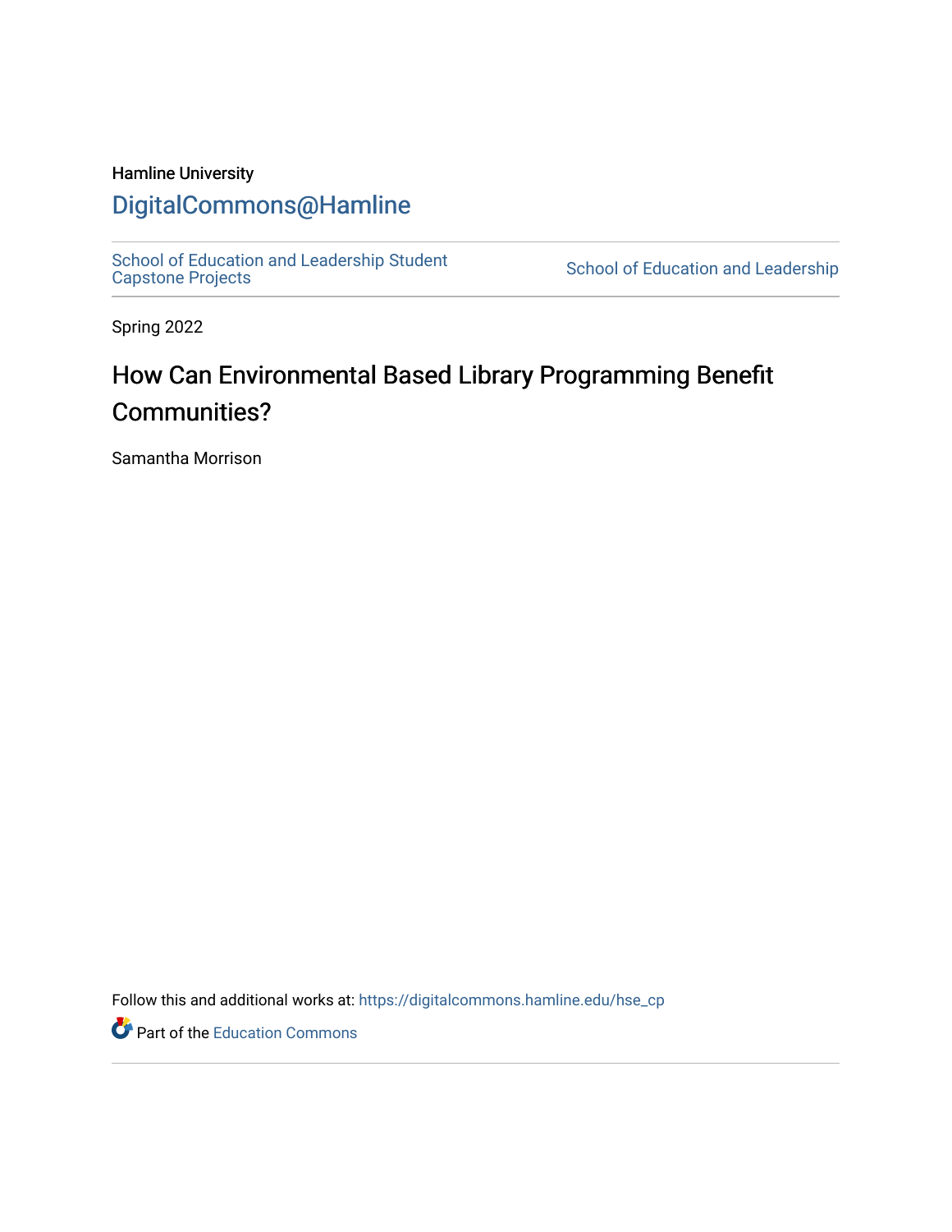Hamline University

# DigitalCommons@Hamline

School of Education and Leadership Student Capstone Projects | School of Education and Leadership

Spring 2022

# How Can Environmental Based Library Programming Benefit Communities?

Samantha Morrison

Follow this and additional works at: https://digitalcommons.hamline.edu/hse_cp

Part of the Education Commons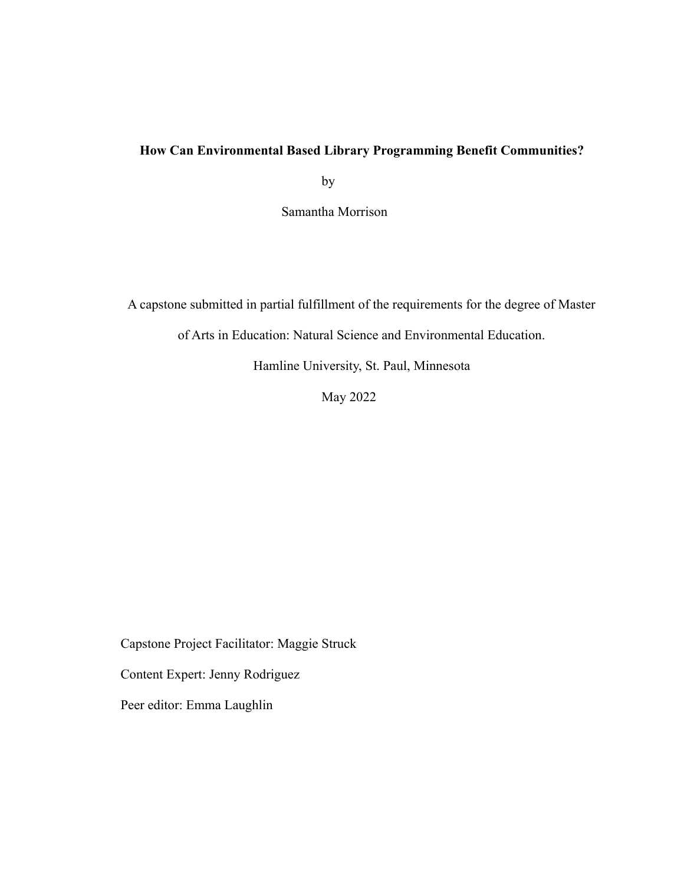**How Can Environmental Based Library Programming Benefit Communities?**

by

Samantha Morrison

A capstone submitted in partial fulfillment of the requirements for the degree of Master of Arts in Education: Natural Science and Environmental Education.

Hamline University, St. Paul, Minnesota

May 2022

Capstone Project Facilitator: Maggie Struck

Content Expert: Jenny Rodriguez

Peer editor: Emma Laughlin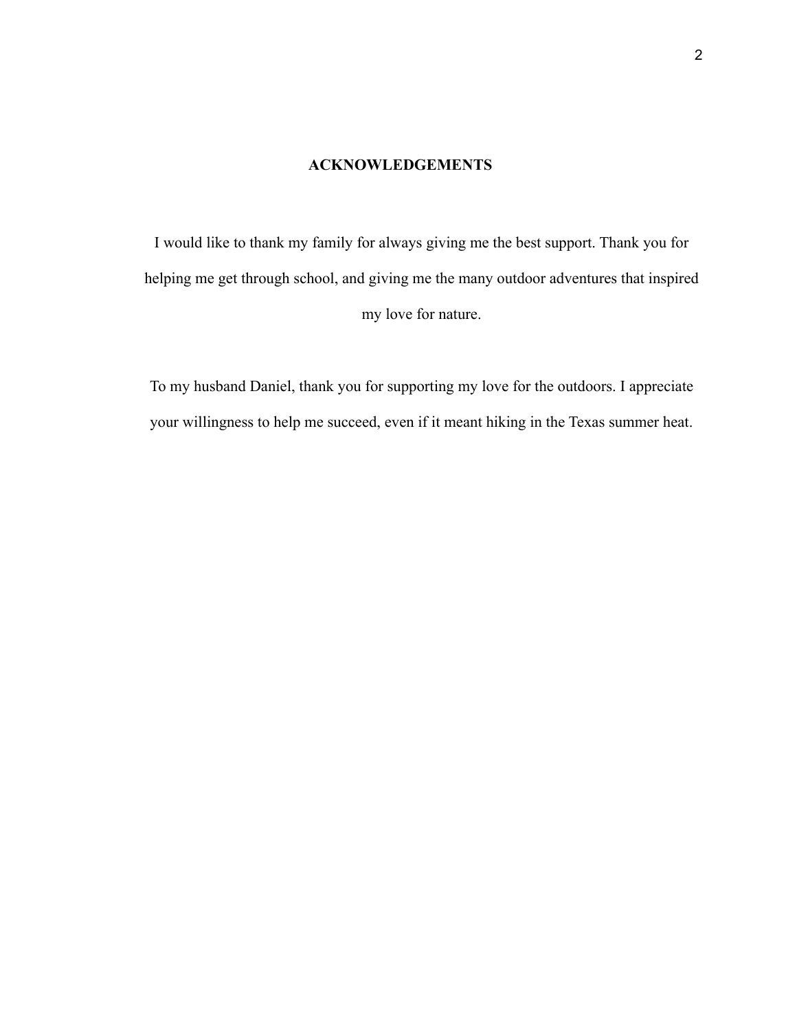## ACKNOWLEDGEMENTS

I would like to thank my family for always giving me the best support. Thank you for helping me get through school, and giving me the many outdoor adventures that inspired my love for nature.

To my husband Daniel, thank you for supporting my love for the outdoors. I appreciate your willingness to help me succeed, even if it meant hiking in the Texas summer heat.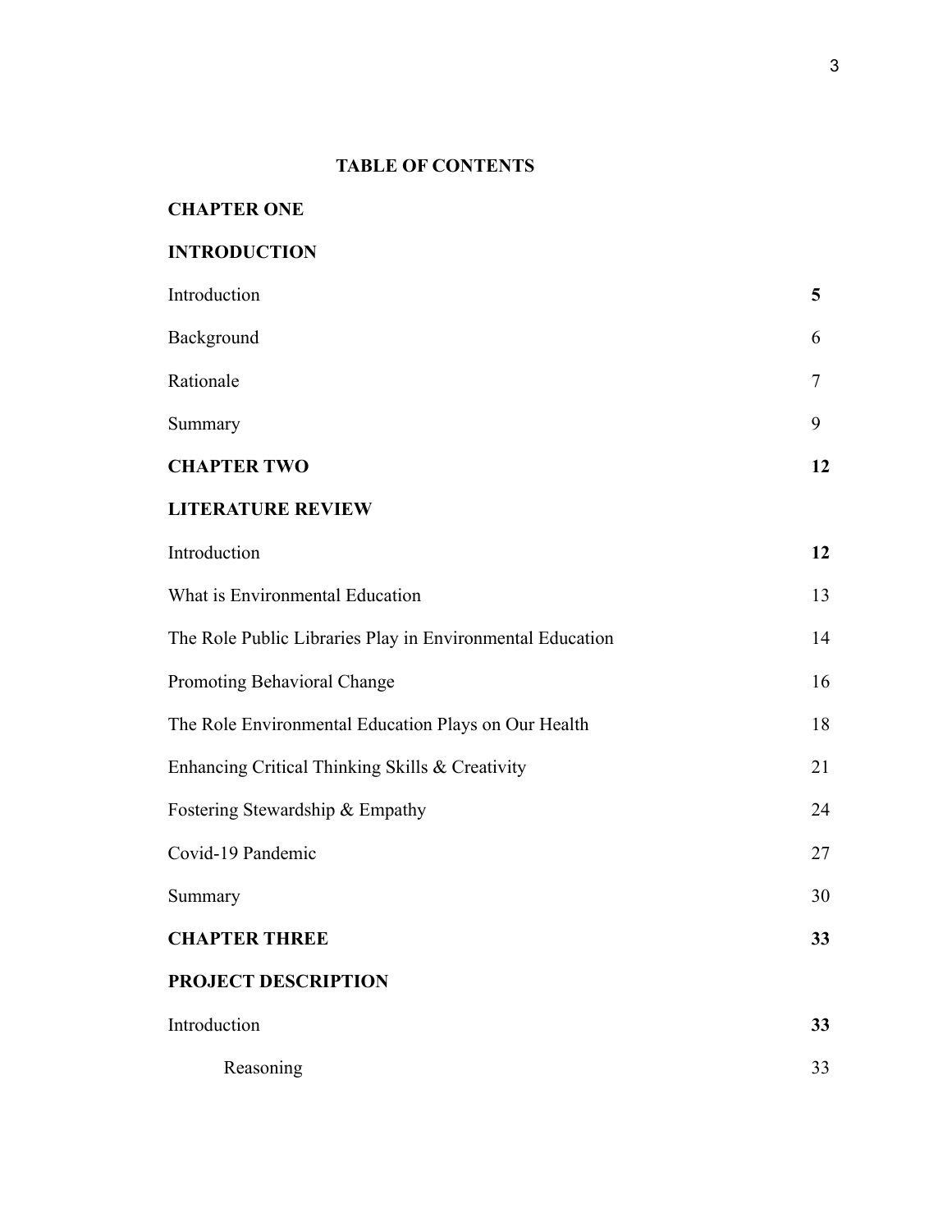# TABLE OF CONTENTS

**CHAPTER ONE**

**INTRODUCTION**

| | |
|---|---|
| Introduction | **5** |
| Background | 6 |
| Rationale | 7 |
| Summary | 9 |
| **CHAPTER TWO** | **12** |
| **LITERATURE REVIEW** | |
| Introduction | **12** |
| What is Environmental Education | 13 |
| The Role Public Libraries Play in Environmental Education | 14 |
| Promoting Behavioral Change | 16 |
| The Role Environmental Education Plays on Our Health | 18 |
| Enhancing Critical Thinking Skills & Creativity | 21 |
| Fostering Stewardship & Empathy | 24 |
| Covid-19 Pandemic | 27 |
| Summary | 30 |
| **CHAPTER THREE** | **33** |
| **PROJECT DESCRIPTION** | |
| Introduction | **33** |
| Reasoning | 33 |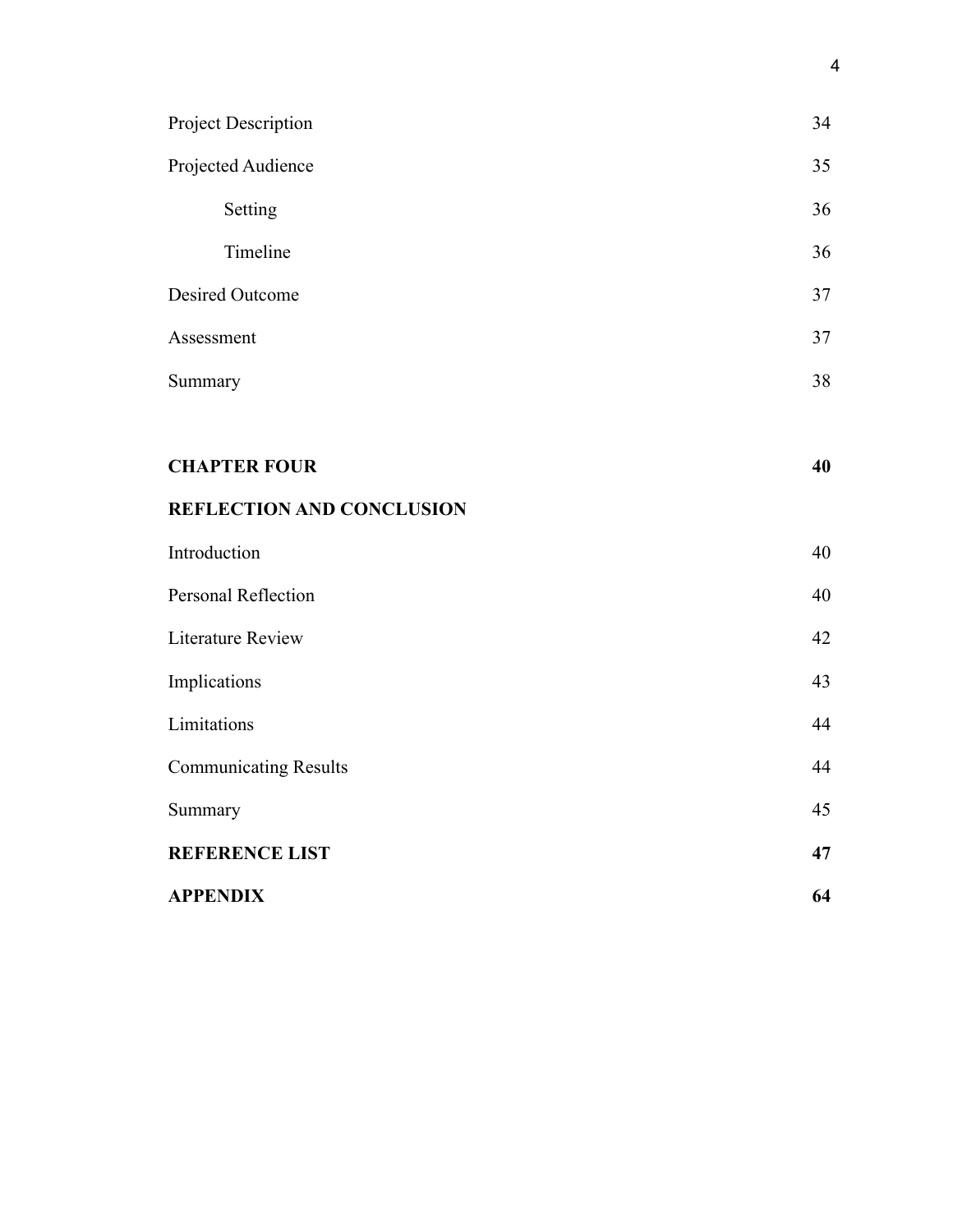| | |
|---|---|
| Project Description | 34 |
| Projected Audience | 35 |
| Setting | 36 |
| Timeline | 36 |
| Desired Outcome | 37 |
| Assessment | 37 |
| Summary | 38 |
| **CHAPTER FOUR** | **40** |
| **REFLECTION AND CONCLUSION** | |
| Introduction | 40 |
| Personal Reflection | 40 |
| Literature Review | 42 |
| Implications | 43 |
| Limitations | 44 |
| Communicating Results | 44 |
| Summary | 45 |
| **REFERENCE LIST** | **47** |
| **APPENDIX** | **64** |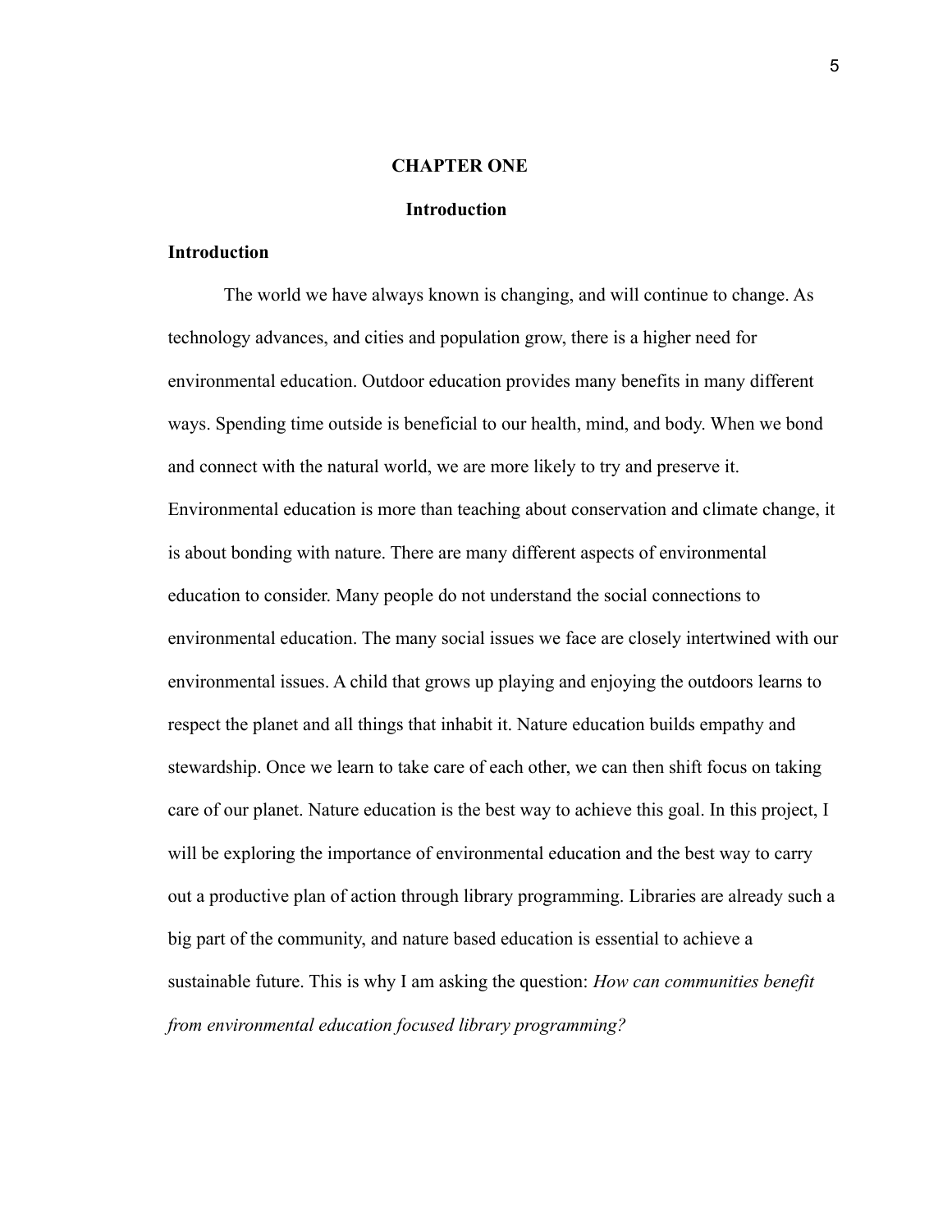# CHAPTER ONE

## Introduction

### Introduction

The world we have always known is changing, and will continue to change. As technology advances, and cities and population grow, there is a higher need for environmental education. Outdoor education provides many benefits in many different ways. Spending time outside is beneficial to our health, mind, and body. When we bond and connect with the natural world, we are more likely to try and preserve it. Environmental education is more than teaching about conservation and climate change, it is about bonding with nature. There are many different aspects of environmental education to consider. Many people do not understand the social connections to environmental education. The many social issues we face are closely intertwined with our environmental issues. A child that grows up playing and enjoying the outdoors learns to respect the planet and all things that inhabit it. Nature education builds empathy and stewardship. Once we learn to take care of each other, we can then shift focus on taking care of our planet. Nature education is the best way to achieve this goal. In this project, I will be exploring the importance of environmental education and the best way to carry out a productive plan of action through library programming. Libraries are already such a big part of the community, and nature based education is essential to achieve a sustainable future. This is why I am asking the question: *How can communities benefit from environmental education focused library programming?*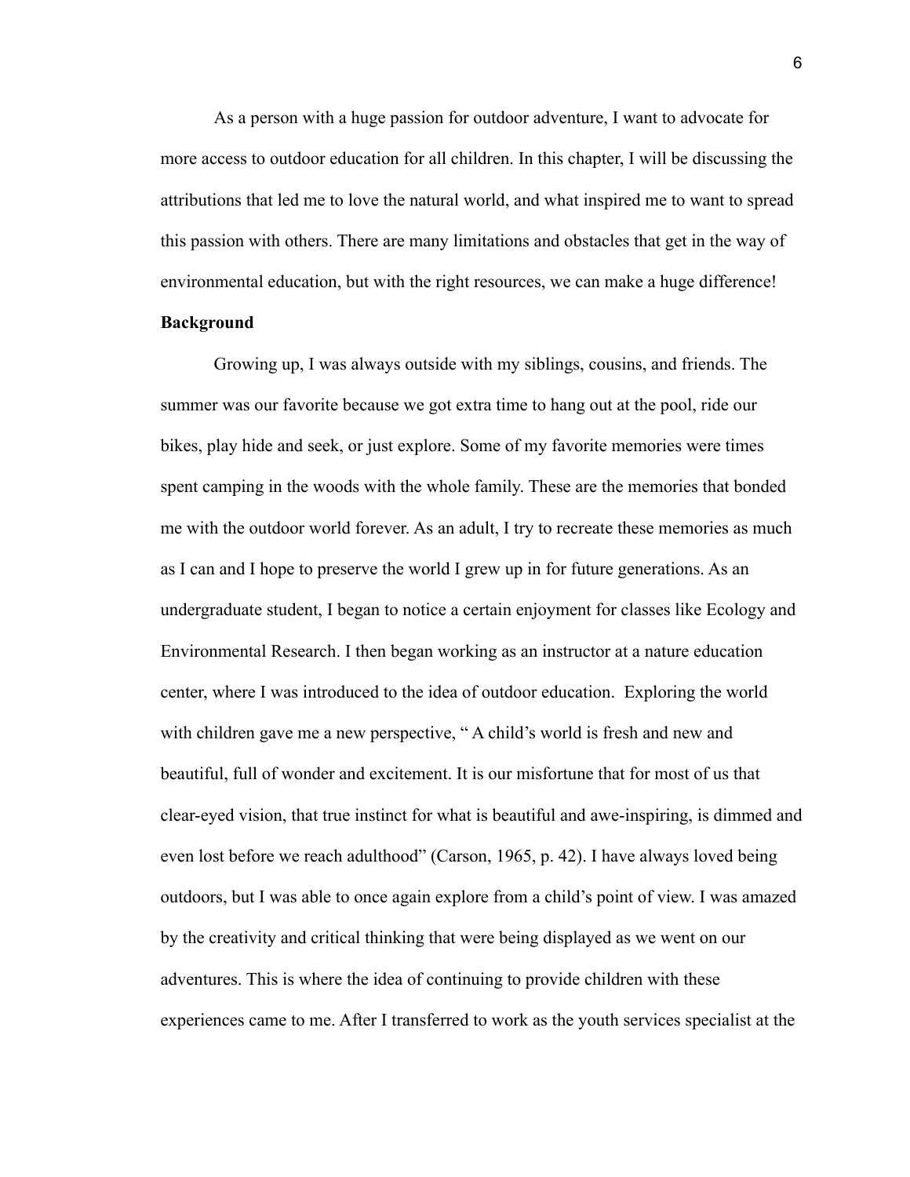As a person with a huge passion for outdoor adventure, I want to advocate for more access to outdoor education for all children. In this chapter, I will be discussing the attributions that led me to love the natural world, and what inspired me to want to spread this passion with others. There are many limitations and obstacles that get in the way of environmental education, but with the right resources, we can make a huge difference!

**Background**

Growing up, I was always outside with my siblings, cousins, and friends. The summer was our favorite because we got extra time to hang out at the pool, ride our bikes, play hide and seek, or just explore. Some of my favorite memories were times spent camping in the woods with the whole family. These are the memories that bonded me with the outdoor world forever. As an adult, I try to recreate these memories as much as I can and I hope to preserve the world I grew up in for future generations. As an undergraduate student, I began to notice a certain enjoyment for classes like Ecology and Environmental Research. I then began working as an instructor at a nature education center, where I was introduced to the idea of outdoor education. Exploring the world with children gave me a new perspective, " A child's world is fresh and new and beautiful, full of wonder and excitement. It is our misfortune that for most of us that clear-eyed vision, that true instinct for what is beautiful and awe-inspiring, is dimmed and even lost before we reach adulthood" (Carson, 1965, p. 42). I have always loved being outdoors, but I was able to once again explore from a child's point of view. I was amazed by the creativity and critical thinking that were being displayed as we went on our adventures. This is where the idea of continuing to provide children with these experiences came to me. After I transferred to work as the youth services specialist at the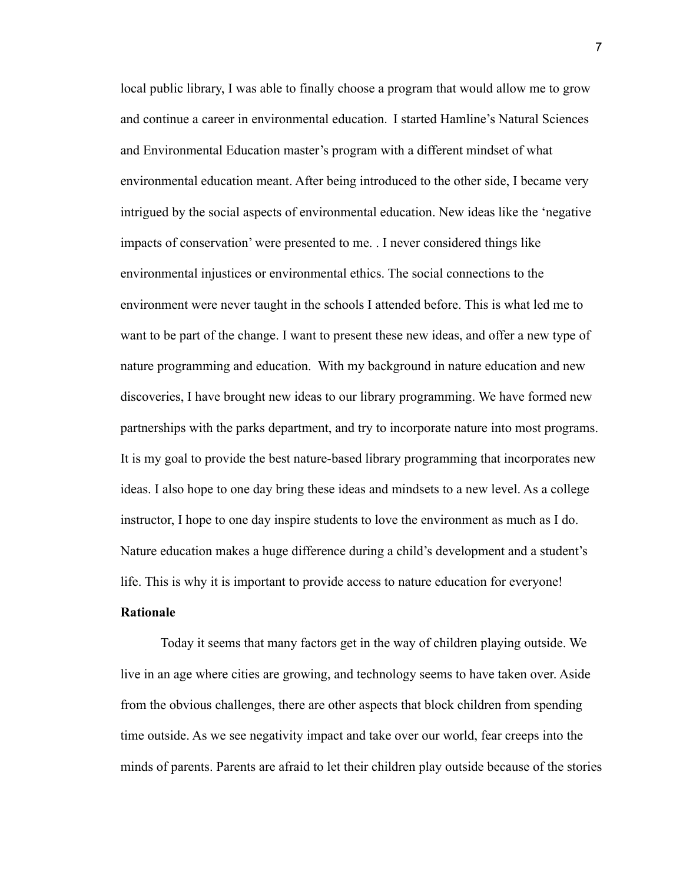local public library, I was able to finally choose a program that would allow me to grow and continue a career in environmental education. I started Hamline's Natural Sciences and Environmental Education master's program with a different mindset of what environmental education meant. After being introduced to the other side, I became very intrigued by the social aspects of environmental education. New ideas like the 'negative impacts of conservation' were presented to me. . I never considered things like environmental injustices or environmental ethics. The social connections to the environment were never taught in the schools I attended before. This is what led me to want to be part of the change. I want to present these new ideas, and offer a new type of nature programming and education. With my background in nature education and new discoveries, I have brought new ideas to our library programming. We have formed new partnerships with the parks department, and try to incorporate nature into most programs. It is my goal to provide the best nature-based library programming that incorporates new ideas. I also hope to one day bring these ideas and mindsets to a new level. As a college instructor, I hope to one day inspire students to love the environment as much as I do. Nature education makes a huge difference during a child's development and a student's life. This is why it is important to provide access to nature education for everyone!

**Rationale**

Today it seems that many factors get in the way of children playing outside. We live in an age where cities are growing, and technology seems to have taken over. Aside from the obvious challenges, there are other aspects that block children from spending time outside. As we see negativity impact and take over our world, fear creeps into the minds of parents. Parents are afraid to let their children play outside because of the stories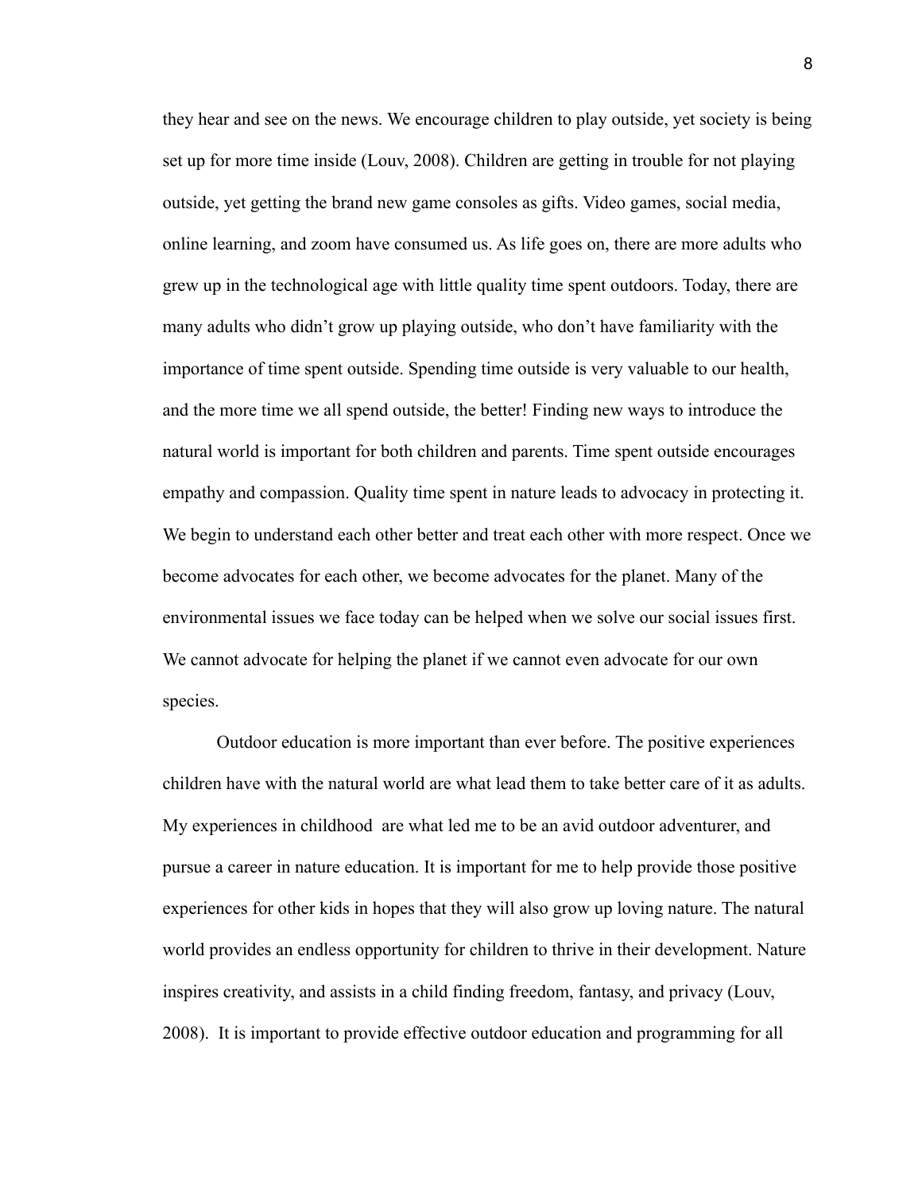they hear and see on the news. We encourage children to play outside, yet society is being set up for more time inside (Louv, 2008). Children are getting in trouble for not playing outside, yet getting the brand new game consoles as gifts. Video games, social media, online learning, and zoom have consumed us. As life goes on, there are more adults who grew up in the technological age with little quality time spent outdoors. Today, there are many adults who didn't grow up playing outside, who don't have familiarity with the importance of time spent outside. Spending time outside is very valuable to our health, and the more time we all spend outside, the better! Finding new ways to introduce the natural world is important for both children and parents. Time spent outside encourages empathy and compassion. Quality time spent in nature leads to advocacy in protecting it. We begin to understand each other better and treat each other with more respect. Once we become advocates for each other, we become advocates for the planet. Many of the environmental issues we face today can be helped when we solve our social issues first. We cannot advocate for helping the planet if we cannot even advocate for our own species.

Outdoor education is more important than ever before. The positive experiences children have with the natural world are what lead them to take better care of it as adults. My experiences in childhood are what led me to be an avid outdoor adventurer, and pursue a career in nature education. It is important for me to help provide those positive experiences for other kids in hopes that they will also grow up loving nature. The natural world provides an endless opportunity for children to thrive in their development. Nature inspires creativity, and assists in a child finding freedom, fantasy, and privacy (Louv, 2008). It is important to provide effective outdoor education and programming for all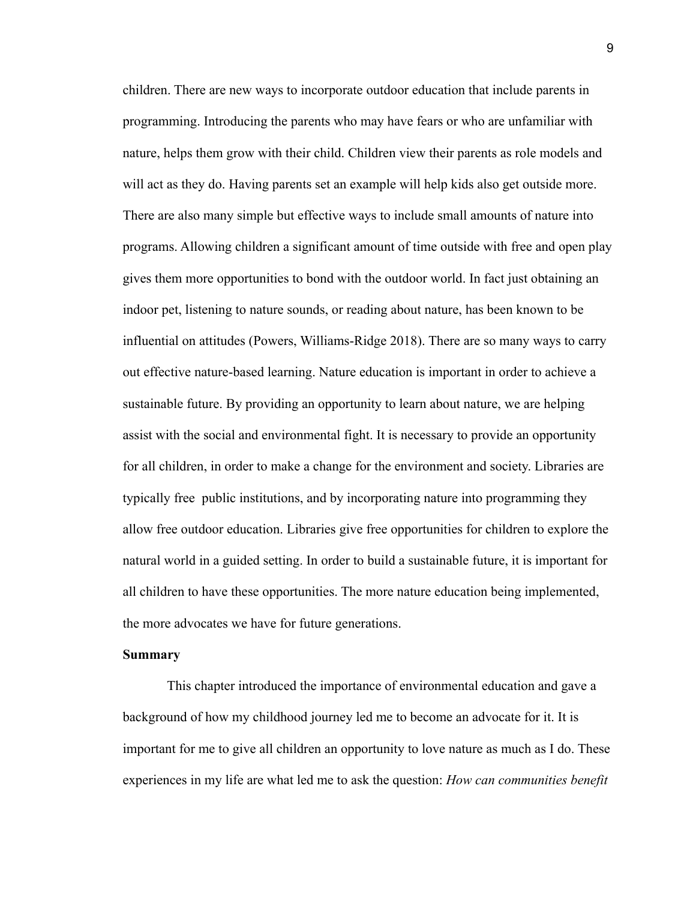children. There are new ways to incorporate outdoor education that include parents in programming. Introducing the parents who may have fears or who are unfamiliar with nature, helps them grow with their child. Children view their parents as role models and will act as they do. Having parents set an example will help kids also get outside more. There are also many simple but effective ways to include small amounts of nature into programs. Allowing children a significant amount of time outside with free and open play gives them more opportunities to bond with the outdoor world. In fact just obtaining an indoor pet, listening to nature sounds, or reading about nature, has been known to be influential on attitudes (Powers, Williams-Ridge 2018). There are so many ways to carry out effective nature-based learning. Nature education is important in order to achieve a sustainable future. By providing an opportunity to learn about nature, we are helping assist with the social and environmental fight. It is necessary to provide an opportunity for all children, in order to make a change for the environment and society. Libraries are typically free public institutions, and by incorporating nature into programming they allow free outdoor education. Libraries give free opportunities for children to explore the natural world in a guided setting. In order to build a sustainable future, it is important for all children to have these opportunities. The more nature education being implemented, the more advocates we have for future generations.

**Summary**

This chapter introduced the importance of environmental education and gave a background of how my childhood journey led me to become an advocate for it. It is important for me to give all children an opportunity to love nature as much as I do. These experiences in my life are what led me to ask the question: *How can communities benefit*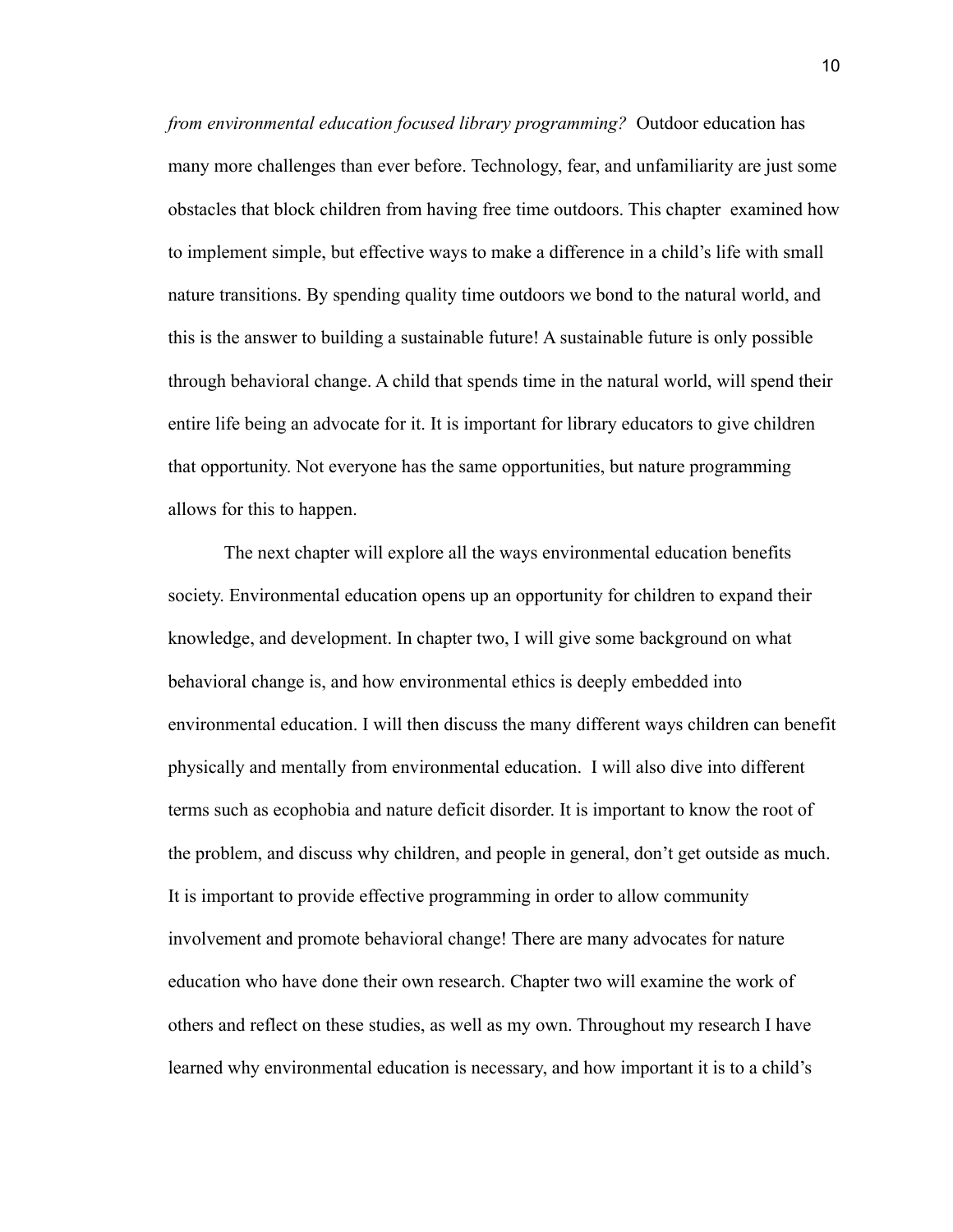*from environmental education focused library programming?* Outdoor education has many more challenges than ever before. Technology, fear, and unfamiliarity are just some obstacles that block children from having free time outdoors. This chapter examined how to implement simple, but effective ways to make a difference in a child's life with small nature transitions. By spending quality time outdoors we bond to the natural world, and this is the answer to building a sustainable future! A sustainable future is only possible through behavioral change. A child that spends time in the natural world, will spend their entire life being an advocate for it. It is important for library educators to give children that opportunity. Not everyone has the same opportunities, but nature programming allows for this to happen.

The next chapter will explore all the ways environmental education benefits society. Environmental education opens up an opportunity for children to expand their knowledge, and development. In chapter two, I will give some background on what behavioral change is, and how environmental ethics is deeply embedded into environmental education. I will then discuss the many different ways children can benefit physically and mentally from environmental education. I will also dive into different terms such as ecophobia and nature deficit disorder. It is important to know the root of the problem, and discuss why children, and people in general, don't get outside as much. It is important to provide effective programming in order to allow community involvement and promote behavioral change! There are many advocates for nature education who have done their own research. Chapter two will examine the work of others and reflect on these studies, as well as my own. Throughout my research I have learned why environmental education is necessary, and how important it is to a child's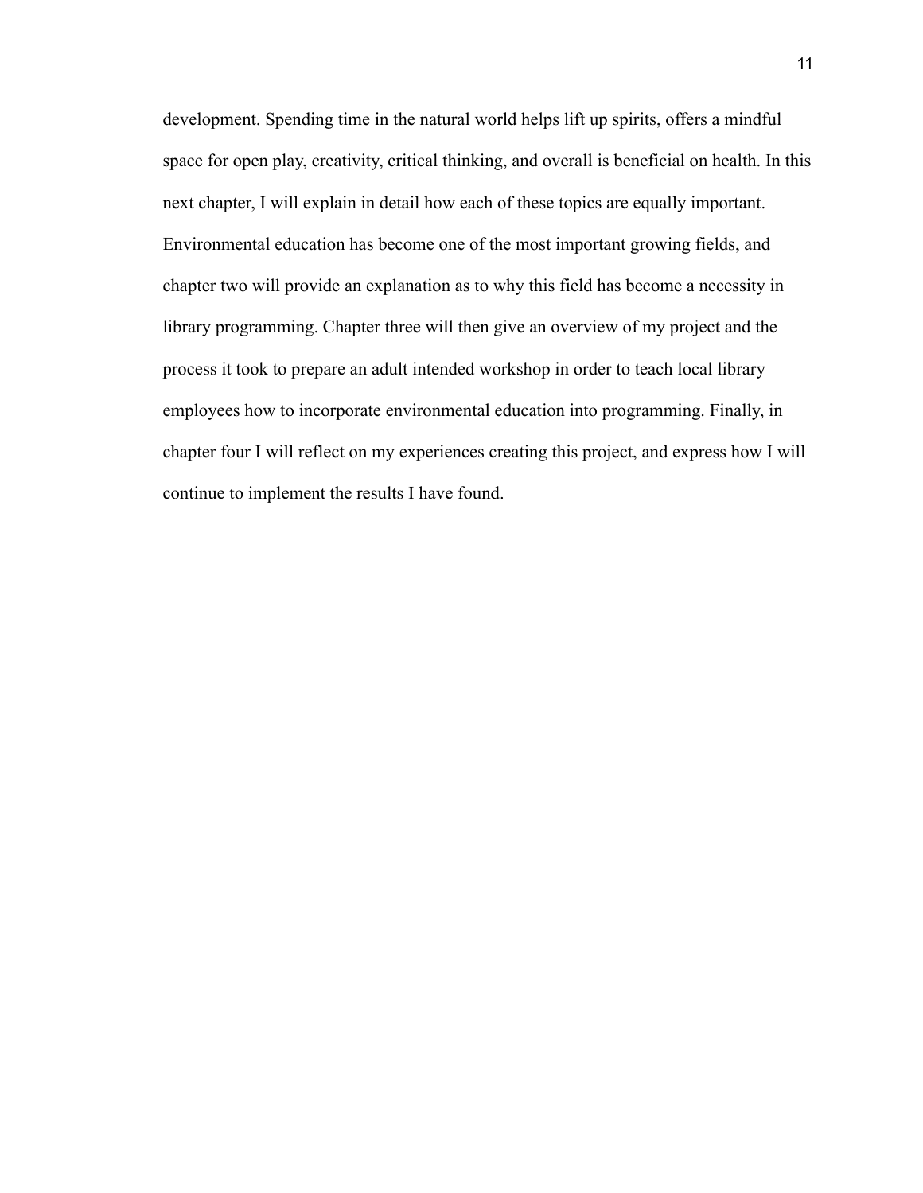development. Spending time in the natural world helps lift up spirits, offers a mindful space for open play, creativity, critical thinking, and overall is beneficial on health. In this next chapter, I will explain in detail how each of these topics are equally important. Environmental education has become one of the most important growing fields, and chapter two will provide an explanation as to why this field has become a necessity in library programming. Chapter three will then give an overview of my project and the process it took to prepare an adult intended workshop in order to teach local library employees how to incorporate environmental education into programming. Finally, in chapter four I will reflect on my experiences creating this project, and express how I will continue to implement the results I have found.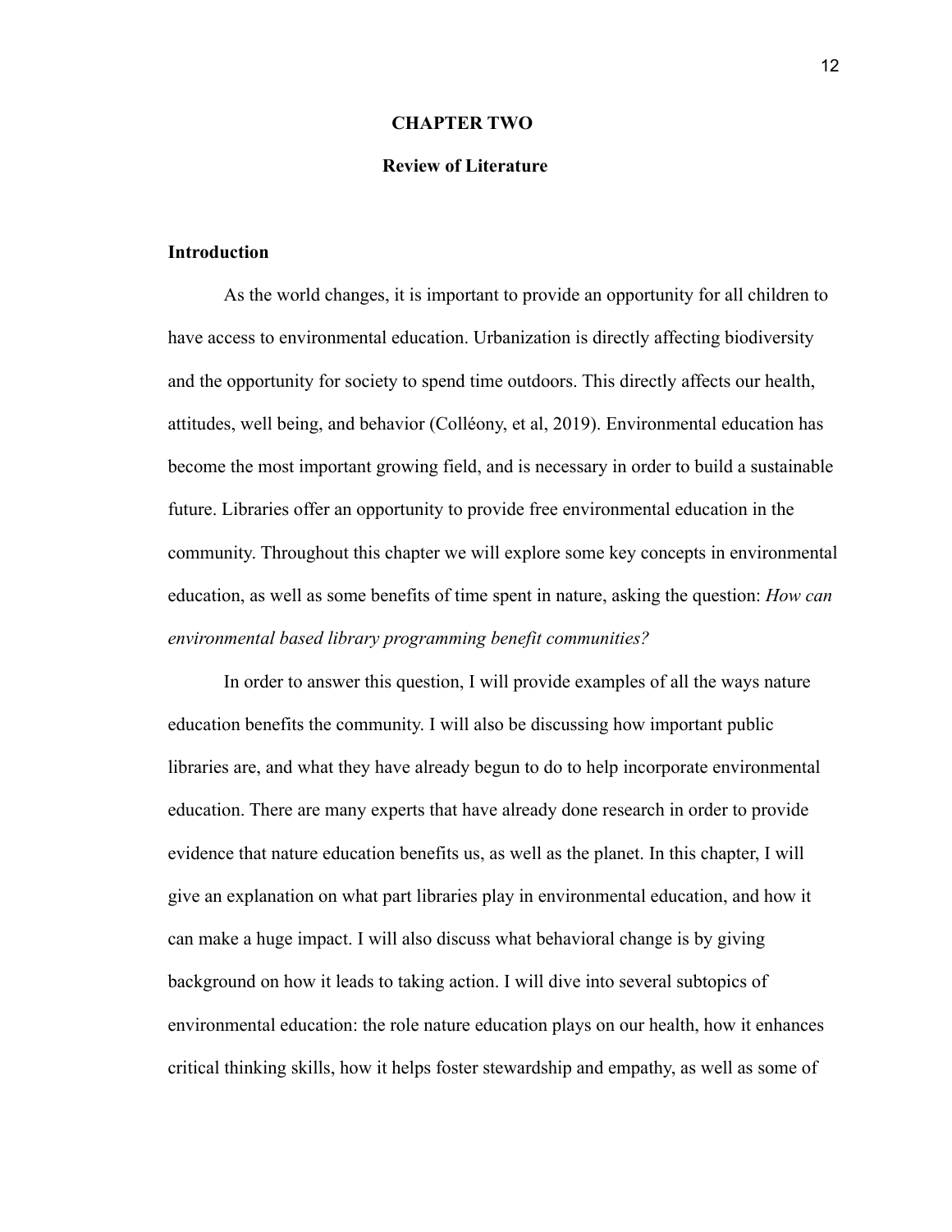# CHAPTER TWO

## Review of Literature

### Introduction

As the world changes, it is important to provide an opportunity for all children to have access to environmental education. Urbanization is directly affecting biodiversity and the opportunity for society to spend time outdoors. This directly affects our health, attitudes, well being, and behavior (Colléony, et al, 2019). Environmental education has become the most important growing field, and is necessary in order to build a sustainable future. Libraries offer an opportunity to provide free environmental education in the community. Throughout this chapter we will explore some key concepts in environmental education, as well as some benefits of time spent in nature, asking the question: *How can environmental based library programming benefit communities?*

In order to answer this question, I will provide examples of all the ways nature education benefits the community. I will also be discussing how important public libraries are, and what they have already begun to do to help incorporate environmental education. There are many experts that have already done research in order to provide evidence that nature education benefits us, as well as the planet. In this chapter, I will give an explanation on what part libraries play in environmental education, and how it can make a huge impact. I will also discuss what behavioral change is by giving background on how it leads to taking action. I will dive into several subtopics of environmental education: the role nature education plays on our health, how it enhances critical thinking skills, how it helps foster stewardship and empathy, as well as some of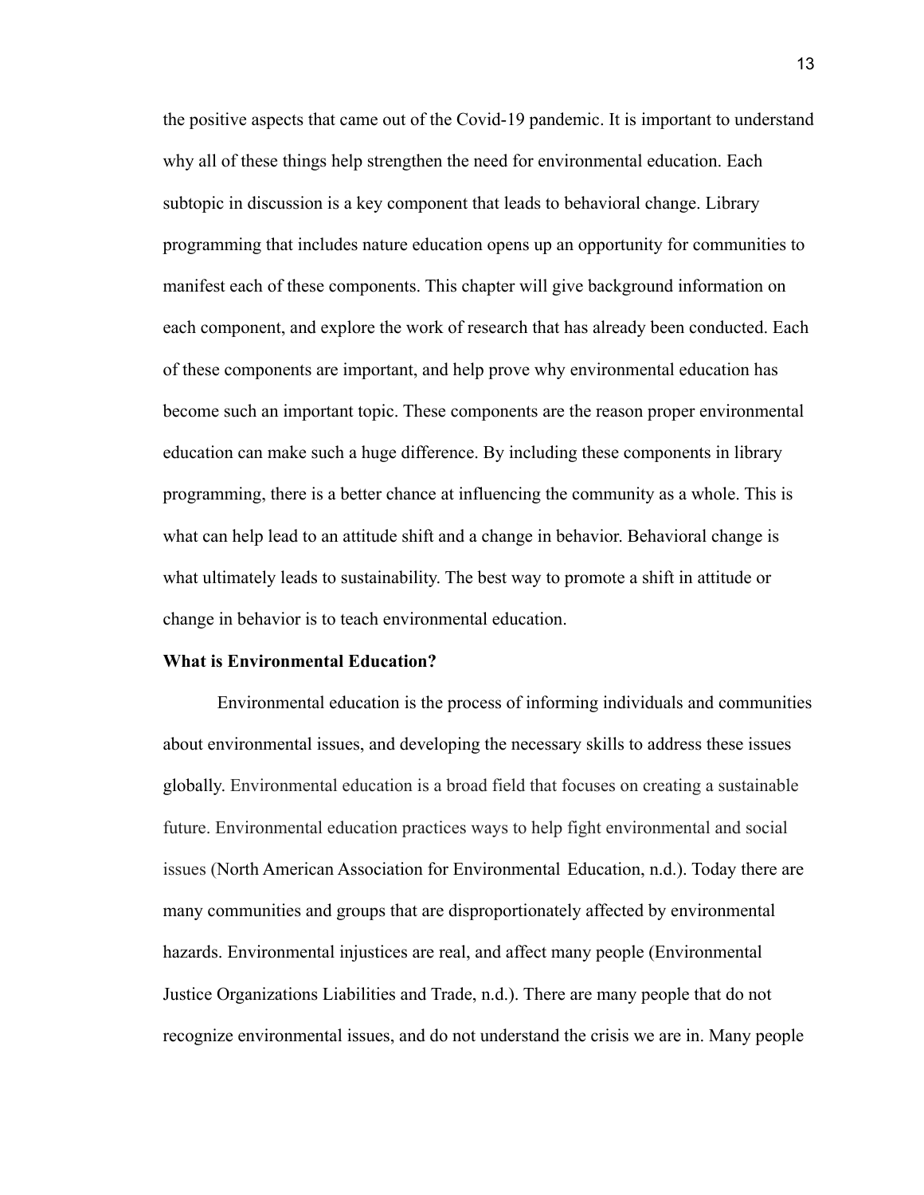the positive aspects that came out of the Covid-19 pandemic. It is important to understand why all of these things help strengthen the need for environmental education. Each subtopic in discussion is a key component that leads to behavioral change. Library programming that includes nature education opens up an opportunity for communities to manifest each of these components. This chapter will give background information on each component, and explore the work of research that has already been conducted. Each of these components are important, and help prove why environmental education has become such an important topic. These components are the reason proper environmental education can make such a huge difference. By including these components in library programming, there is a better chance at influencing the community as a whole. This is what can help lead to an attitude shift and a change in behavior. Behavioral change is what ultimately leads to sustainability. The best way to promote a shift in attitude or change in behavior is to teach environmental education.

**What is Environmental Education?**

Environmental education is the process of informing individuals and communities about environmental issues, and developing the necessary skills to address these issues globally. Environmental education is a broad field that focuses on creating a sustainable future. Environmental education practices ways to help fight environmental and social issues (North American Association for Environmental Education, n.d.). Today there are many communities and groups that are disproportionately affected by environmental hazards. Environmental injustices are real, and affect many people (Environmental Justice Organizations Liabilities and Trade, n.d.). There are many people that do not recognize environmental issues, and do not understand the crisis we are in. Many people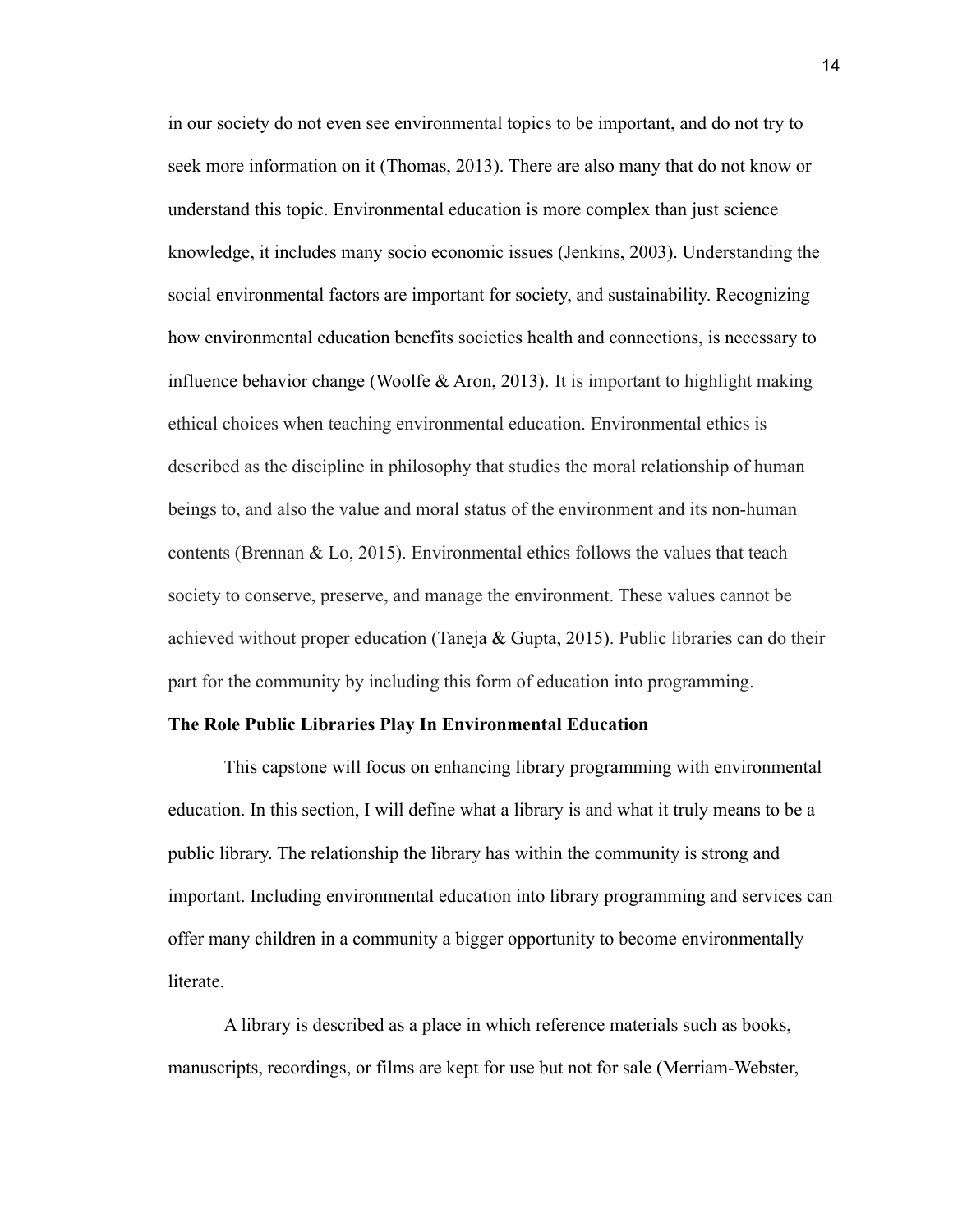in our society do not even see environmental topics to be important, and do not try to seek more information on it (Thomas, 2013). There are also many that do not know or understand this topic. Environmental education is more complex than just science knowledge, it includes many socio economic issues (Jenkins, 2003). Understanding the social environmental factors are important for society, and sustainability. Recognizing how environmental education benefits societies health and connections, is necessary to influence behavior change (Woolfe & Aron, 2013). It is important to highlight making ethical choices when teaching environmental education. Environmental ethics is described as the discipline in philosophy that studies the moral relationship of human beings to, and also the value and moral status of the environment and its non-human contents (Brennan & Lo, 2015). Environmental ethics follows the values that teach society to conserve, preserve, and manage the environment. These values cannot be achieved without proper education (Taneja & Gupta, 2015). Public libraries can do their part for the community by including this form of education into programming.

**The Role Public Libraries Play In Environmental Education**

This capstone will focus on enhancing library programming with environmental education. In this section, I will define what a library is and what it truly means to be a public library. The relationship the library has within the community is strong and important. Including environmental education into library programming and services can offer many children in a community a bigger opportunity to become environmentally literate.

A library is described as a place in which reference materials such as books, manuscripts, recordings, or films are kept for use but not for sale (Merriam-Webster,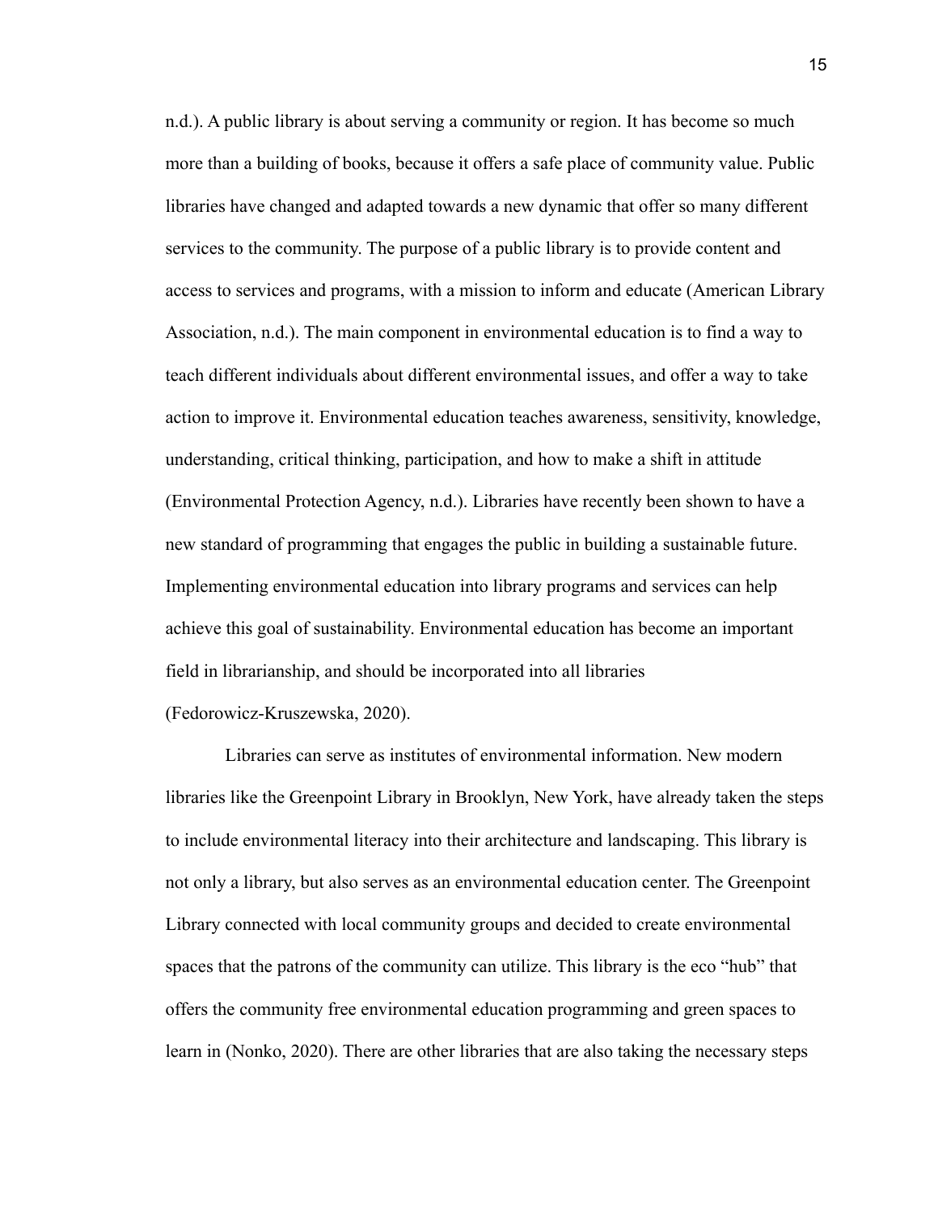n.d.). A public library is about serving a community or region. It has become so much more than a building of books, because it offers a safe place of community value. Public libraries have changed and adapted towards a new dynamic that offer so many different services to the community. The purpose of a public library is to provide content and access to services and programs, with a mission to inform and educate (American Library Association, n.d.). The main component in environmental education is to find a way to teach different individuals about different environmental issues, and offer a way to take action to improve it. Environmental education teaches awareness, sensitivity, knowledge, understanding, critical thinking, participation, and how to make a shift in attitude (Environmental Protection Agency, n.d.). Libraries have recently been shown to have a new standard of programming that engages the public in building a sustainable future. Implementing environmental education into library programs and services can help achieve this goal of sustainability. Environmental education has become an important field in librarianship, and should be incorporated into all libraries (Fedorowicz-Kruszewska, 2020).

Libraries can serve as institutes of environmental information. New modern libraries like the Greenpoint Library in Brooklyn, New York, have already taken the steps to include environmental literacy into their architecture and landscaping. This library is not only a library, but also serves as an environmental education center. The Greenpoint Library connected with local community groups and decided to create environmental spaces that the patrons of the community can utilize. This library is the eco "hub" that offers the community free environmental education programming and green spaces to learn in (Nonko, 2020). There are other libraries that are also taking the necessary steps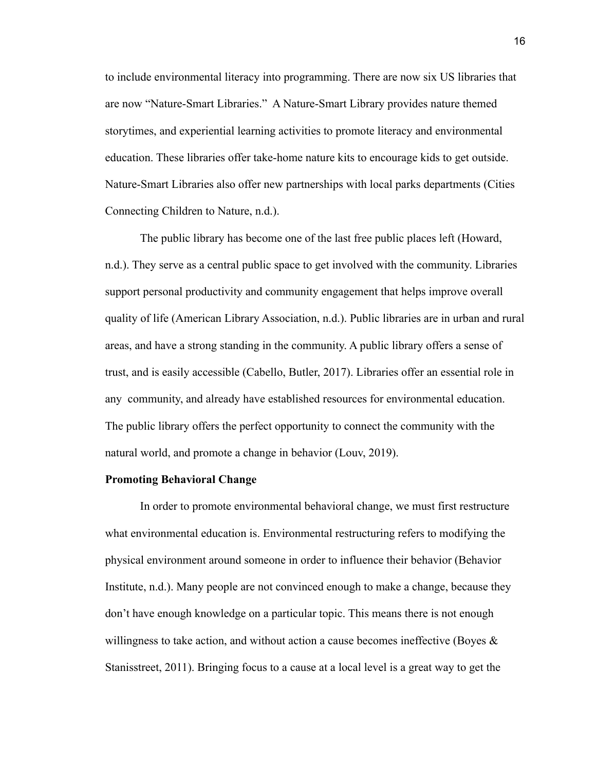to include environmental literacy into programming. There are now six US libraries that are now "Nature-Smart Libraries." A Nature-Smart Library provides nature themed storytimes, and experiential learning activities to promote literacy and environmental education. These libraries offer take-home nature kits to encourage kids to get outside. Nature-Smart Libraries also offer new partnerships with local parks departments (Cities Connecting Children to Nature, n.d.).

The public library has become one of the last free public places left (Howard, n.d.). They serve as a central public space to get involved with the community. Libraries support personal productivity and community engagement that helps improve overall quality of life (American Library Association, n.d.). Public libraries are in urban and rural areas, and have a strong standing in the community. A public library offers a sense of trust, and is easily accessible (Cabello, Butler, 2017). Libraries offer an essential role in any community, and already have established resources for environmental education. The public library offers the perfect opportunity to connect the community with the natural world, and promote a change in behavior (Louv, 2019).

**Promoting Behavioral Change**

In order to promote environmental behavioral change, we must first restructure what environmental education is. Environmental restructuring refers to modifying the physical environment around someone in order to influence their behavior (Behavior Institute, n.d.). Many people are not convinced enough to make a change, because they don't have enough knowledge on a particular topic. This means there is not enough willingness to take action, and without action a cause becomes ineffective (Boyes & Stanisstreet, 2011). Bringing focus to a cause at a local level is a great way to get the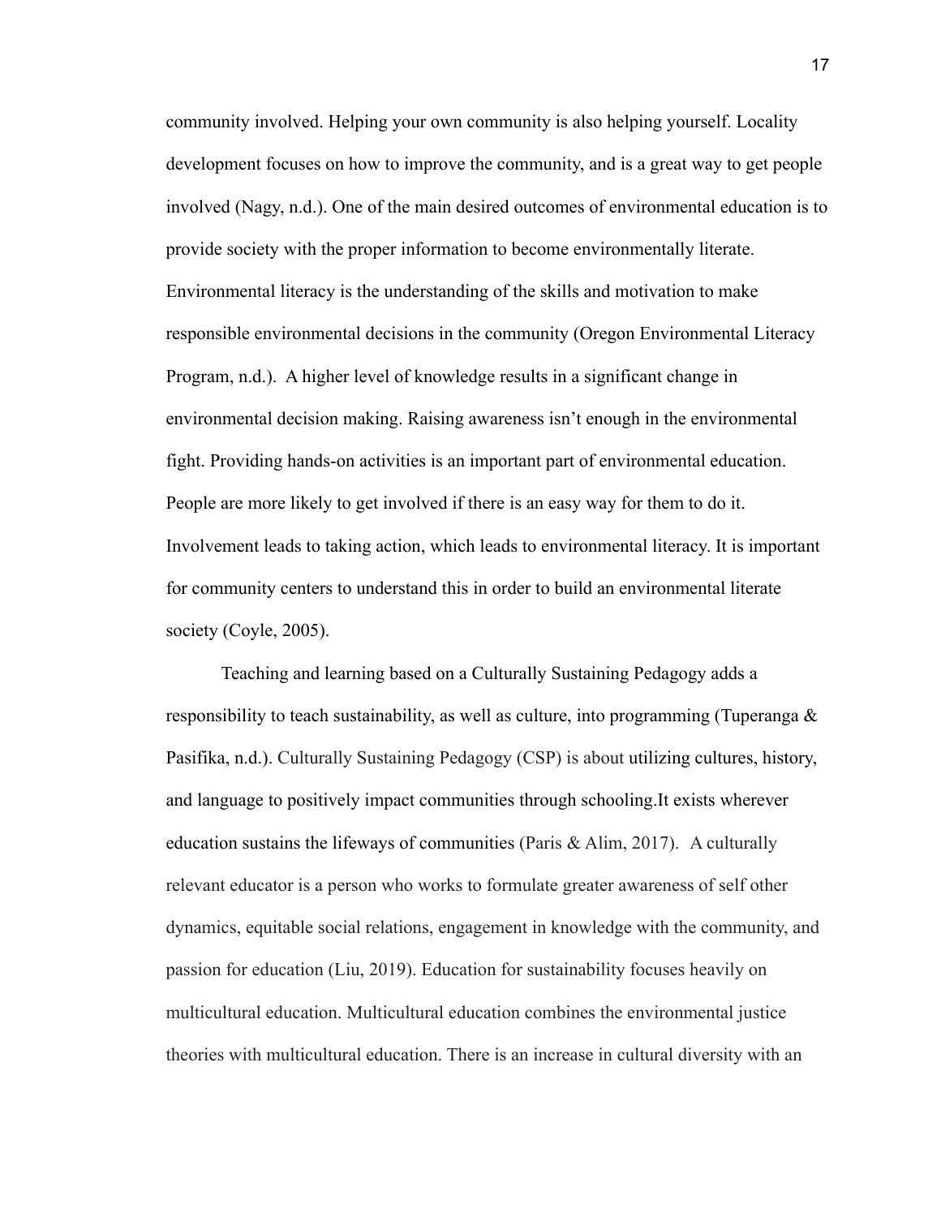community involved. Helping your own community is also helping yourself. Locality development focuses on how to improve the community, and is a great way to get people involved (Nagy, n.d.). One of the main desired outcomes of environmental education is to provide society with the proper information to become environmentally literate. Environmental literacy is the understanding of the skills and motivation to make responsible environmental decisions in the community (Oregon Environmental Literacy Program, n.d.). A higher level of knowledge results in a significant change in environmental decision making. Raising awareness isn't enough in the environmental fight. Providing hands-on activities is an important part of environmental education. People are more likely to get involved if there is an easy way for them to do it. Involvement leads to taking action, which leads to environmental literacy. It is important for community centers to understand this in order to build an environmental literate society (Coyle, 2005).

Teaching and learning based on a Culturally Sustaining Pedagogy adds a responsibility to teach sustainability, as well as culture, into programming (Tuperanga & Pasifika, n.d.). Culturally Sustaining Pedagogy (CSP) is about utilizing cultures, history, and language to positively impact communities through schooling.It exists wherever education sustains the lifeways of communities (Paris & Alim, 2017). A culturally relevant educator is a person who works to formulate greater awareness of self other dynamics, equitable social relations, engagement in knowledge with the community, and passion for education (Liu, 2019). Education for sustainability focuses heavily on multicultural education. Multicultural education combines the environmental justice theories with multicultural education. There is an increase in cultural diversity with an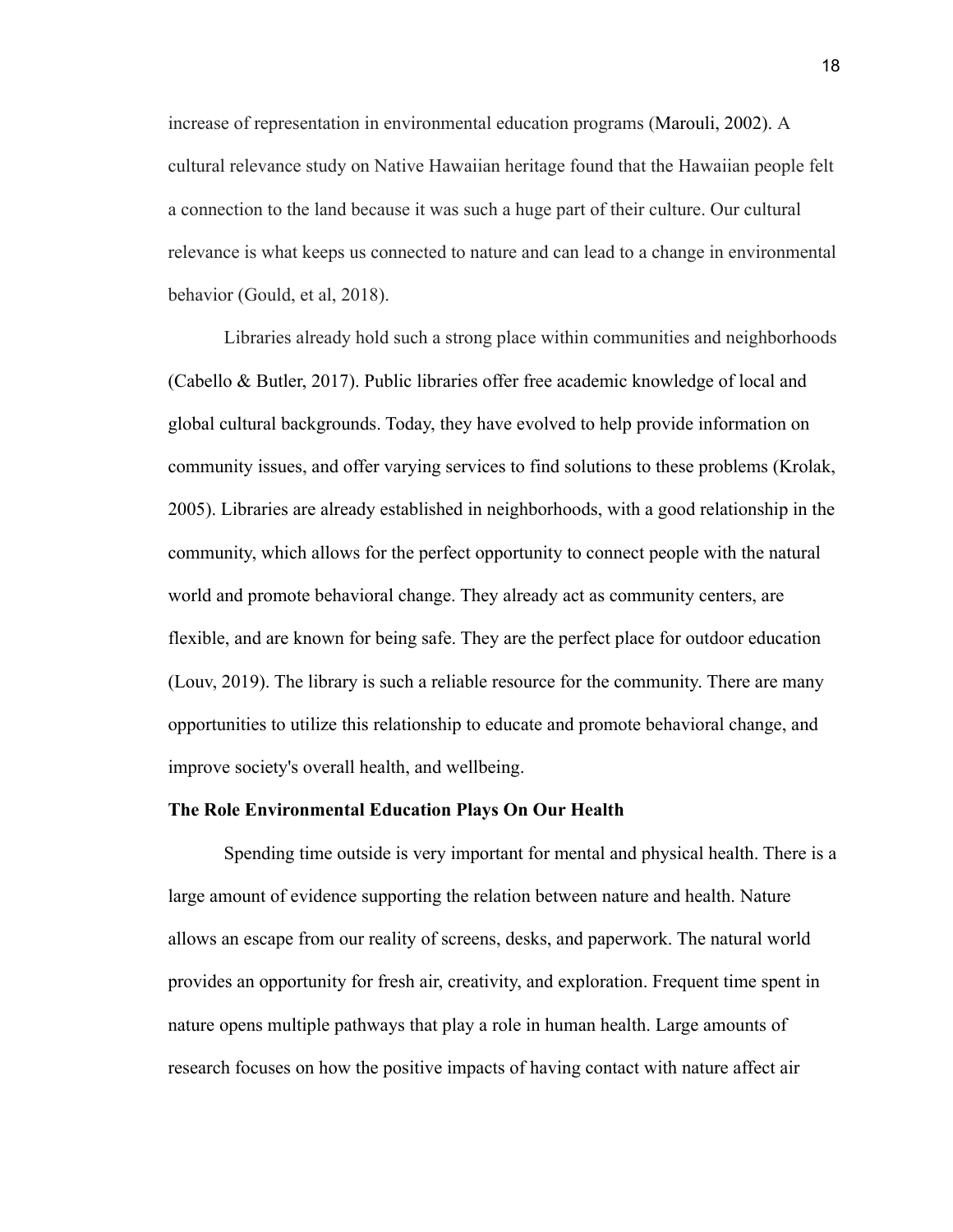increase of representation in environmental education programs (Marouli, 2002). A cultural relevance study on Native Hawaiian heritage found that the Hawaiian people felt a connection to the land because it was such a huge part of their culture. Our cultural relevance is what keeps us connected to nature and can lead to a change in environmental behavior (Gould, et al, 2018).

Libraries already hold such a strong place within communities and neighborhoods (Cabello & Butler, 2017). Public libraries offer free academic knowledge of local and global cultural backgrounds. Today, they have evolved to help provide information on community issues, and offer varying services to find solutions to these problems (Krolak, 2005). Libraries are already established in neighborhoods, with a good relationship in the community, which allows for the perfect opportunity to connect people with the natural world and promote behavioral change. They already act as community centers, are flexible, and are known for being safe. They are the perfect place for outdoor education (Louv, 2019). The library is such a reliable resource for the community. There are many opportunities to utilize this relationship to educate and promote behavioral change, and improve society's overall health, and wellbeing.

**The Role Environmental Education Plays On Our Health**

Spending time outside is very important for mental and physical health. There is a large amount of evidence supporting the relation between nature and health. Nature allows an escape from our reality of screens, desks, and paperwork. The natural world provides an opportunity for fresh air, creativity, and exploration. Frequent time spent in nature opens multiple pathways that play a role in human health. Large amounts of research focuses on how the positive impacts of having contact with nature affect air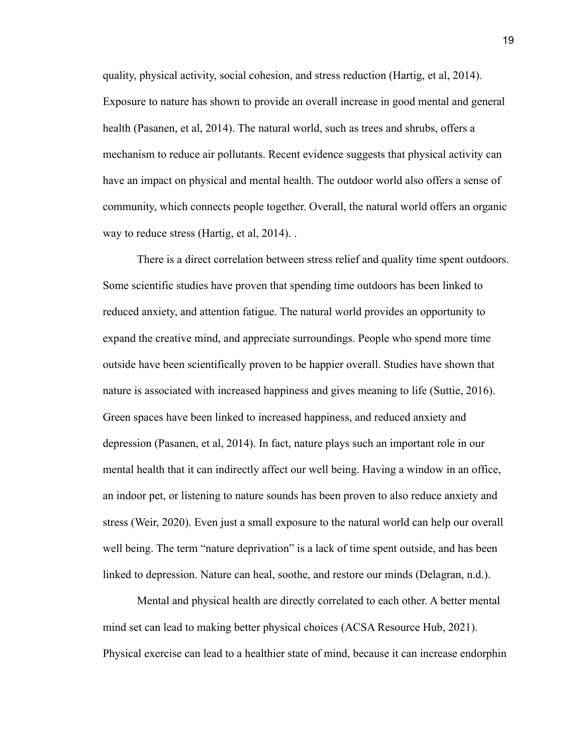quality, physical activity, social cohesion, and stress reduction (Hartig, et al, 2014). Exposure to nature has shown to provide an overall increase in good mental and general health (Pasanen, et al, 2014). The natural world, such as trees and shrubs, offers a mechanism to reduce air pollutants. Recent evidence suggests that physical activity can have an impact on physical and mental health. The outdoor world also offers a sense of community, which connects people together. Overall, the natural world offers an organic way to reduce stress (Hartig, et al, 2014). .

There is a direct correlation between stress relief and quality time spent outdoors. Some scientific studies have proven that spending time outdoors has been linked to reduced anxiety, and attention fatigue. The natural world provides an opportunity to expand the creative mind, and appreciate surroundings. People who spend more time outside have been scientifically proven to be happier overall. Studies have shown that nature is associated with increased happiness and gives meaning to life (Suttie, 2016). Green spaces have been linked to increased happiness, and reduced anxiety and depression (Pasanen, et al, 2014). In fact, nature plays such an important role in our mental health that it can indirectly affect our well being. Having a window in an office, an indoor pet, or listening to nature sounds has been proven to also reduce anxiety and stress (Weir, 2020). Even just a small exposure to the natural world can help our overall well being. The term "nature deprivation" is a lack of time spent outside, and has been linked to depression. Nature can heal, soothe, and restore our minds (Delagran, n.d.).

Mental and physical health are directly correlated to each other. A better mental mind set can lead to making better physical choices (ACSA Resource Hub, 2021). Physical exercise can lead to a healthier state of mind, because it can increase endorphin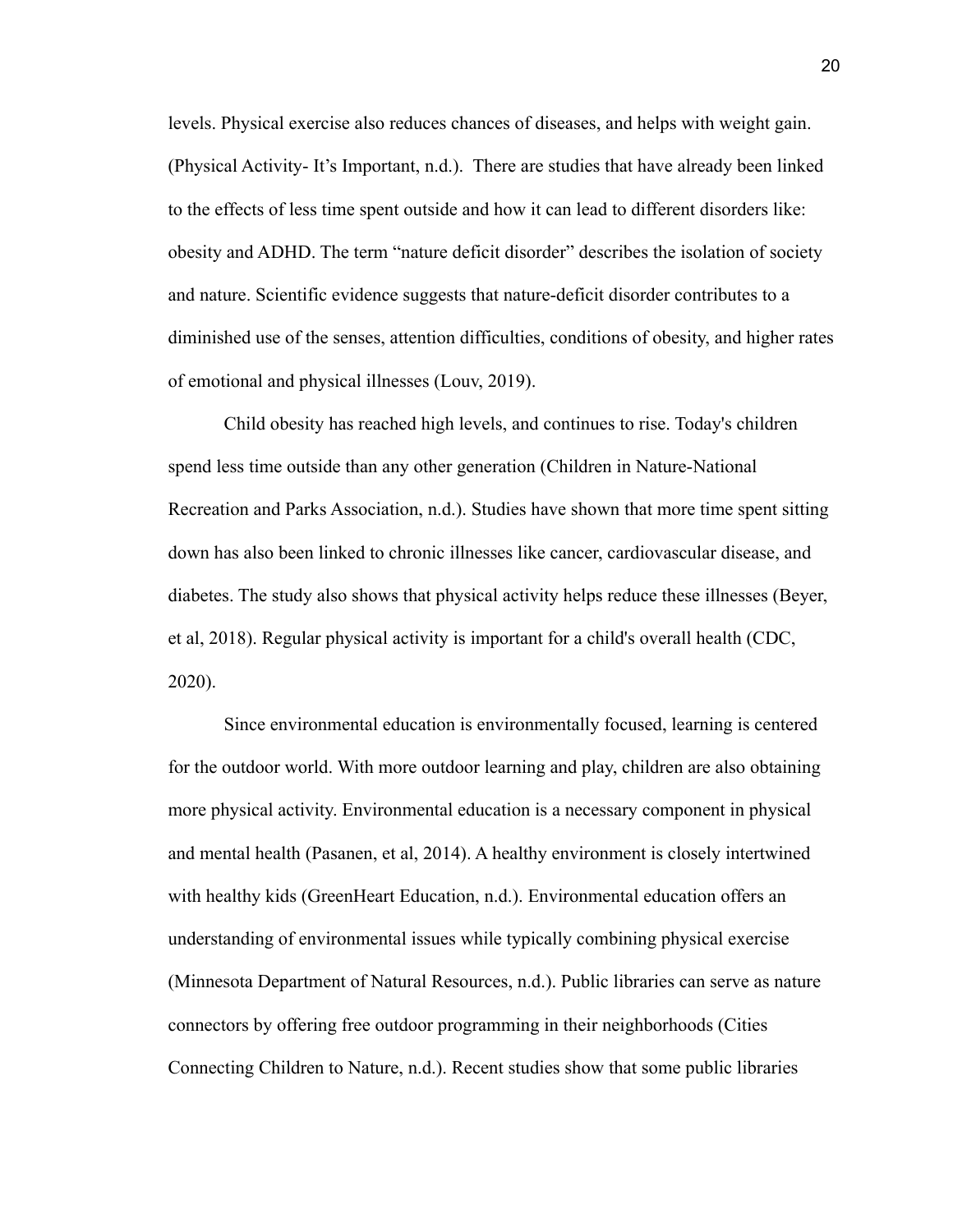levels. Physical exercise also reduces chances of diseases, and helps with weight gain. (Physical Activity- It's Important, n.d.). There are studies that have already been linked to the effects of less time spent outside and how it can lead to different disorders like: obesity and ADHD. The term "nature deficit disorder" describes the isolation of society and nature. Scientific evidence suggests that nature-deficit disorder contributes to a diminished use of the senses, attention difficulties, conditions of obesity, and higher rates of emotional and physical illnesses (Louv, 2019).

Child obesity has reached high levels, and continues to rise. Today's children spend less time outside than any other generation (Children in Nature-National Recreation and Parks Association, n.d.). Studies have shown that more time spent sitting down has also been linked to chronic illnesses like cancer, cardiovascular disease, and diabetes. The study also shows that physical activity helps reduce these illnesses (Beyer, et al, 2018). Regular physical activity is important for a child's overall health (CDC, 2020).

Since environmental education is environmentally focused, learning is centered for the outdoor world. With more outdoor learning and play, children are also obtaining more physical activity. Environmental education is a necessary component in physical and mental health (Pasanen, et al, 2014). A healthy environment is closely intertwined with healthy kids (GreenHeart Education, n.d.). Environmental education offers an understanding of environmental issues while typically combining physical exercise (Minnesota Department of Natural Resources, n.d.). Public libraries can serve as nature connectors by offering free outdoor programming in their neighborhoods (Cities Connecting Children to Nature, n.d.). Recent studies show that some public libraries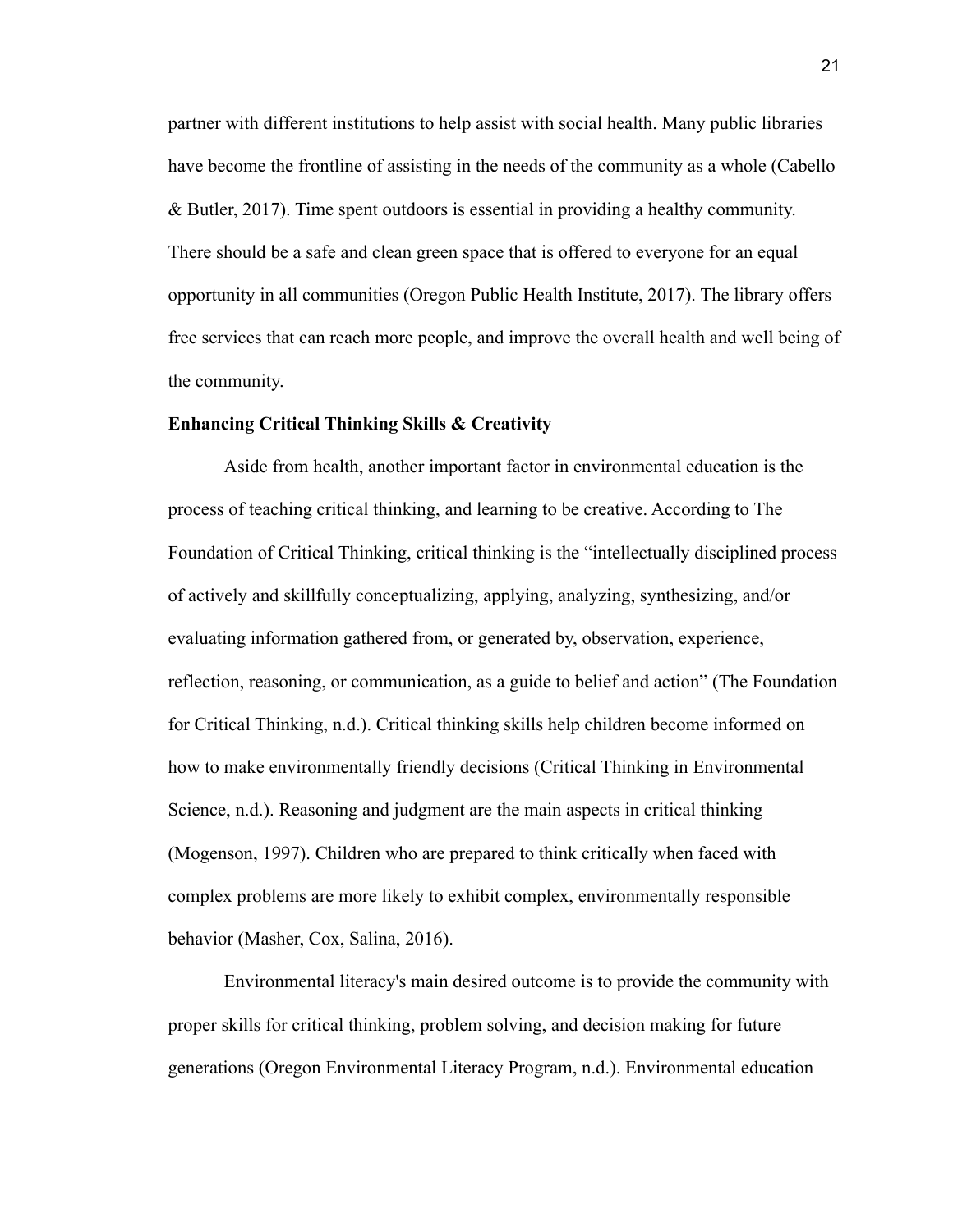partner with different institutions to help assist with social health. Many public libraries have become the frontline of assisting in the needs of the community as a whole (Cabello & Butler, 2017). Time spent outdoors is essential in providing a healthy community. There should be a safe and clean green space that is offered to everyone for an equal opportunity in all communities (Oregon Public Health Institute, 2017). The library offers free services that can reach more people, and improve the overall health and well being of the community.

**Enhancing Critical Thinking Skills & Creativity**

Aside from health, another important factor in environmental education is the process of teaching critical thinking, and learning to be creative. According to The Foundation of Critical Thinking, critical thinking is the "intellectually disciplined process of actively and skillfully conceptualizing, applying, analyzing, synthesizing, and/or evaluating information gathered from, or generated by, observation, experience, reflection, reasoning, or communication, as a guide to belief and action" (The Foundation for Critical Thinking, n.d.). Critical thinking skills help children become informed on how to make environmentally friendly decisions (Critical Thinking in Environmental Science, n.d.). Reasoning and judgment are the main aspects in critical thinking (Mogenson, 1997). Children who are prepared to think critically when faced with complex problems are more likely to exhibit complex, environmentally responsible behavior (Masher, Cox, Salina, 2016).

Environmental literacy's main desired outcome is to provide the community with proper skills for critical thinking, problem solving, and decision making for future generations (Oregon Environmental Literacy Program, n.d.). Environmental education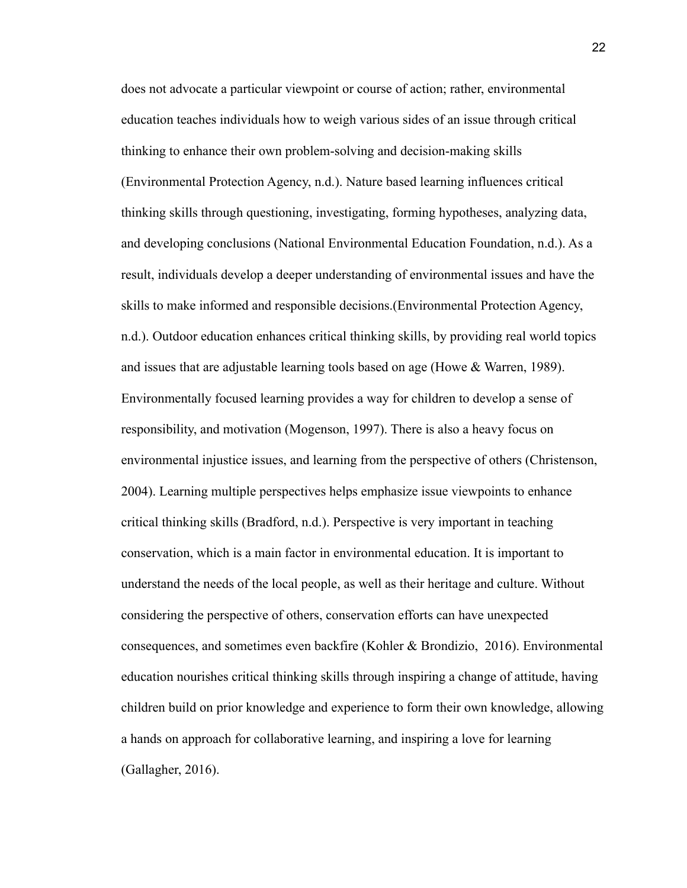does not advocate a particular viewpoint or course of action; rather, environmental education teaches individuals how to weigh various sides of an issue through critical thinking to enhance their own problem-solving and decision-making skills (Environmental Protection Agency, n.d.). Nature based learning influences critical thinking skills through questioning, investigating, forming hypotheses, analyzing data, and developing conclusions (National Environmental Education Foundation, n.d.). As a result, individuals develop a deeper understanding of environmental issues and have the skills to make informed and responsible decisions.(Environmental Protection Agency, n.d.). Outdoor education enhances critical thinking skills, by providing real world topics and issues that are adjustable learning tools based on age (Howe & Warren, 1989). Environmentally focused learning provides a way for children to develop a sense of responsibility, and motivation (Mogenson, 1997). There is also a heavy focus on environmental injustice issues, and learning from the perspective of others (Christenson, 2004). Learning multiple perspectives helps emphasize issue viewpoints to enhance critical thinking skills (Bradford, n.d.). Perspective is very important in teaching conservation, which is a main factor in environmental education. It is important to understand the needs of the local people, as well as their heritage and culture. Without considering the perspective of others, conservation efforts can have unexpected consequences, and sometimes even backfire (Kohler & Brondizio, 2016). Environmental education nourishes critical thinking skills through inspiring a change of attitude, having children build on prior knowledge and experience to form their own knowledge, allowing a hands on approach for collaborative learning, and inspiring a love for learning (Gallagher, 2016).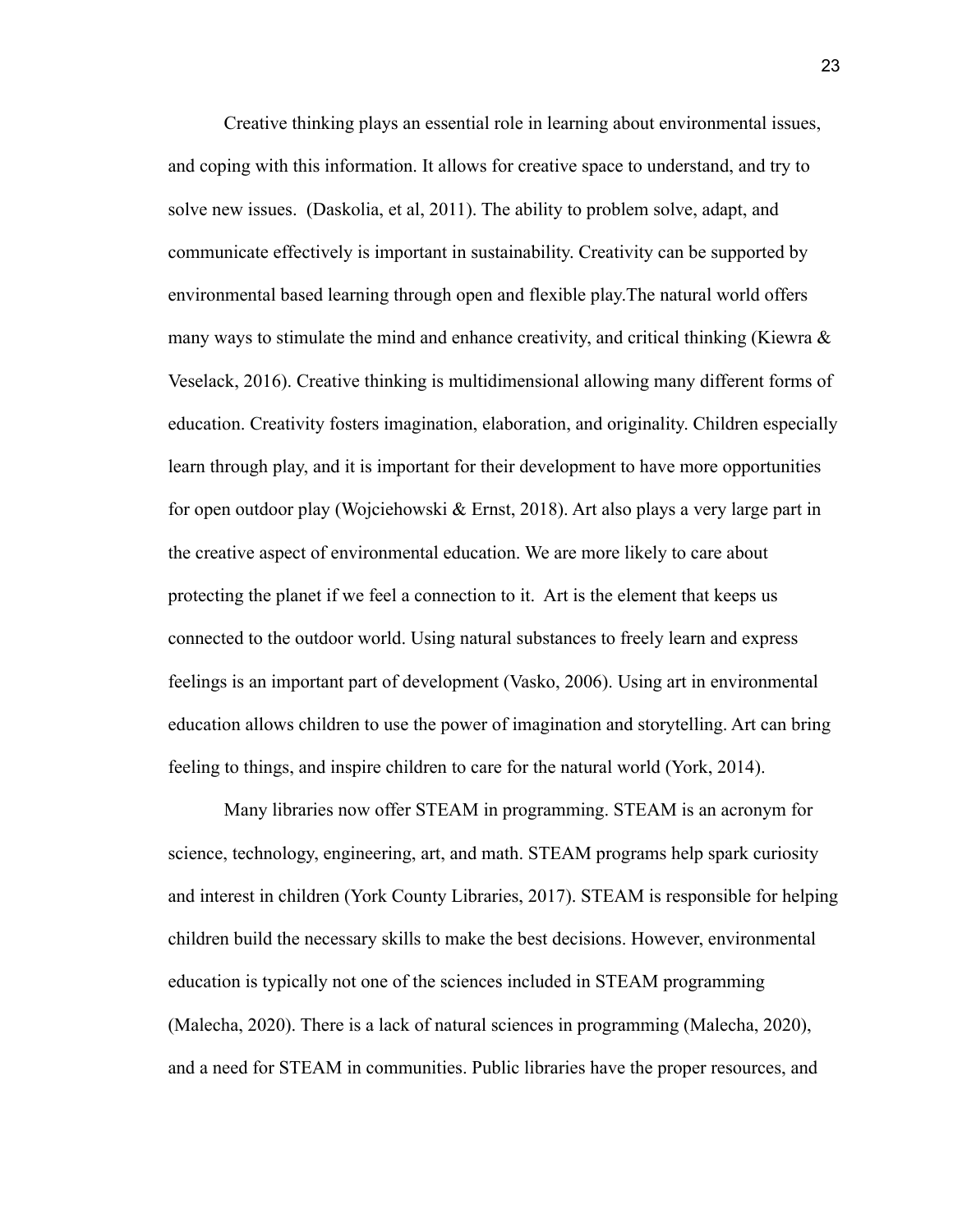Creative thinking plays an essential role in learning about environmental issues, and coping with this information. It allows for creative space to understand, and try to solve new issues.  (Daskolia, et al, 2011). The ability to problem solve, adapt, and communicate effectively is important in sustainability. Creativity can be supported by environmental based learning through open and flexible play.The natural world offers many ways to stimulate the mind and enhance creativity, and critical thinking (Kiewra & Veselack, 2016). Creative thinking is multidimensional allowing many different forms of education. Creativity fosters imagination, elaboration, and originality. Children especially learn through play, and it is important for their development to have more opportunities for open outdoor play (Wojciehowski & Ernst, 2018). Art also plays a very large part in the creative aspect of environmental education. We are more likely to care about protecting the planet if we feel a connection to it.  Art is the element that keeps us connected to the outdoor world. Using natural substances to freely learn and express feelings is an important part of development (Vasko, 2006). Using art in environmental education allows children to use the power of imagination and storytelling. Art can bring feeling to things, and inspire children to care for the natural world (York, 2014).

Many libraries now offer STEAM in programming. STEAM is an acronym for science, technology, engineering, art, and math. STEAM programs help spark curiosity and interest in children (York County Libraries, 2017). STEAM is responsible for helping children build the necessary skills to make the best decisions. However, environmental education is typically not one of the sciences included in STEAM programming (Malecha, 2020). There is a lack of natural sciences in programming (Malecha, 2020), and a need for STEAM in communities. Public libraries have the proper resources, and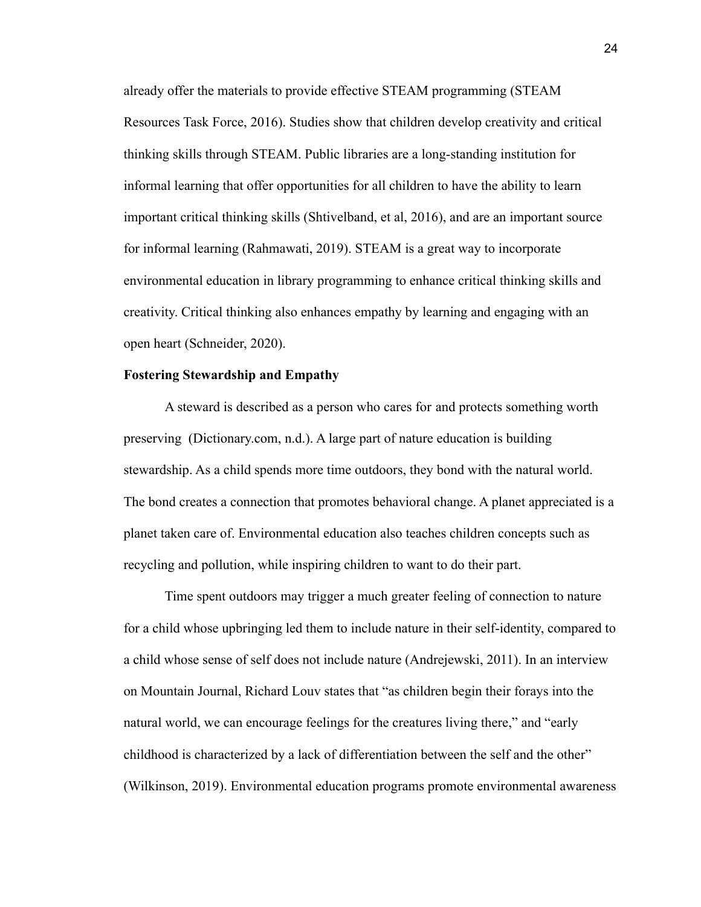already offer the materials to provide effective STEAM programming (STEAM Resources Task Force, 2016). Studies show that children develop creativity and critical thinking skills through STEAM. Public libraries are a long-standing institution for informal learning that offer opportunities for all children to have the ability to learn important critical thinking skills (Shtivelband, et al, 2016), and are an important source for informal learning (Rahmawati, 2019). STEAM is a great way to incorporate environmental education in library programming to enhance critical thinking skills and creativity. Critical thinking also enhances empathy by learning and engaging with an open heart (Schneider, 2020).

**Fostering Stewardship and Empathy**

A steward is described as a person who cares for and protects something worth preserving (Dictionary.com, n.d.). A large part of nature education is building stewardship. As a child spends more time outdoors, they bond with the natural world. The bond creates a connection that promotes behavioral change. A planet appreciated is a planet taken care of. Environmental education also teaches children concepts such as recycling and pollution, while inspiring children to want to do their part.

Time spent outdoors may trigger a much greater feeling of connection to nature for a child whose upbringing led them to include nature in their self-identity, compared to a child whose sense of self does not include nature (Andrejewski, 2011). In an interview on Mountain Journal, Richard Louv states that "as children begin their forays into the natural world, we can encourage feelings for the creatures living there," and "early childhood is characterized by a lack of differentiation between the self and the other" (Wilkinson, 2019). Environmental education programs promote environmental awareness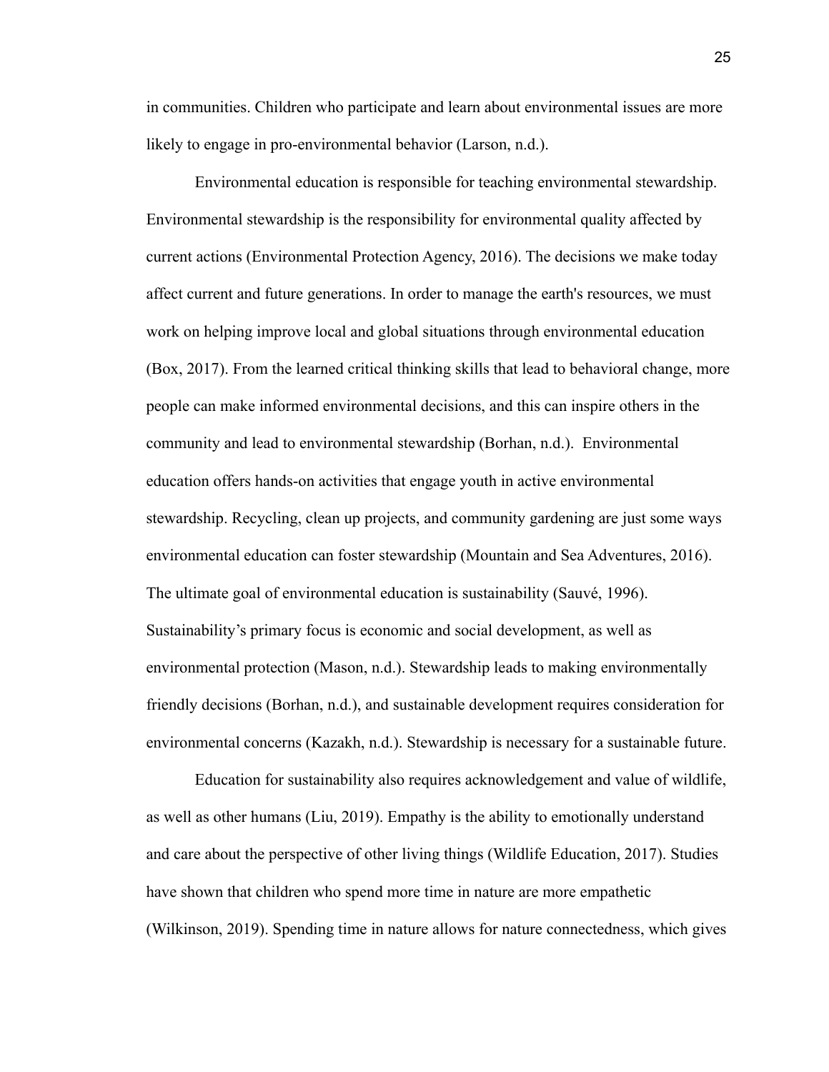in communities. Children who participate and learn about environmental issues are more likely to engage in pro-environmental behavior (Larson, n.d.).

Environmental education is responsible for teaching environmental stewardship. Environmental stewardship is the responsibility for environmental quality affected by current actions (Environmental Protection Agency, 2016). The decisions we make today affect current and future generations. In order to manage the earth's resources, we must work on helping improve local and global situations through environmental education (Box, 2017). From the learned critical thinking skills that lead to behavioral change, more people can make informed environmental decisions, and this can inspire others in the community and lead to environmental stewardship (Borhan, n.d.). Environmental education offers hands-on activities that engage youth in active environmental stewardship. Recycling, clean up projects, and community gardening are just some ways environmental education can foster stewardship (Mountain and Sea Adventures, 2016). The ultimate goal of environmental education is sustainability (Sauvé, 1996). Sustainability's primary focus is economic and social development, as well as environmental protection (Mason, n.d.). Stewardship leads to making environmentally friendly decisions (Borhan, n.d.), and sustainable development requires consideration for environmental concerns (Kazakh, n.d.). Stewardship is necessary for a sustainable future.

Education for sustainability also requires acknowledgement and value of wildlife, as well as other humans (Liu, 2019). Empathy is the ability to emotionally understand and care about the perspective of other living things (Wildlife Education, 2017). Studies have shown that children who spend more time in nature are more empathetic (Wilkinson, 2019). Spending time in nature allows for nature connectedness, which gives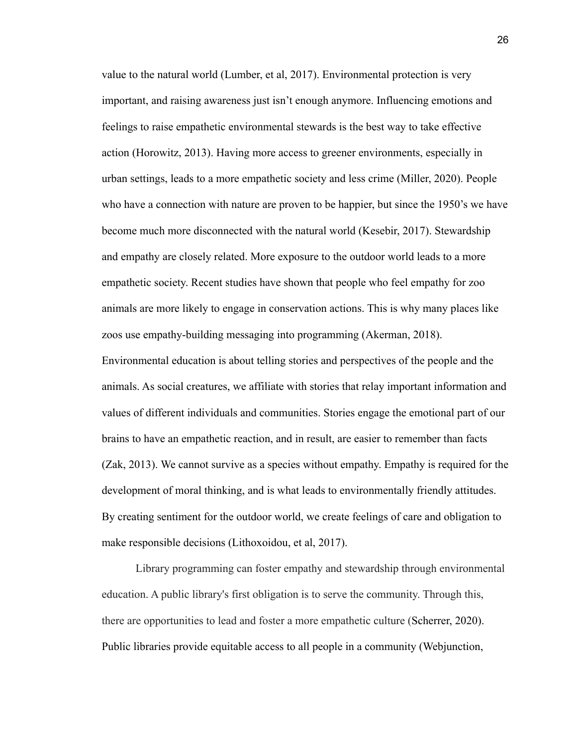value to the natural world (Lumber, et al, 2017). Environmental protection is very important, and raising awareness just isn't enough anymore. Influencing emotions and feelings to raise empathetic environmental stewards is the best way to take effective action (Horowitz, 2013). Having more access to greener environments, especially in urban settings, leads to a more empathetic society and less crime (Miller, 2020). People who have a connection with nature are proven to be happier, but since the 1950's we have become much more disconnected with the natural world (Kesebir, 2017). Stewardship and empathy are closely related. More exposure to the outdoor world leads to a more empathetic society. Recent studies have shown that people who feel empathy for zoo animals are more likely to engage in conservation actions. This is why many places like zoos use empathy-building messaging into programming (Akerman, 2018). Environmental education is about telling stories and perspectives of the people and the animals. As social creatures, we affiliate with stories that relay important information and values of different individuals and communities. Stories engage the emotional part of our brains to have an empathetic reaction, and in result, are easier to remember than facts (Zak, 2013). We cannot survive as a species without empathy. Empathy is required for the development of moral thinking, and is what leads to environmentally friendly attitudes. By creating sentiment for the outdoor world, we create feelings of care and obligation to make responsible decisions (Lithoxoidou, et al, 2017).

Library programming can foster empathy and stewardship through environmental education. A public library's first obligation is to serve the community. Through this, there are opportunities to lead and foster a more empathetic culture (Scherrer, 2020). Public libraries provide equitable access to all people in a community (Webjunction,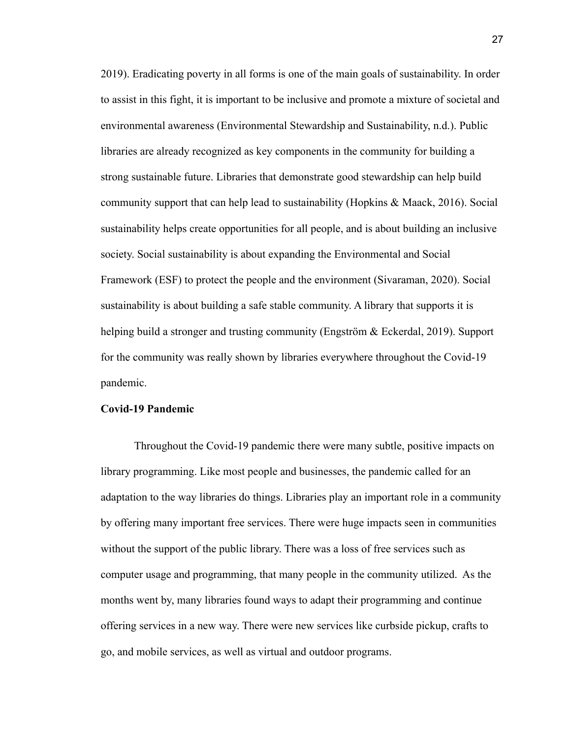2019). Eradicating poverty in all forms is one of the main goals of sustainability. In order to assist in this fight, it is important to be inclusive and promote a mixture of societal and environmental awareness (Environmental Stewardship and Sustainability, n.d.). Public libraries are already recognized as key components in the community for building a strong sustainable future. Libraries that demonstrate good stewardship can help build community support that can help lead to sustainability (Hopkins & Maack, 2016). Social sustainability helps create opportunities for all people, and is about building an inclusive society. Social sustainability is about expanding the Environmental and Social Framework (ESF) to protect the people and the environment (Sivaraman, 2020). Social sustainability is about building a safe stable community. A library that supports it is helping build a stronger and trusting community (Engström & Eckerdal, 2019). Support for the community was really shown by libraries everywhere throughout the Covid-19 pandemic.

**Covid-19 Pandemic**

Throughout the Covid-19 pandemic there were many subtle, positive impacts on library programming. Like most people and businesses, the pandemic called for an adaptation to the way libraries do things. Libraries play an important role in a community by offering many important free services. There were huge impacts seen in communities without the support of the public library. There was a loss of free services such as computer usage and programming, that many people in the community utilized. As the months went by, many libraries found ways to adapt their programming and continue offering services in a new way. There were new services like curbside pickup, crafts to go, and mobile services, as well as virtual and outdoor programs.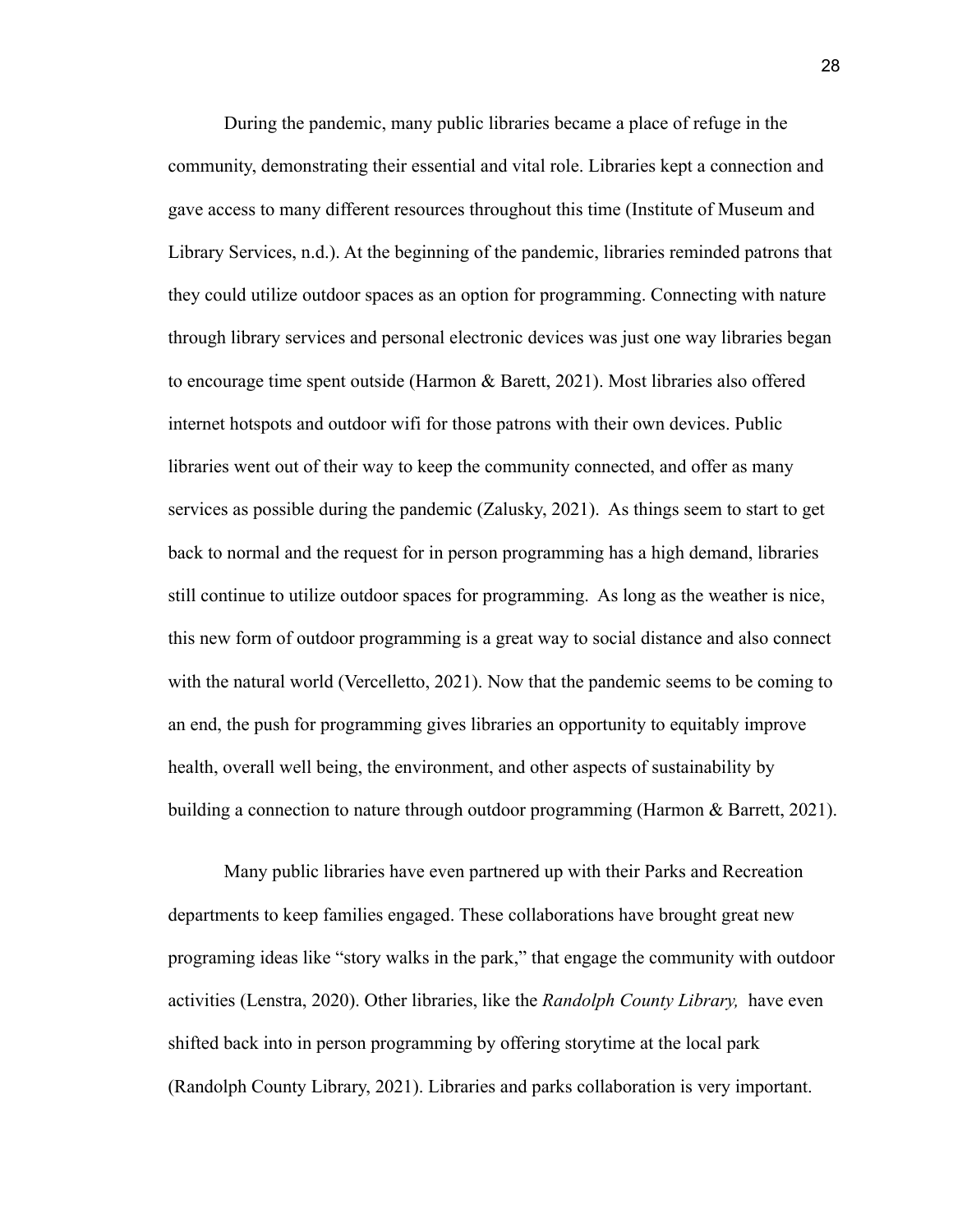During the pandemic, many public libraries became a place of refuge in the community, demonstrating their essential and vital role. Libraries kept a connection and gave access to many different resources throughout this time (Institute of Museum and Library Services, n.d.). At the beginning of the pandemic, libraries reminded patrons that they could utilize outdoor spaces as an option for programming. Connecting with nature through library services and personal electronic devices was just one way libraries began to encourage time spent outside (Harmon & Barett, 2021). Most libraries also offered internet hotspots and outdoor wifi for those patrons with their own devices. Public libraries went out of their way to keep the community connected, and offer as many services as possible during the pandemic (Zalusky, 2021). As things seem to start to get back to normal and the request for in person programming has a high demand, libraries still continue to utilize outdoor spaces for programming. As long as the weather is nice, this new form of outdoor programming is a great way to social distance and also connect with the natural world (Vercelletto, 2021). Now that the pandemic seems to be coming to an end, the push for programming gives libraries an opportunity to equitably improve health, overall well being, the environment, and other aspects of sustainability by building a connection to nature through outdoor programming (Harmon & Barrett, 2021).

Many public libraries have even partnered up with their Parks and Recreation departments to keep families engaged. These collaborations have brought great new programing ideas like "story walks in the park," that engage the community with outdoor activities (Lenstra, 2020). Other libraries, like the *Randolph County Library,* have even shifted back into in person programming by offering storytime at the local park (Randolph County Library, 2021). Libraries and parks collaboration is very important.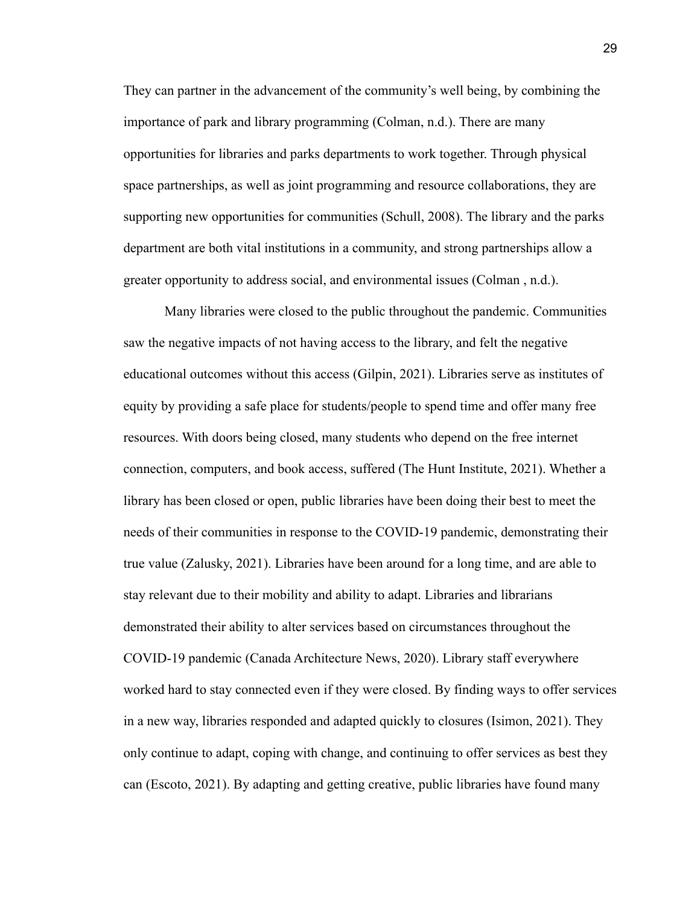They can partner in the advancement of the community's well being, by combining the importance of park and library programming (Colman, n.d.). There are many opportunities for libraries and parks departments to work together. Through physical space partnerships, as well as joint programming and resource collaborations, they are supporting new opportunities for communities (Schull, 2008). The library and the parks department are both vital institutions in a community, and strong partnerships allow a greater opportunity to address social, and environmental issues (Colman , n.d.).

Many libraries were closed to the public throughout the pandemic. Communities saw the negative impacts of not having access to the library, and felt the negative educational outcomes without this access (Gilpin, 2021). Libraries serve as institutes of equity by providing a safe place for students/people to spend time and offer many free resources. With doors being closed, many students who depend on the free internet connection, computers, and book access, suffered (The Hunt Institute, 2021). Whether a library has been closed or open, public libraries have been doing their best to meet the needs of their communities in response to the COVID-19 pandemic, demonstrating their true value (Zalusky, 2021). Libraries have been around for a long time, and are able to stay relevant due to their mobility and ability to adapt. Libraries and librarians demonstrated their ability to alter services based on circumstances throughout the COVID-19 pandemic (Canada Architecture News, 2020). Library staff everywhere worked hard to stay connected even if they were closed. By finding ways to offer services in a new way, libraries responded and adapted quickly to closures (Isimon, 2021). They only continue to adapt, coping with change, and continuing to offer services as best they can (Escoto, 2021). By adapting and getting creative, public libraries have found many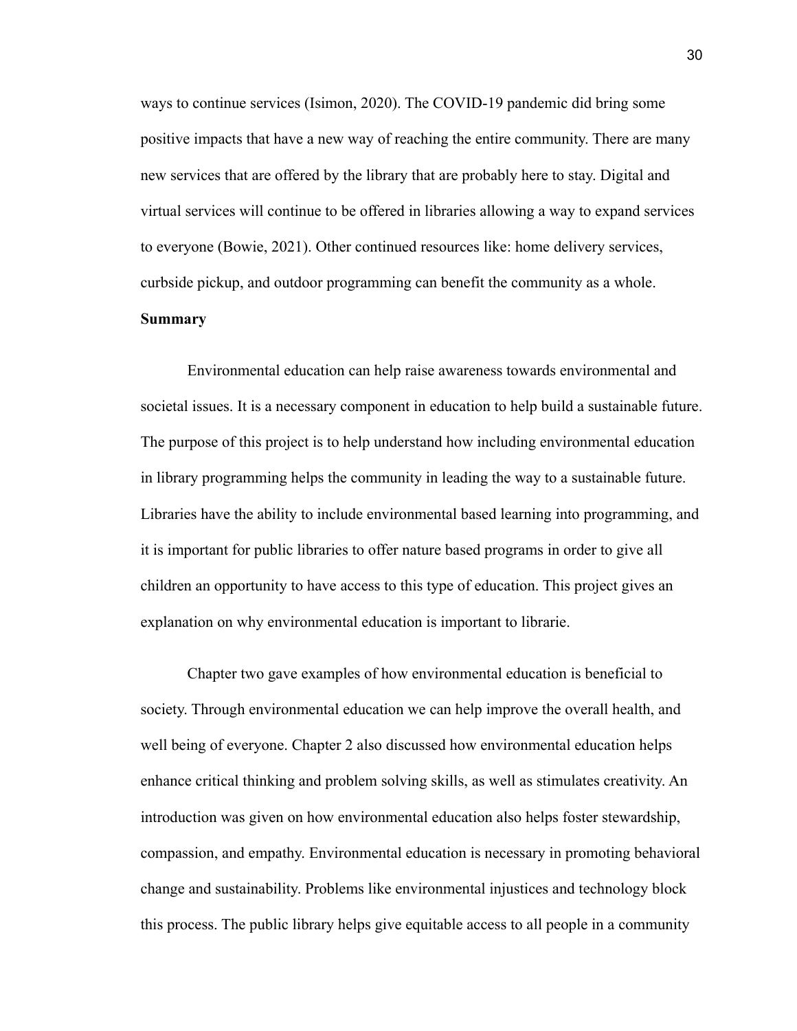ways to continue services (Isimon, 2020). The COVID-19 pandemic did bring some positive impacts that have a new way of reaching the entire community. There are many new services that are offered by the library that are probably here to stay. Digital and virtual services will continue to be offered in libraries allowing a way to expand services to everyone (Bowie, 2021). Other continued resources like: home delivery services, curbside pickup, and outdoor programming can benefit the community as a whole.

**Summary**

Environmental education can help raise awareness towards environmental and societal issues. It is a necessary component in education to help build a sustainable future. The purpose of this project is to help understand how including environmental education in library programming helps the community in leading the way to a sustainable future. Libraries have the ability to include environmental based learning into programming, and it is important for public libraries to offer nature based programs in order to give all children an opportunity to have access to this type of education. This project gives an explanation on why environmental education is important to librarie.

Chapter two gave examples of how environmental education is beneficial to society. Through environmental education we can help improve the overall health, and well being of everyone. Chapter 2 also discussed how environmental education helps enhance critical thinking and problem solving skills, as well as stimulates creativity. An introduction was given on how environmental education also helps foster stewardship, compassion, and empathy. Environmental education is necessary in promoting behavioral change and sustainability. Problems like environmental injustices and technology block this process. The public library helps give equitable access to all people in a community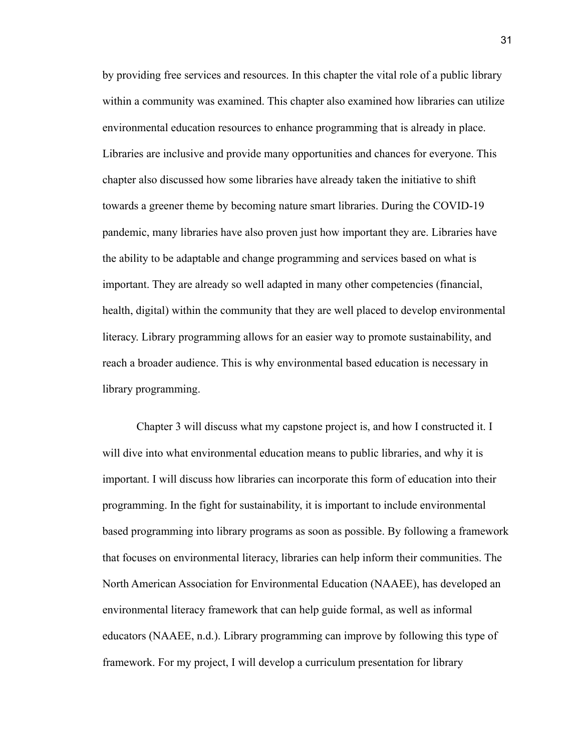by providing free services and resources. In this chapter the vital role of a public library within a community was examined. This chapter also examined how libraries can utilize environmental education resources to enhance programming that is already in place. Libraries are inclusive and provide many opportunities and chances for everyone. This chapter also discussed how some libraries have already taken the initiative to shift towards a greener theme by becoming nature smart libraries. During the COVID-19 pandemic, many libraries have also proven just how important they are. Libraries have the ability to be adaptable and change programming and services based on what is important. They are already so well adapted in many other competencies (financial, health, digital) within the community that they are well placed to develop environmental literacy. Library programming allows for an easier way to promote sustainability, and reach a broader audience. This is why environmental based education is necessary in library programming.

Chapter 3 will discuss what my capstone project is, and how I constructed it. I will dive into what environmental education means to public libraries, and why it is important. I will discuss how libraries can incorporate this form of education into their programming. In the fight for sustainability, it is important to include environmental based programming into library programs as soon as possible. By following a framework that focuses on environmental literacy, libraries can help inform their communities. The North American Association for Environmental Education (NAAEE), has developed an environmental literacy framework that can help guide formal, as well as informal educators (NAAEE, n.d.). Library programming can improve by following this type of framework. For my project, I will develop a curriculum presentation for library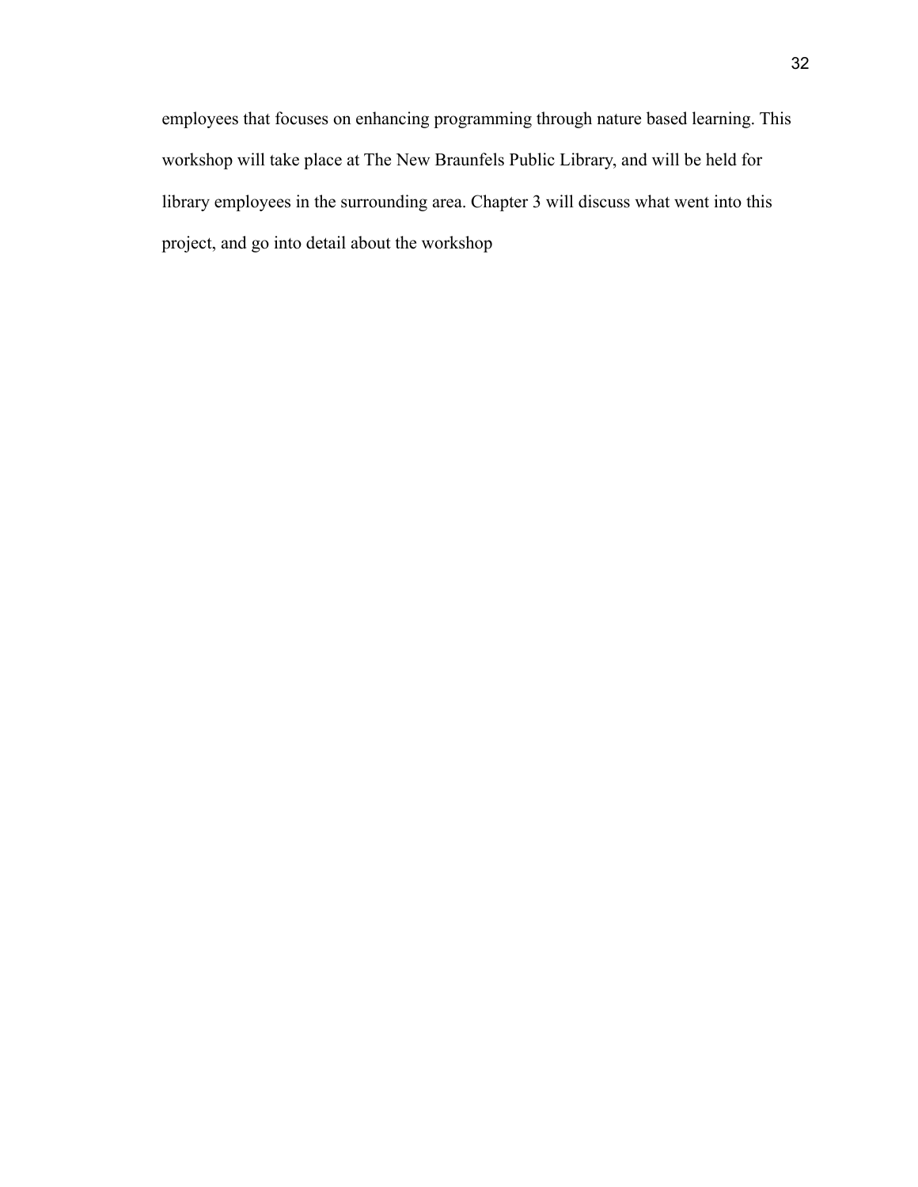employees that focuses on enhancing programming through nature based learning. This workshop will take place at The New Braunfels Public Library, and will be held for library employees in the surrounding area. Chapter 3 will discuss what went into this project, and go into detail about the workshop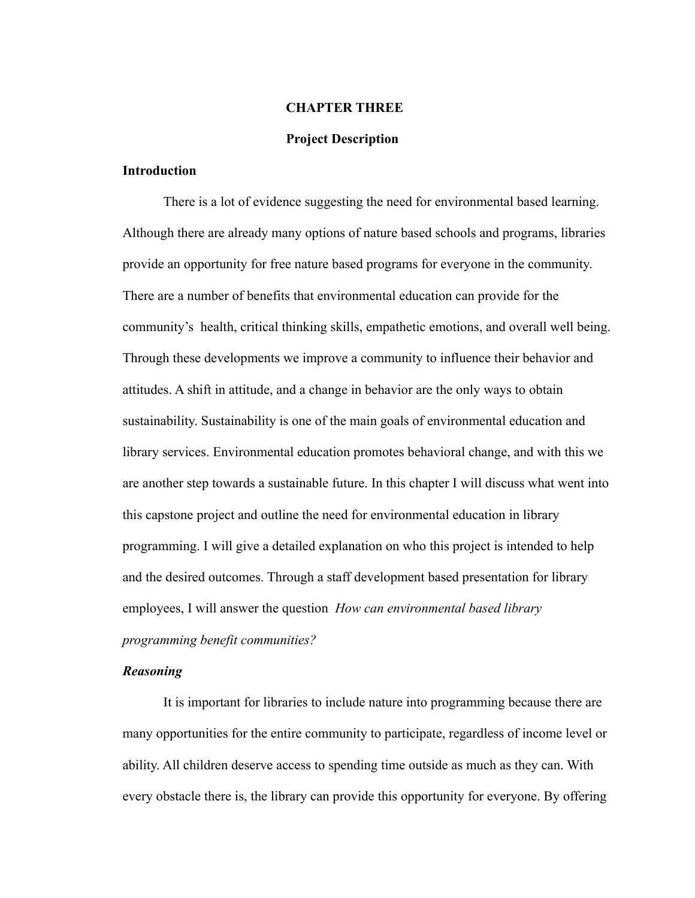# CHAPTER THREE

## Project Description

### Introduction

There is a lot of evidence suggesting the need for environmental based learning. Although there are already many options of nature based schools and programs, libraries provide an opportunity for free nature based programs for everyone in the community. There are a number of benefits that environmental education can provide for the community's health, critical thinking skills, empathetic emotions, and overall well being. Through these developments we improve a community to influence their behavior and attitudes. A shift in attitude, and a change in behavior are the only ways to obtain sustainability. Sustainability is one of the main goals of environmental education and library services. Environmental education promotes behavioral change, and with this we are another step towards a sustainable future. In this chapter I will discuss what went into this capstone project and outline the need for environmental education in library programming. I will give a detailed explanation on who this project is intended to help and the desired outcomes. Through a staff development based presentation for library employees, I will answer the question *How can environmental based library programming benefit communities?*

#### *Reasoning*

It is important for libraries to include nature into programming because there are many opportunities for the entire community to participate, regardless of income level or ability. All children deserve access to spending time outside as much as they can. With every obstacle there is, the library can provide this opportunity for everyone. By offering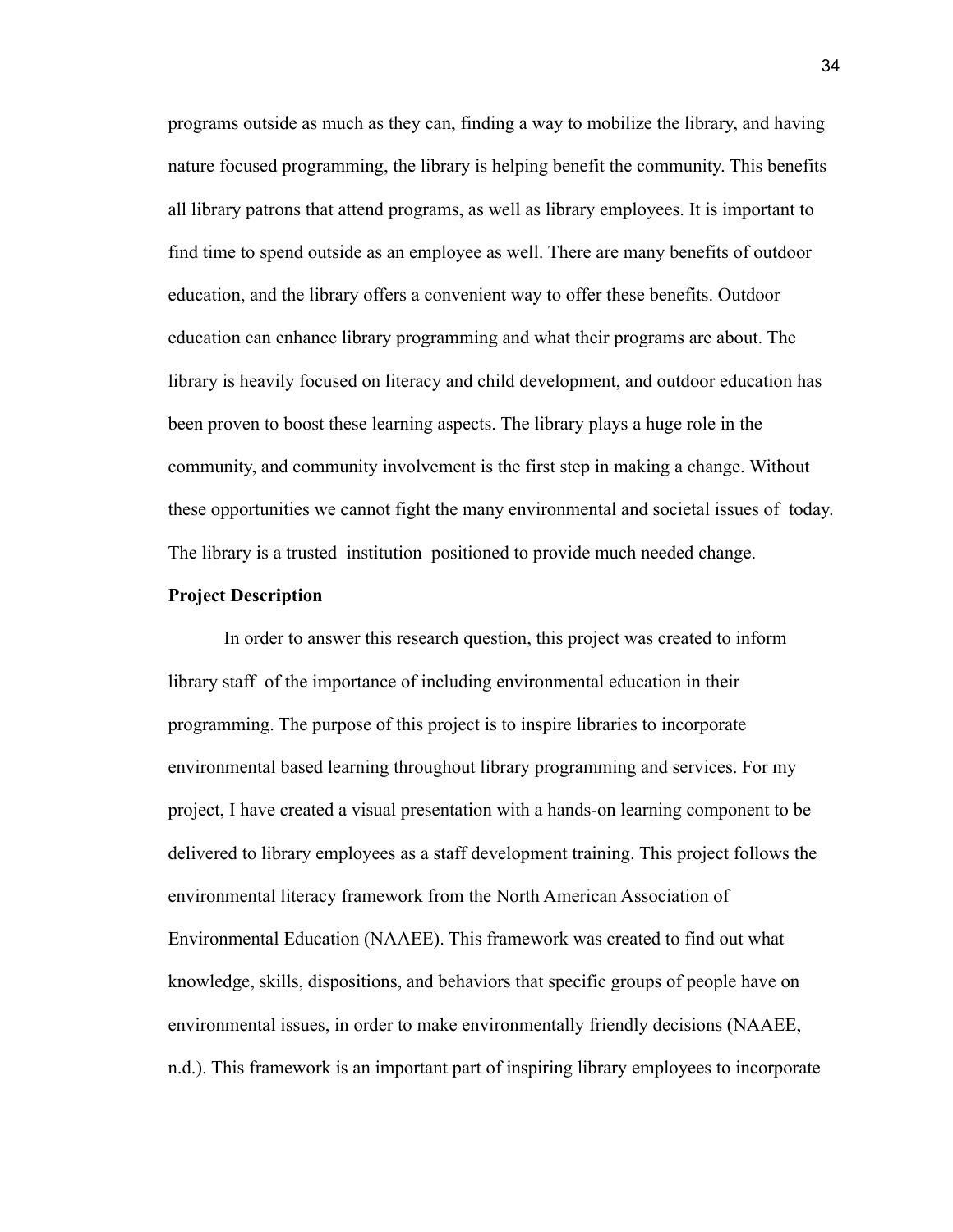programs outside as much as they can, finding a way to mobilize the library, and having nature focused programming, the library is helping benefit the community. This benefits all library patrons that attend programs, as well as library employees. It is important to find time to spend outside as an employee as well. There are many benefits of outdoor education, and the library offers a convenient way to offer these benefits. Outdoor education can enhance library programming and what their programs are about. The library is heavily focused on literacy and child development, and outdoor education has been proven to boost these learning aspects. The library plays a huge role in the community, and community involvement is the first step in making a change. Without these opportunities we cannot fight the many environmental and societal issues of today. The library is a trusted institution positioned to provide much needed change.

**Project Description**

In order to answer this research question, this project was created to inform library staff of the importance of including environmental education in their programming. The purpose of this project is to inspire libraries to incorporate environmental based learning throughout library programming and services. For my project, I have created a visual presentation with a hands-on learning component to be delivered to library employees as a staff development training. This project follows the environmental literacy framework from the North American Association of Environmental Education (NAAEE). This framework was created to find out what knowledge, skills, dispositions, and behaviors that specific groups of people have on environmental issues, in order to make environmentally friendly decisions (NAAEE, n.d.). This framework is an important part of inspiring library employees to incorporate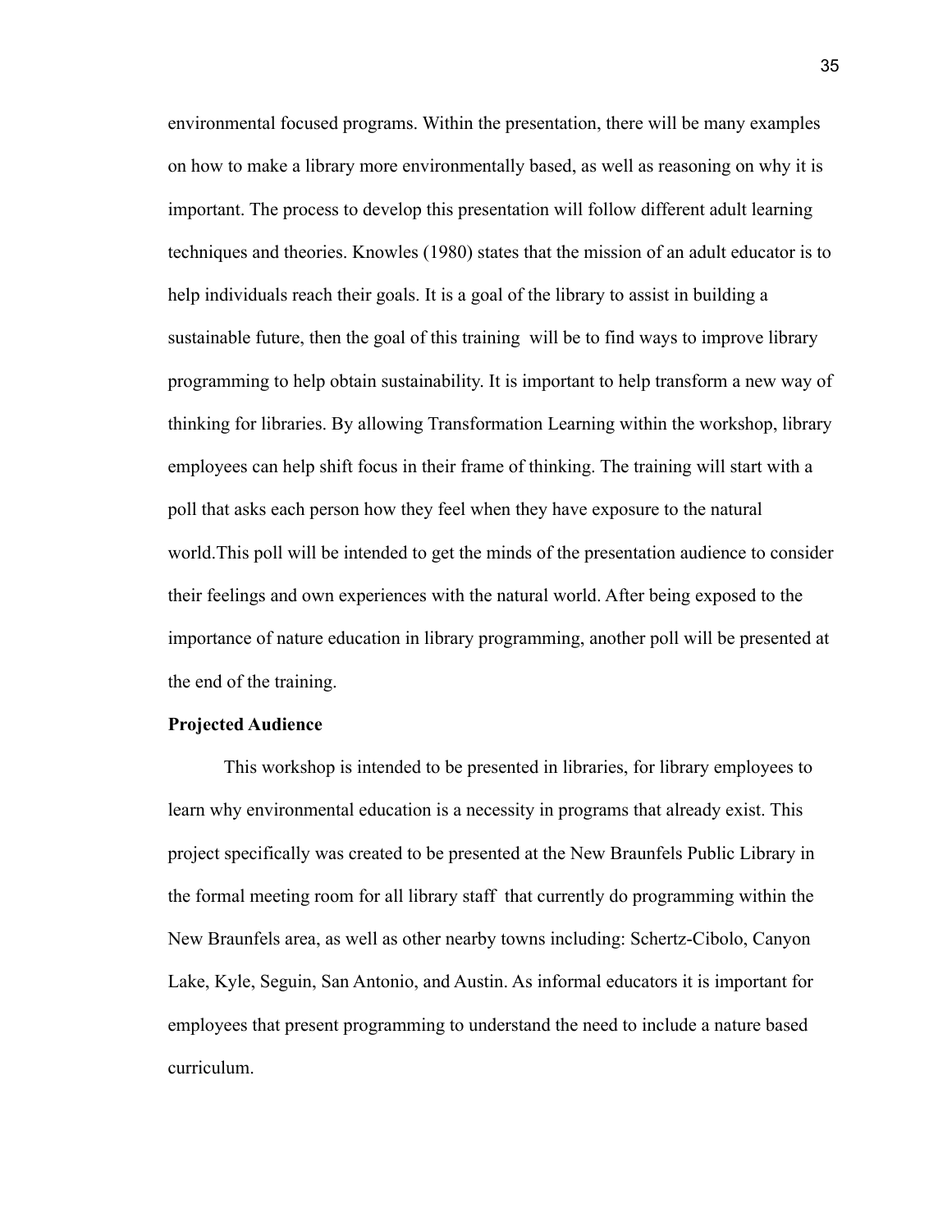environmental focused programs. Within the presentation, there will be many examples on how to make a library more environmentally based, as well as reasoning on why it is important. The process to develop this presentation will follow different adult learning techniques and theories. Knowles (1980) states that the mission of an adult educator is to help individuals reach their goals. It is a goal of the library to assist in building a sustainable future, then the goal of this training will be to find ways to improve library programming to help obtain sustainability. It is important to help transform a new way of thinking for libraries. By allowing Transformation Learning within the workshop, library employees can help shift focus in their frame of thinking. The training will start with a poll that asks each person how they feel when they have exposure to the natural world.This poll will be intended to get the minds of the presentation audience to consider their feelings and own experiences with the natural world. After being exposed to the importance of nature education in library programming, another poll will be presented at the end of the training.

**Projected Audience**

This workshop is intended to be presented in libraries, for library employees to learn why environmental education is a necessity in programs that already exist. This project specifically was created to be presented at the New Braunfels Public Library in the formal meeting room for all library staff that currently do programming within the New Braunfels area, as well as other nearby towns including: Schertz-Cibolo, Canyon Lake, Kyle, Seguin, San Antonio, and Austin. As informal educators it is important for employees that present programming to understand the need to include a nature based curriculum.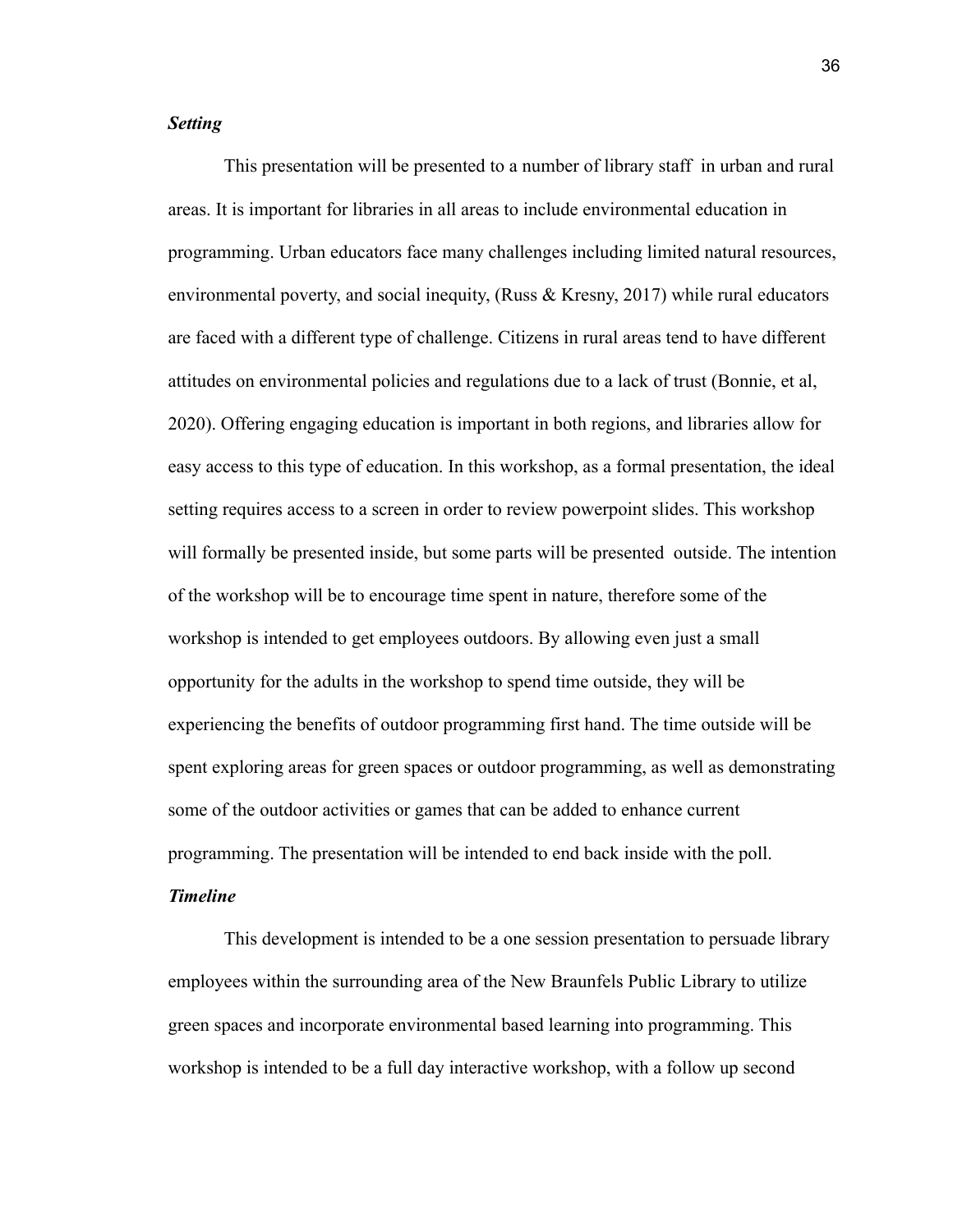### *Setting*

This presentation will be presented to a number of library staff  in urban and rural areas. It is important for libraries in all areas to include environmental education in programming. Urban educators face many challenges including limited natural resources, environmental poverty, and social inequity, (Russ & Kresny, 2017) while rural educators are faced with a different type of challenge. Citizens in rural areas tend to have different attitudes on environmental policies and regulations due to a lack of trust (Bonnie, et al, 2020). Offering engaging education is important in both regions, and libraries allow for easy access to this type of education. In this workshop, as a formal presentation, the ideal setting requires access to a screen in order to review powerpoint slides. This workshop will formally be presented inside, but some parts will be presented  outside. The intention of the workshop will be to encourage time spent in nature, therefore some of the workshop is intended to get employees outdoors. By allowing even just a small opportunity for the adults in the workshop to spend time outside, they will be experiencing the benefits of outdoor programming first hand. The time outside will be spent exploring areas for green spaces or outdoor programming, as well as demonstrating some of the outdoor activities or games that can be added to enhance current programming. The presentation will be intended to end back inside with the poll.

### *Timeline*

This development is intended to be a one session presentation to persuade library employees within the surrounding area of the New Braunfels Public Library to utilize green spaces and incorporate environmental based learning into programming. This workshop is intended to be a full day interactive workshop, with a follow up second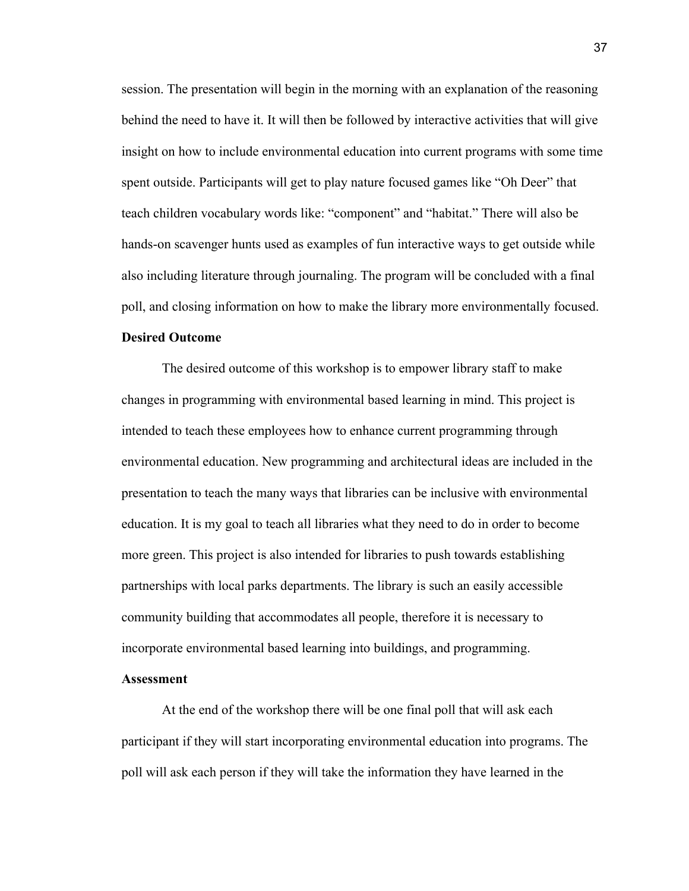session. The presentation will begin in the morning with an explanation of the reasoning behind the need to have it. It will then be followed by interactive activities that will give insight on how to include environmental education into current programs with some time spent outside. Participants will get to play nature focused games like "Oh Deer" that teach children vocabulary words like: "component" and "habitat." There will also be hands-on scavenger hunts used as examples of fun interactive ways to get outside while also including literature through journaling. The program will be concluded with a final poll, and closing information on how to make the library more environmentally focused.

**Desired Outcome**

The desired outcome of this workshop is to empower library staff to make changes in programming with environmental based learning in mind. This project is intended to teach these employees how to enhance current programming through environmental education. New programming and architectural ideas are included in the presentation to teach the many ways that libraries can be inclusive with environmental education. It is my goal to teach all libraries what they need to do in order to become more green. This project is also intended for libraries to push towards establishing partnerships with local parks departments. The library is such an easily accessible community building that accommodates all people, therefore it is necessary to incorporate environmental based learning into buildings, and programming.

**Assessment**

At the end of the workshop there will be one final poll that will ask each participant if they will start incorporating environmental education into programs. The poll will ask each person if they will take the information they have learned in the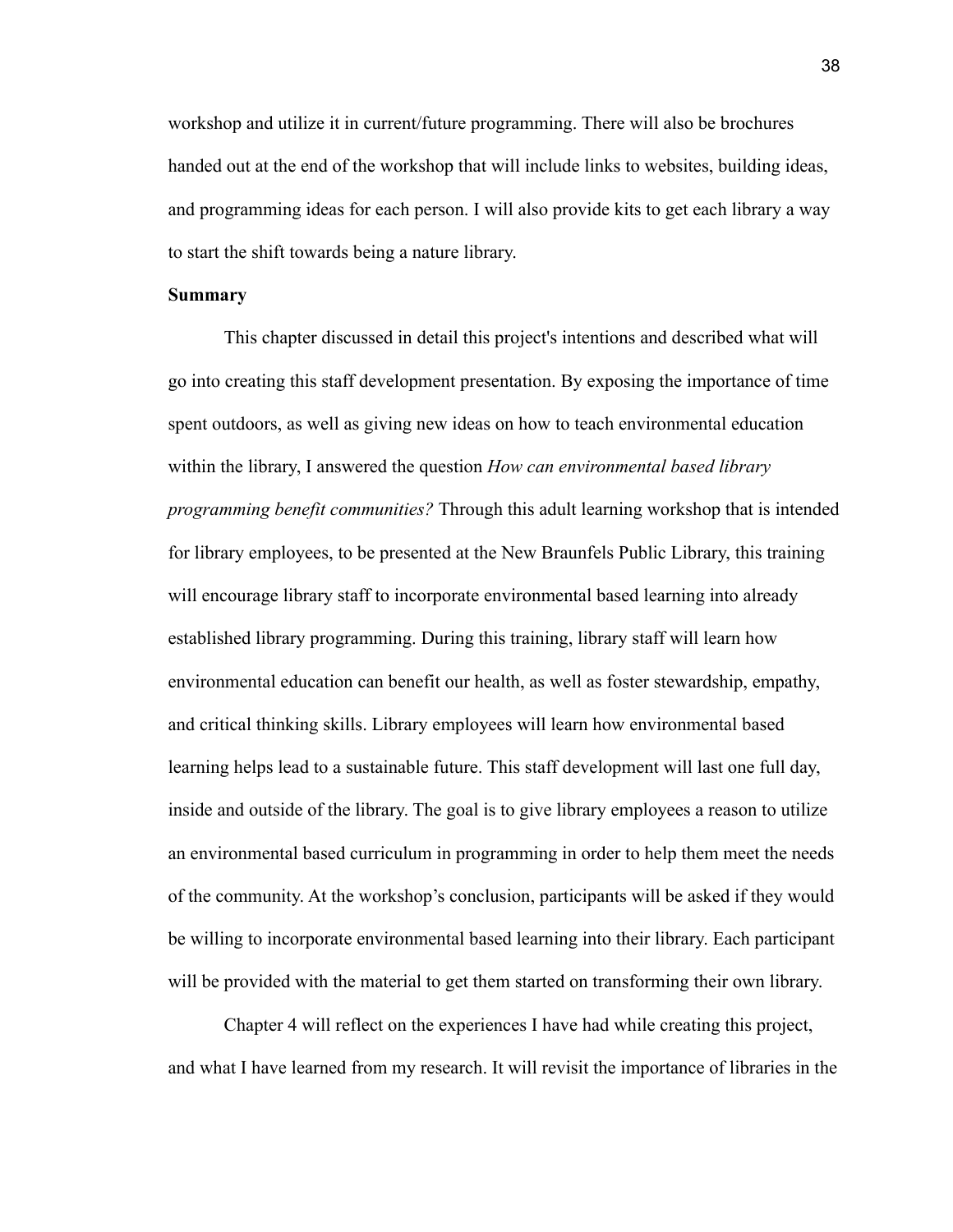workshop and utilize it in current/future programming. There will also be brochures handed out at the end of the workshop that will include links to websites, building ideas, and programming ideas for each person. I will also provide kits to get each library a way to start the shift towards being a nature library.

**Summary**

This chapter discussed in detail this project's intentions and described what will go into creating this staff development presentation. By exposing the importance of time spent outdoors, as well as giving new ideas on how to teach environmental education within the library, I answered the question *How can environmental based library programming benefit communities?* Through this adult learning workshop that is intended for library employees, to be presented at the New Braunfels Public Library, this training will encourage library staff to incorporate environmental based learning into already established library programming. During this training, library staff will learn how environmental education can benefit our health, as well as foster stewardship, empathy, and critical thinking skills. Library employees will learn how environmental based learning helps lead to a sustainable future. This staff development will last one full day, inside and outside of the library. The goal is to give library employees a reason to utilize an environmental based curriculum in programming in order to help them meet the needs of the community. At the workshop's conclusion, participants will be asked if they would be willing to incorporate environmental based learning into their library. Each participant will be provided with the material to get them started on transforming their own library.

Chapter 4 will reflect on the experiences I have had while creating this project, and what I have learned from my research. It will revisit the importance of libraries in the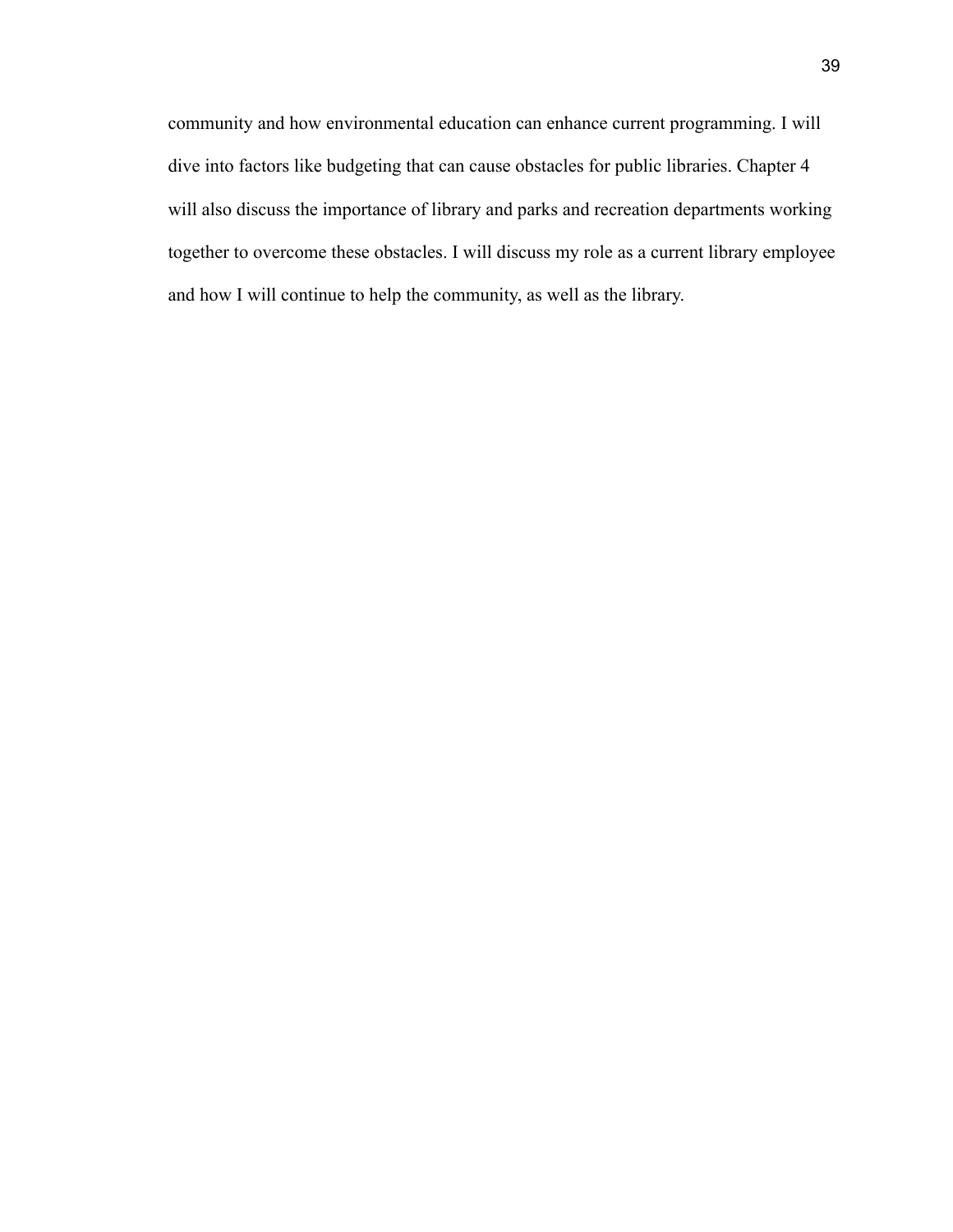community and how environmental education can enhance current programming. I will dive into factors like budgeting that can cause obstacles for public libraries. Chapter 4 will also discuss the importance of library and parks and recreation departments working together to overcome these obstacles. I will discuss my role as a current library employee and how I will continue to help the community, as well as the library.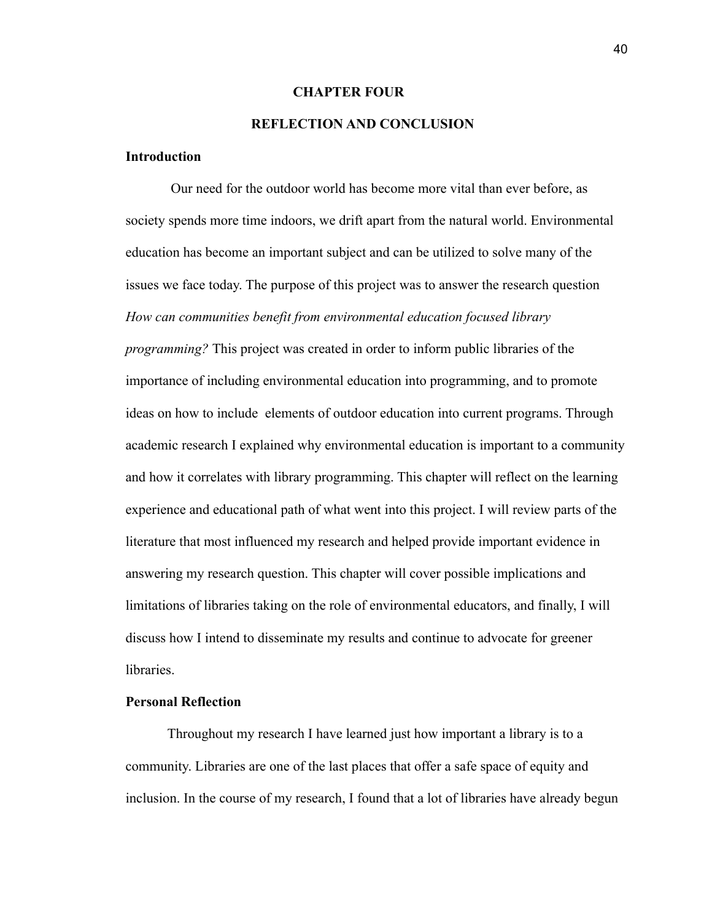# CHAPTER FOUR

# REFLECTION AND CONCLUSION

## Introduction

Our need for the outdoor world has become more vital than ever before, as society spends more time indoors, we drift apart from the natural world. Environmental education has become an important subject and can be utilized to solve many of the issues we face today. The purpose of this project was to answer the research question *How can communities benefit from environmental education focused library programming?* This project was created in order to inform public libraries of the importance of including environmental education into programming, and to promote ideas on how to include elements of outdoor education into current programs. Through academic research I explained why environmental education is important to a community and how it correlates with library programming. This chapter will reflect on the learning experience and educational path of what went into this project. I will review parts of the literature that most influenced my research and helped provide important evidence in answering my research question. This chapter will cover possible implications and limitations of libraries taking on the role of environmental educators, and finally, I will discuss how I intend to disseminate my results and continue to advocate for greener libraries.

## Personal Reflection

Throughout my research I have learned just how important a library is to a community. Libraries are one of the last places that offer a safe space of equity and inclusion. In the course of my research, I found that a lot of libraries have already begun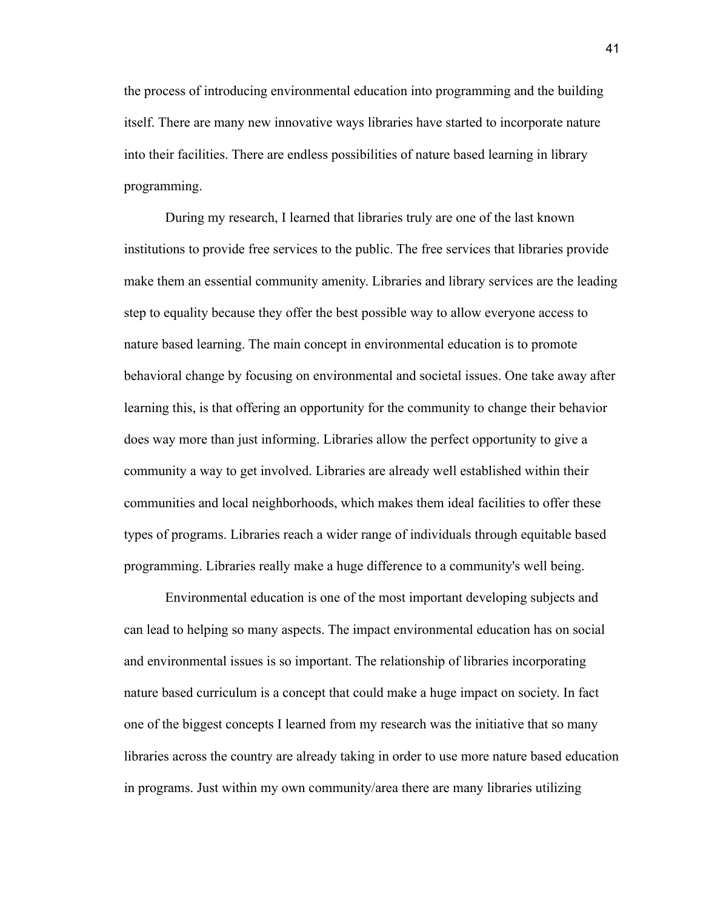the process of introducing environmental education into programming and the building itself. There are many new innovative ways libraries have started to incorporate nature into their facilities. There are endless possibilities of nature based learning in library programming.

During my research, I learned that libraries truly are one of the last known institutions to provide free services to the public. The free services that libraries provide make them an essential community amenity. Libraries and library services are the leading step to equality because they offer the best possible way to allow everyone access to nature based learning. The main concept in environmental education is to promote behavioral change by focusing on environmental and societal issues. One take away after learning this, is that offering an opportunity for the community to change their behavior does way more than just informing. Libraries allow the perfect opportunity to give a community a way to get involved. Libraries are already well established within their communities and local neighborhoods, which makes them ideal facilities to offer these types of programs. Libraries reach a wider range of individuals through equitable based programming. Libraries really make a huge difference to a community's well being.

Environmental education is one of the most important developing subjects and can lead to helping so many aspects. The impact environmental education has on social and environmental issues is so important. The relationship of libraries incorporating nature based curriculum is a concept that could make a huge impact on society. In fact one of the biggest concepts I learned from my research was the initiative that so many libraries across the country are already taking in order to use more nature based education in programs. Just within my own community/area there are many libraries utilizing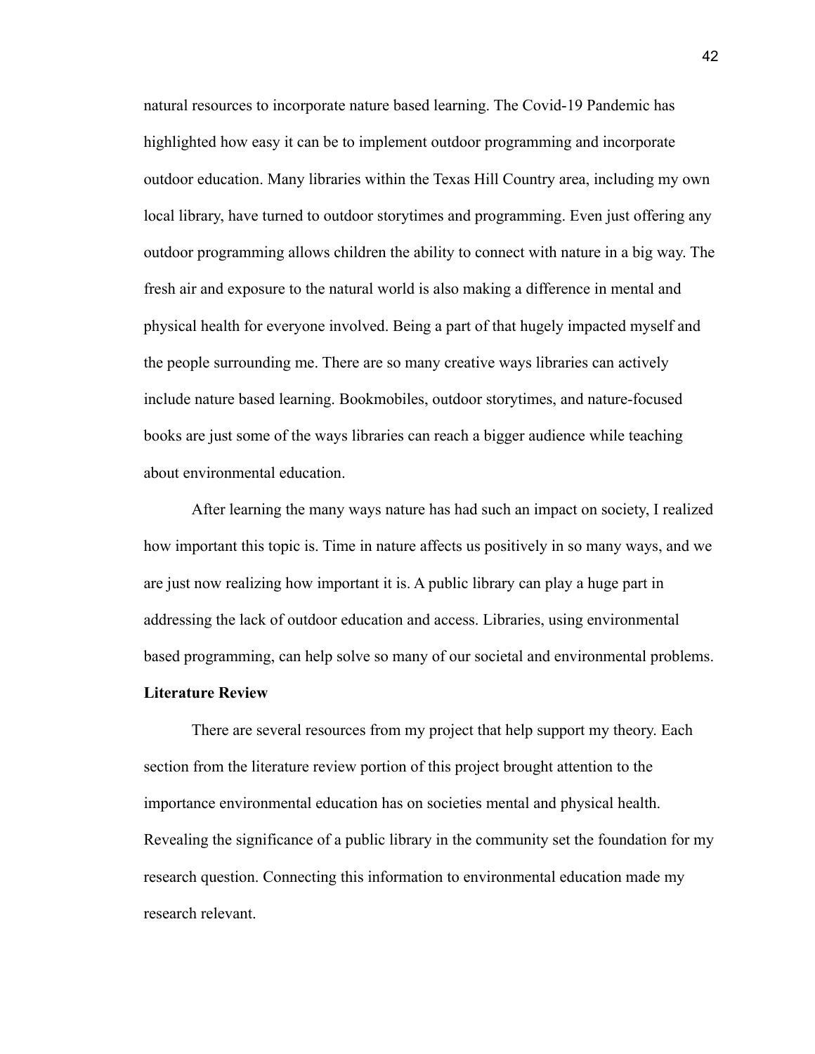natural resources to incorporate nature based learning. The Covid-19 Pandemic has highlighted how easy it can be to implement outdoor programming and incorporate outdoor education. Many libraries within the Texas Hill Country area, including my own local library, have turned to outdoor storytimes and programming. Even just offering any outdoor programming allows children the ability to connect with nature in a big way. The fresh air and exposure to the natural world is also making a difference in mental and physical health for everyone involved. Being a part of that hugely impacted myself and the people surrounding me. There are so many creative ways libraries can actively include nature based learning. Bookmobiles, outdoor storytimes, and nature-focused books are just some of the ways libraries can reach a bigger audience while teaching about environmental education.

After learning the many ways nature has had such an impact on society, I realized how important this topic is. Time in nature affects us positively in so many ways, and we are just now realizing how important it is. A public library can play a huge part in addressing the lack of outdoor education and access. Libraries, using environmental based programming, can help solve so many of our societal and environmental problems.

**Literature Review**

There are several resources from my project that help support my theory. Each section from the literature review portion of this project brought attention to the importance environmental education has on societies mental and physical health. Revealing the significance of a public library in the community set the foundation for my research question. Connecting this information to environmental education made my research relevant.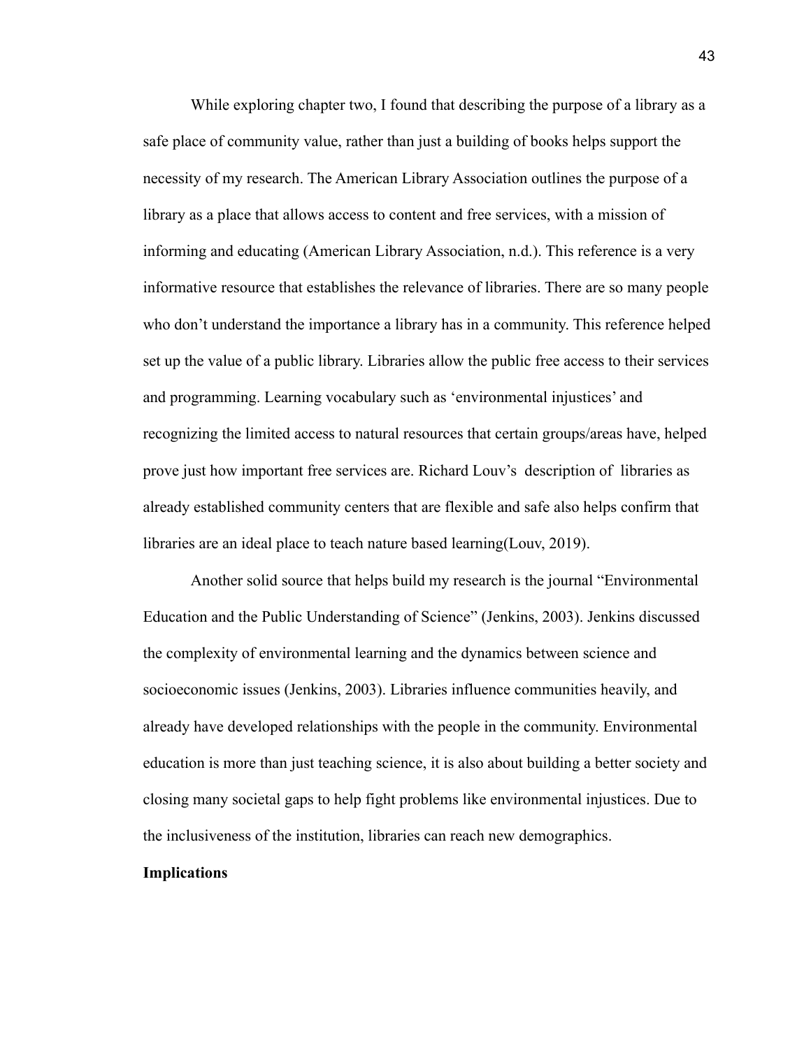While exploring chapter two, I found that describing the purpose of a library as a safe place of community value, rather than just a building of books helps support the necessity of my research. The American Library Association outlines the purpose of a library as a place that allows access to content and free services, with a mission of informing and educating (American Library Association, n.d.). This reference is a very informative resource that establishes the relevance of libraries. There are so many people who don't understand the importance a library has in a community. This reference helped set up the value of a public library. Libraries allow the public free access to their services and programming. Learning vocabulary such as 'environmental injustices' and recognizing the limited access to natural resources that certain groups/areas have, helped prove just how important free services are. Richard Louv's description of libraries as already established community centers that are flexible and safe also helps confirm that libraries are an ideal place to teach nature based learning(Louv, 2019).

Another solid source that helps build my research is the journal "Environmental Education and the Public Understanding of Science" (Jenkins, 2003). Jenkins discussed the complexity of environmental learning and the dynamics between science and socioeconomic issues (Jenkins, 2003). Libraries influence communities heavily, and already have developed relationships with the people in the community. Environmental education is more than just teaching science, it is also about building a better society and closing many societal gaps to help fight problems like environmental injustices. Due to the inclusiveness of the institution, libraries can reach new demographics.

**Implications**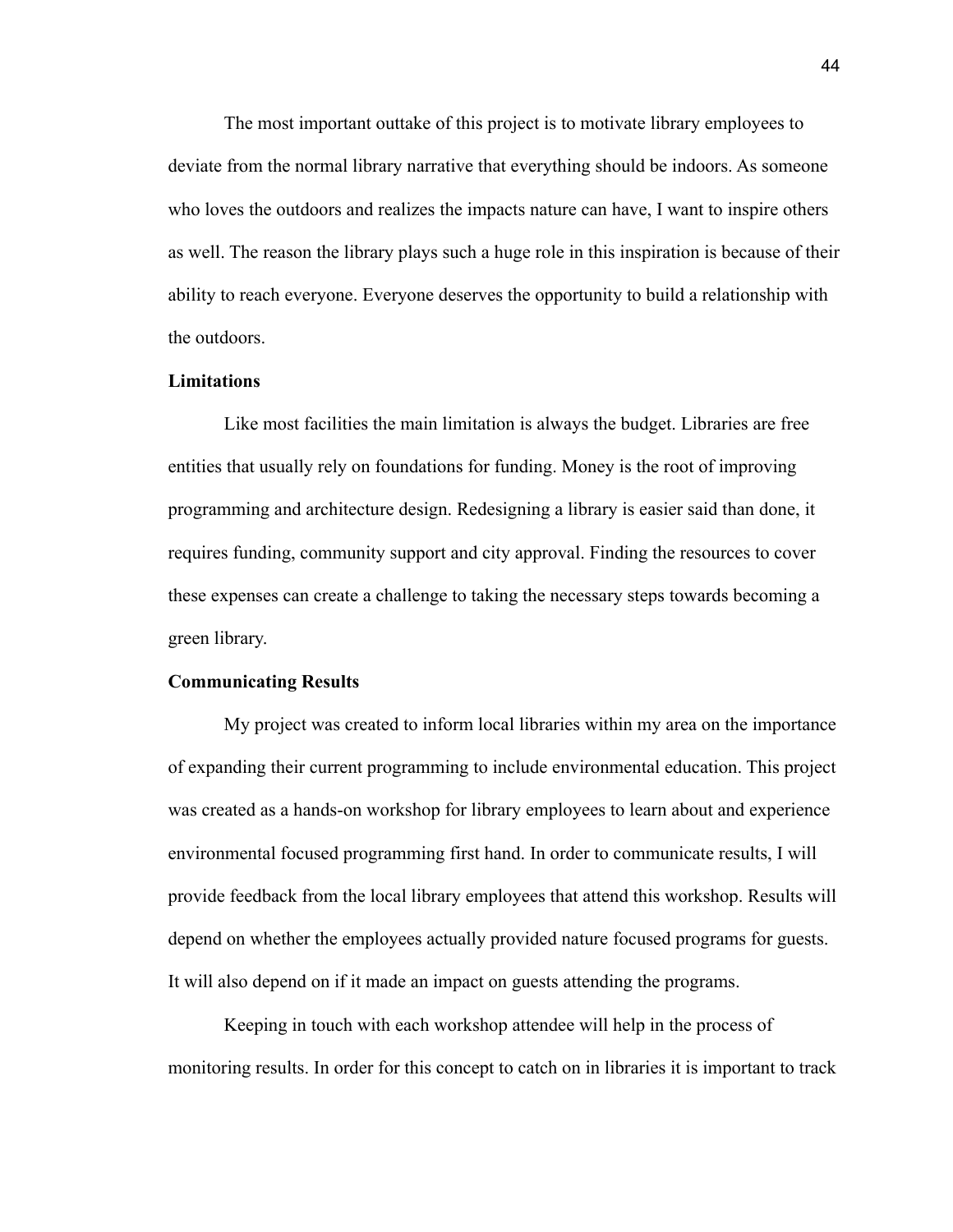The most important outtake of this project is to motivate library employees to deviate from the normal library narrative that everything should be indoors. As someone who loves the outdoors and realizes the impacts nature can have, I want to inspire others as well. The reason the library plays such a huge role in this inspiration is because of their ability to reach everyone. Everyone deserves the opportunity to build a relationship with the outdoors.

**Limitations**

Like most facilities the main limitation is always the budget. Libraries are free entities that usually rely on foundations for funding. Money is the root of improving programming and architecture design. Redesigning a library is easier said than done, it requires funding, community support and city approval. Finding the resources to cover these expenses can create a challenge to taking the necessary steps towards becoming a green library.

**Communicating Results**

My project was created to inform local libraries within my area on the importance of expanding their current programming to include environmental education. This project was created as a hands-on workshop for library employees to learn about and experience environmental focused programming first hand. In order to communicate results, I will provide feedback from the local library employees that attend this workshop. Results will depend on whether the employees actually provided nature focused programs for guests. It will also depend on if it made an impact on guests attending the programs.

Keeping in touch with each workshop attendee will help in the process of monitoring results. In order for this concept to catch on in libraries it is important to track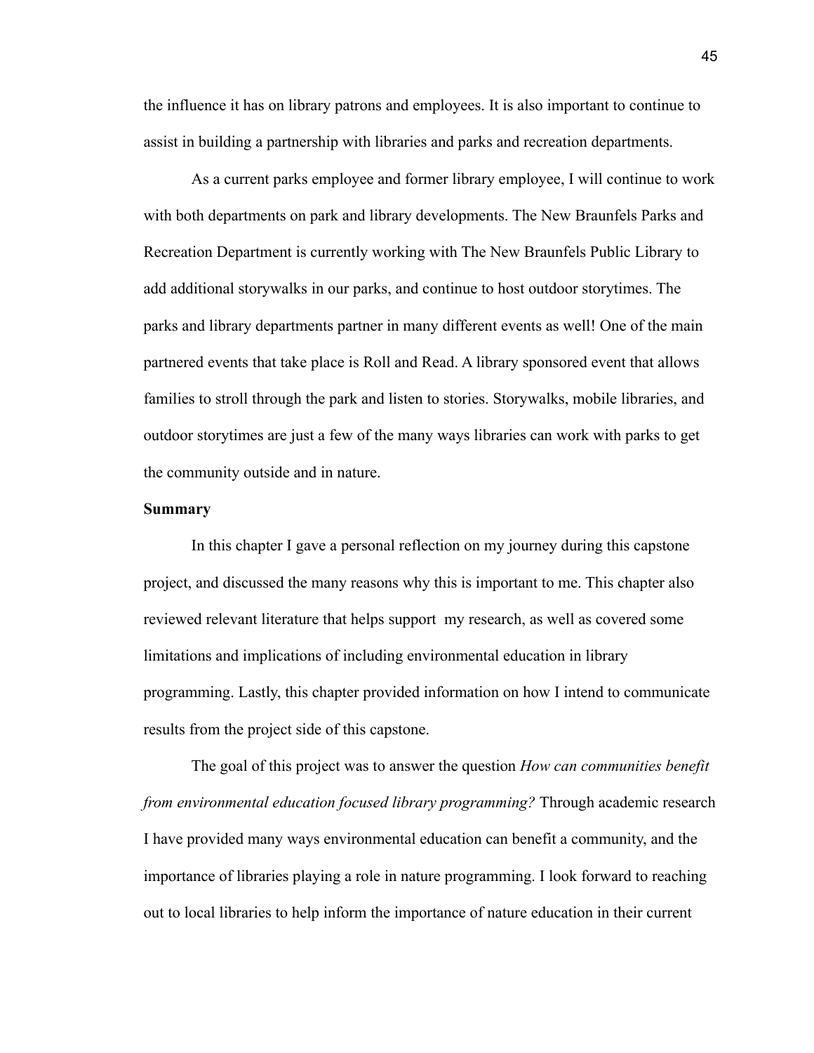the influence it has on library patrons and employees. It is also important to continue to assist in building a partnership with libraries and parks and recreation departments.

As a current parks employee and former library employee, I will continue to work with both departments on park and library developments. The New Braunfels Parks and Recreation Department is currently working with The New Braunfels Public Library to add additional storywalks in our parks, and continue to host outdoor storytimes. The parks and library departments partner in many different events as well! One of the main partnered events that take place is Roll and Read. A library sponsored event that allows families to stroll through the park and listen to stories. Storywalks, mobile libraries, and outdoor storytimes are just a few of the many ways libraries can work with parks to get the community outside and in nature.

**Summary**

In this chapter I gave a personal reflection on my journey during this capstone project, and discussed the many reasons why this is important to me. This chapter also reviewed relevant literature that helps support  my research, as well as covered some limitations and implications of including environmental education in library programming. Lastly, this chapter provided information on how I intend to communicate results from the project side of this capstone.

The goal of this project was to answer the question *How can communities benefit from environmental education focused library programming?* Through academic research I have provided many ways environmental education can benefit a community, and the importance of libraries playing a role in nature programming. I look forward to reaching out to local libraries to help inform the importance of nature education in their current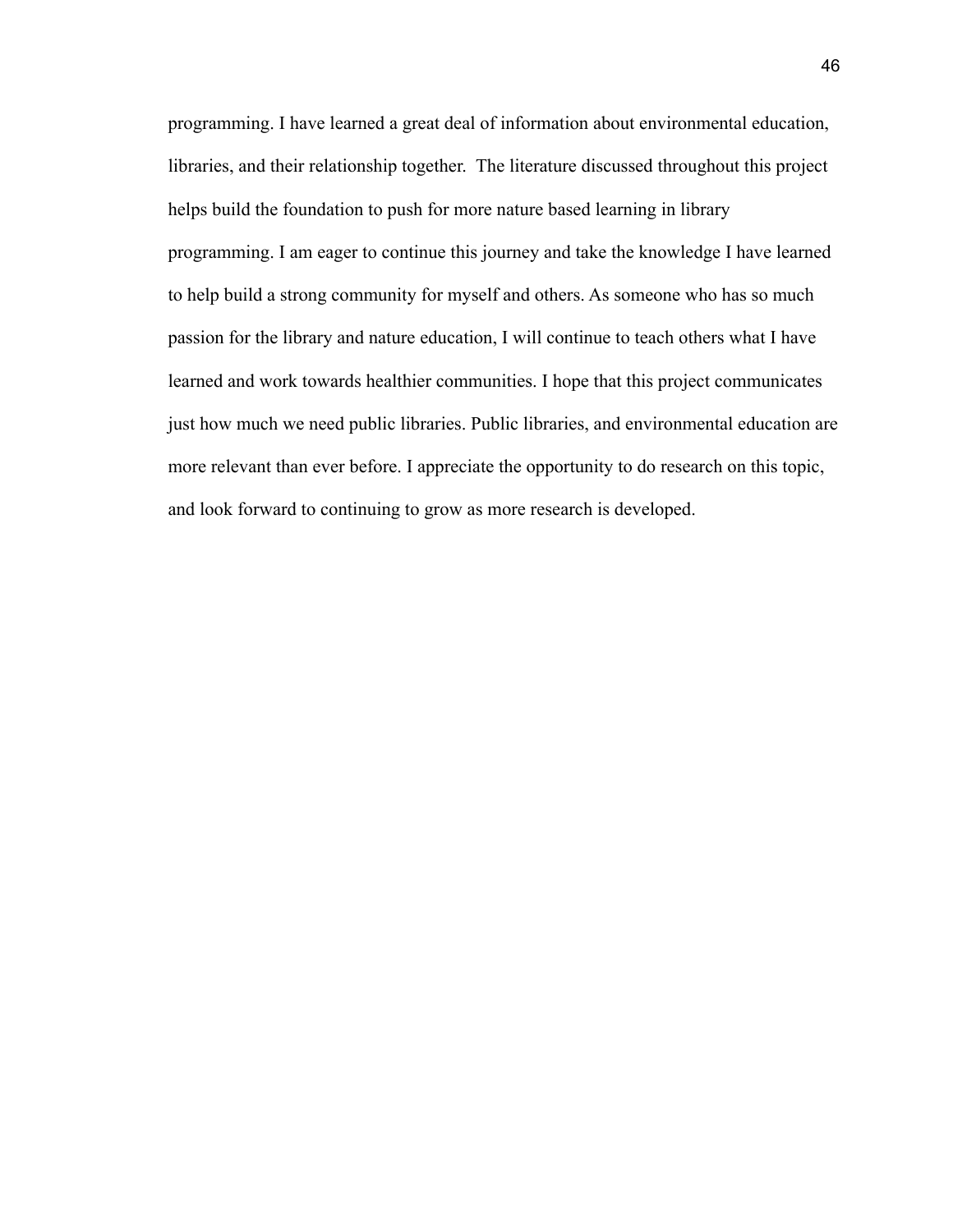programming. I have learned a great deal of information about environmental education, libraries, and their relationship together. The literature discussed throughout this project helps build the foundation to push for more nature based learning in library programming. I am eager to continue this journey and take the knowledge I have learned to help build a strong community for myself and others. As someone who has so much passion for the library and nature education, I will continue to teach others what I have learned and work towards healthier communities. I hope that this project communicates just how much we need public libraries. Public libraries, and environmental education are more relevant than ever before. I appreciate the opportunity to do research on this topic, and look forward to continuing to grow as more research is developed.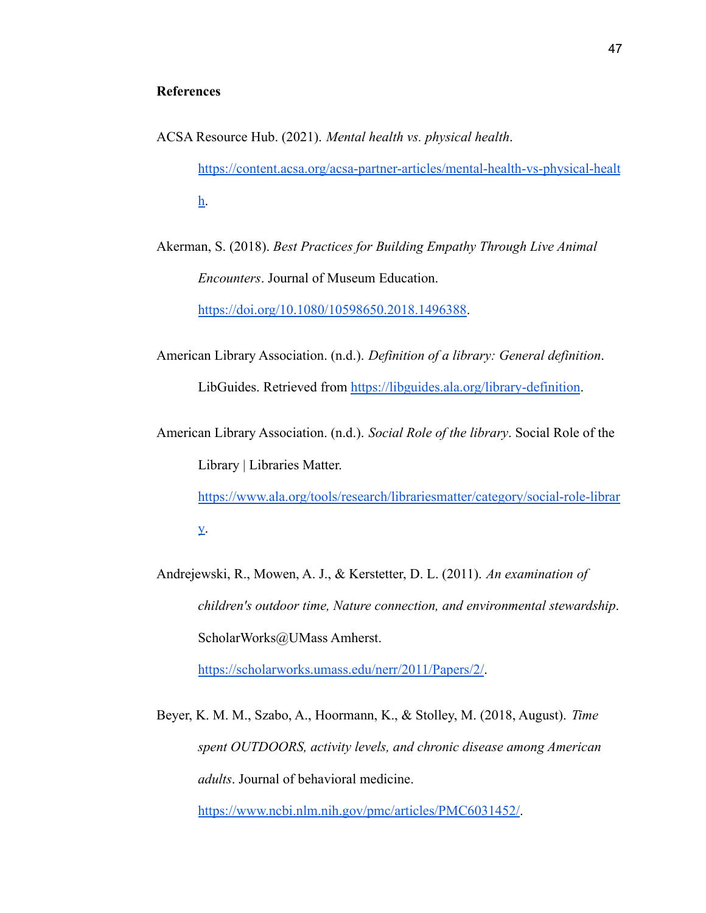**References**

ACSA Resource Hub. (2021). *Mental health vs. physical health*. https://content.acsa.org/acsa-partner-articles/mental-health-vs-physical-health.

Akerman, S. (2018). *Best Practices for Building Empathy Through Live Animal Encounters*. Journal of Museum Education. https://doi.org/10.1080/10598650.2018.1496388.

American Library Association. (n.d.). *Definition of a library: General definition*. LibGuides. Retrieved from https://libguides.ala.org/library-definition.

American Library Association. (n.d.). *Social Role of the library*. Social Role of the Library | Libraries Matter. https://www.ala.org/tools/research/librariesmatter/category/social-role-library.

Andrejewski, R., Mowen, A. J., & Kerstetter, D. L. (2011). *An examination of children's outdoor time, Nature connection, and environmental stewardship*. ScholarWorks@UMass Amherst. https://scholarworks.umass.edu/nerr/2011/Papers/2/.

Beyer, K. M. M., Szabo, A., Hoormann, K., & Stolley, M. (2018, August). *Time spent OUTDOORS, activity levels, and chronic disease among American adults*. Journal of behavioral medicine. https://www.ncbi.nlm.nih.gov/pmc/articles/PMC6031452/.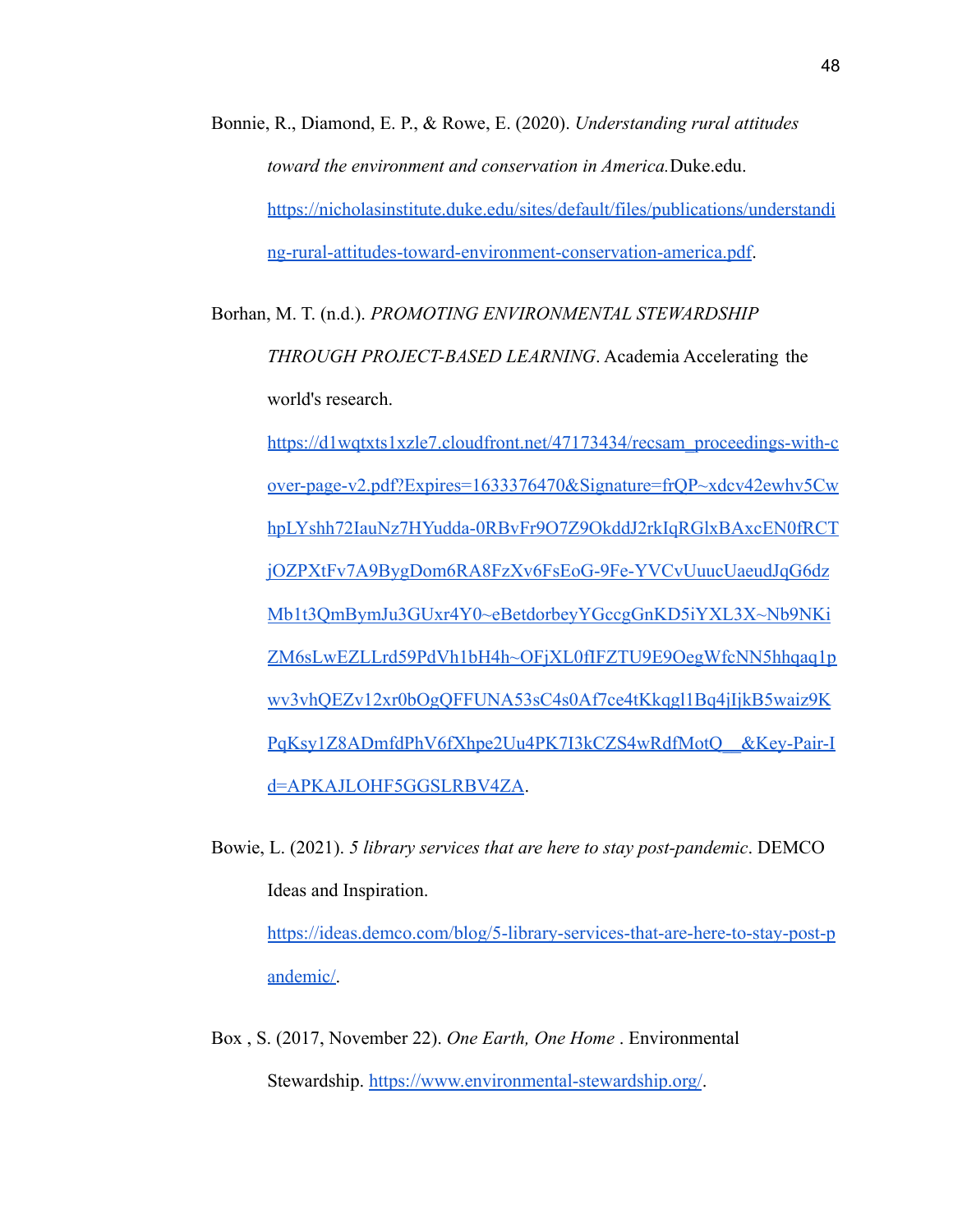Bonnie, R., Diamond, E. P., & Rowe, E. (2020). *Understanding rural attitudes toward the environment and conservation in America.* Duke.edu. https://nicholasinstitute.duke.edu/sites/default/files/publications/understanding-rural-attitudes-toward-environment-conservation-america.pdf.

Borhan, M. T. (n.d.). *PROMOTING ENVIRONMENTAL STEWARDSHIP THROUGH PROJECT-BASED LEARNING*. Academia Accelerating the world's research. https://d1wqtxts1xzle7.cloudfront.net/47173434/recsam_proceedings-with-cover-page-v2.pdf?Expires=1633376470&Signature=frQP~xdcv42ewhv5CwhpLYshh72IauNz7HYudda-0RBvFr9O7Z9OkddJ2rkIqRGlxBAxcEN0fRCTjOZPXtFv7A9BygDom6RA8FzXv6FsEoG-9Fe-YVCvUuucUaeudJqG6dzMb1t3QmBymJu3GUxr4Y0~eBetdorbeyYGccgGnKD5iYXL3X~Nb9NKiZM6sLwEZLLrd59PdVh1bH4h~OFjXL0fIFZTU9E9OegWfcNN5hhqaq1pwv3vhQEZv12xr0bOgQFFUNA53sC4s0Af7ce4tKkqgl1Bq4jIjkB5waiz9KPqKsy1Z8ADmfdPhV6fXhpe2Uu4PK7I3kCZS4wRdfMotQ__&Key-Pair-Id=APKAJLOHF5GGSLRBV4ZA.

Bowie, L. (2021). *5 library services that are here to stay post-pandemic*. DEMCO Ideas and Inspiration. https://ideas.demco.com/blog/5-library-services-that-are-here-to-stay-post-pandemic/.

Box , S. (2017, November 22). *One Earth, One Home* . Environmental Stewardship. https://www.environmental-stewardship.org/.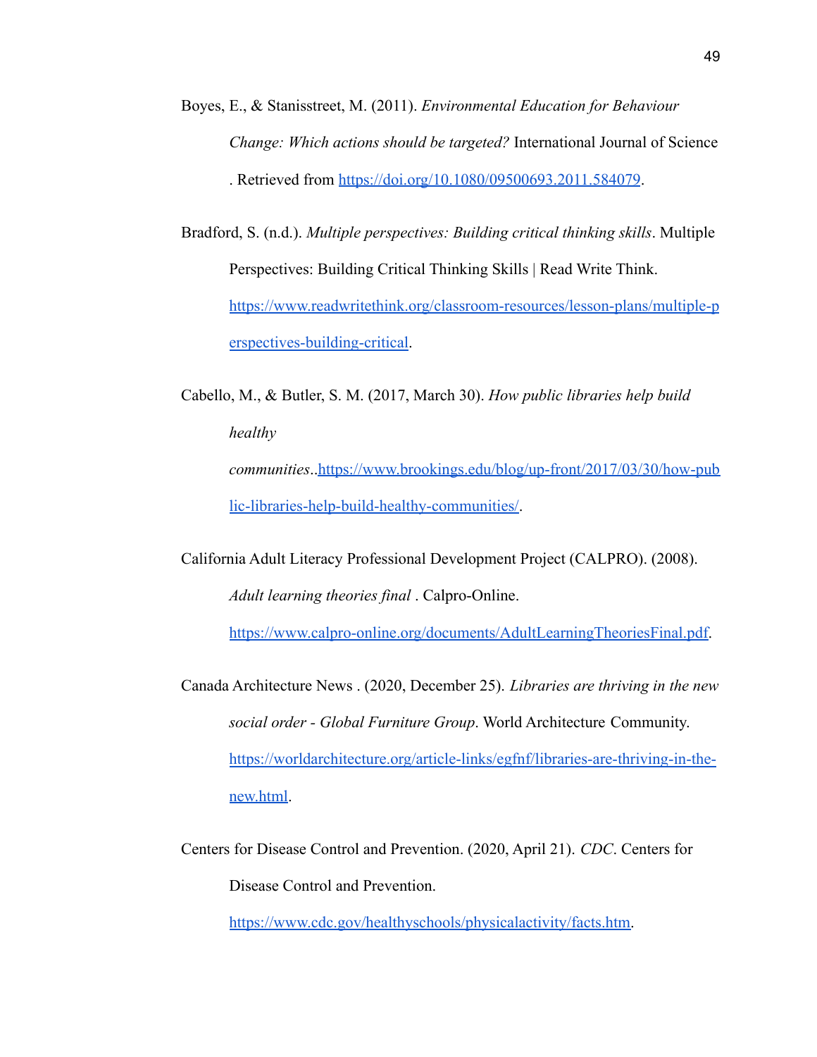Boyes, E., & Stanisstreet, M. (2011). *Environmental Education for Behaviour Change: Which actions should be targeted?* International Journal of Science . Retrieved from [https://doi.org/10.1080/09500693.2011.584079](https://doi.org/10.1080/09500693.2011.584079).

Bradford, S. (n.d.). *Multiple perspectives: Building critical thinking skills*. Multiple Perspectives: Building Critical Thinking Skills | Read Write Think. [https://www.readwritethink.org/classroom-resources/lesson-plans/multiple-perspectives-building-critical](https://www.readwritethink.org/classroom-resources/lesson-plans/multiple-perspectives-building-critical).

Cabello, M., & Butler, S. M. (2017, March 30). *How public libraries help build healthy communities*..[https://www.brookings.edu/blog/up-front/2017/03/30/how-public-libraries-help-build-healthy-communities/](https://www.brookings.edu/blog/up-front/2017/03/30/how-public-libraries-help-build-healthy-communities/).

California Adult Literacy Professional Development Project (CALPRO). (2008). *Adult learning theories final* . Calpro-Online. [https://www.calpro-online.org/documents/AdultLearningTheoriesFinal.pdf](https://www.calpro-online.org/documents/AdultLearningTheoriesFinal.pdf).

Canada Architecture News . (2020, December 25). *Libraries are thriving in the new social order - Global Furniture Group*. World Architecture Community. [https://worldarchitecture.org/article-links/egfnf/libraries-are-thriving-in-the-new.html](https://worldarchitecture.org/article-links/egfnf/libraries-are-thriving-in-the-new.html).

Centers for Disease Control and Prevention. (2020, April 21). *CDC*. Centers for Disease Control and Prevention. [https://www.cdc.gov/healthyschools/physicalactivity/facts.htm](https://www.cdc.gov/healthyschools/physicalactivity/facts.htm).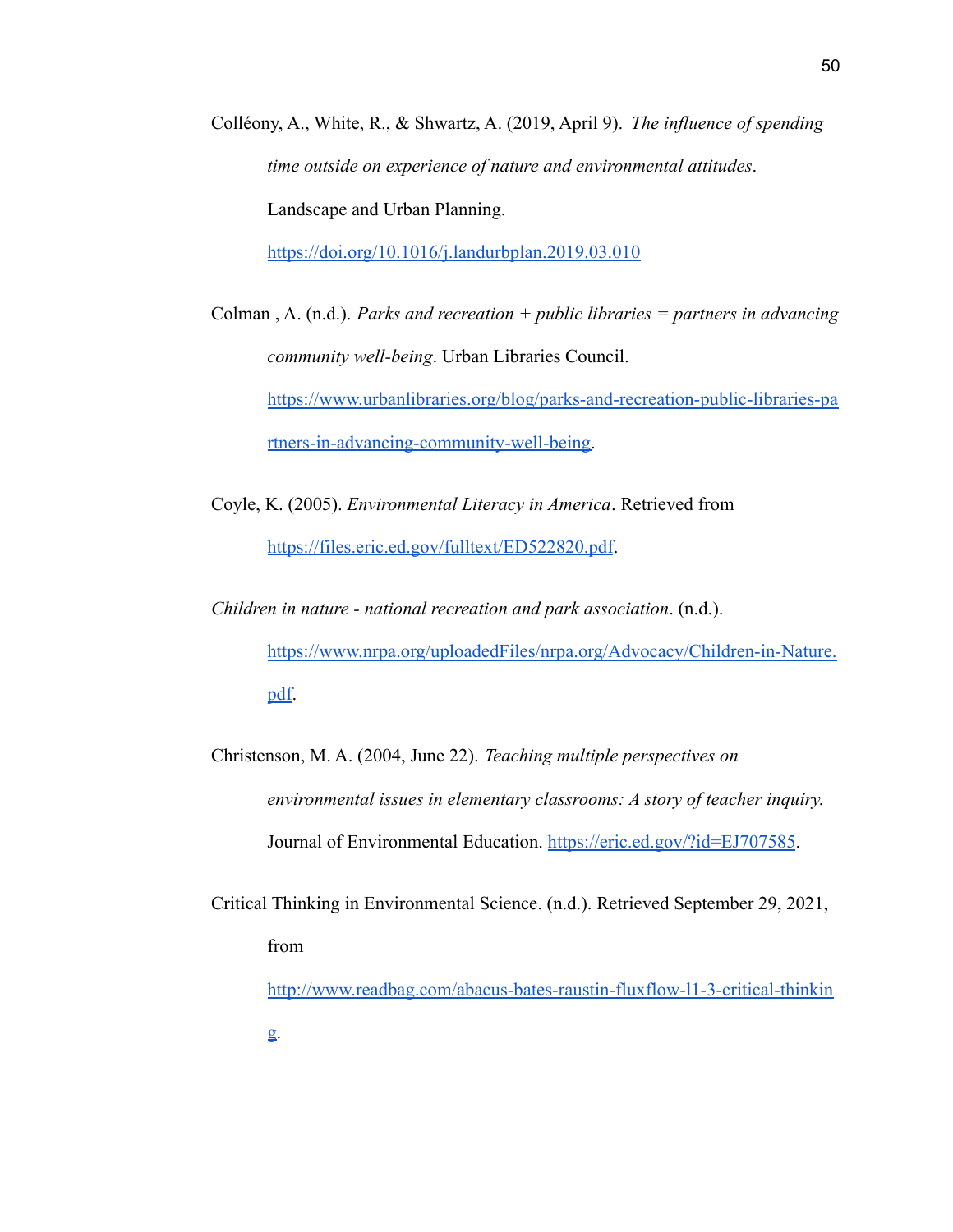Colléony, A., White, R., & Shwartz, A. (2019, April 9). *The influence of spending time outside on experience of nature and environmental attitudes*. Landscape and Urban Planning. https://doi.org/10.1016/j.landurbplan.2019.03.010

Colman , A. (n.d.). *Parks and recreation + public libraries = partners in advancing community well-being*. Urban Libraries Council. https://www.urbanlibraries.org/blog/parks-and-recreation-public-libraries-partners-in-advancing-community-well-being.

Coyle, K. (2005). *Environmental Literacy in America*. Retrieved from https://files.eric.ed.gov/fulltext/ED522820.pdf.

*Children in nature - national recreation and park association*. (n.d.). https://www.nrpa.org/uploadedFiles/nrpa.org/Advocacy/Children-in-Nature.pdf.

Christenson, M. A. (2004, June 22). *Teaching multiple perspectives on environmental issues in elementary classrooms: A story of teacher inquiry.* Journal of Environmental Education. https://eric.ed.gov/?id=EJ707585.

Critical Thinking in Environmental Science. (n.d.). Retrieved September 29, 2021, from http://www.readbag.com/abacus-bates-raustin-fluxflow-l1-3-critical-thinking.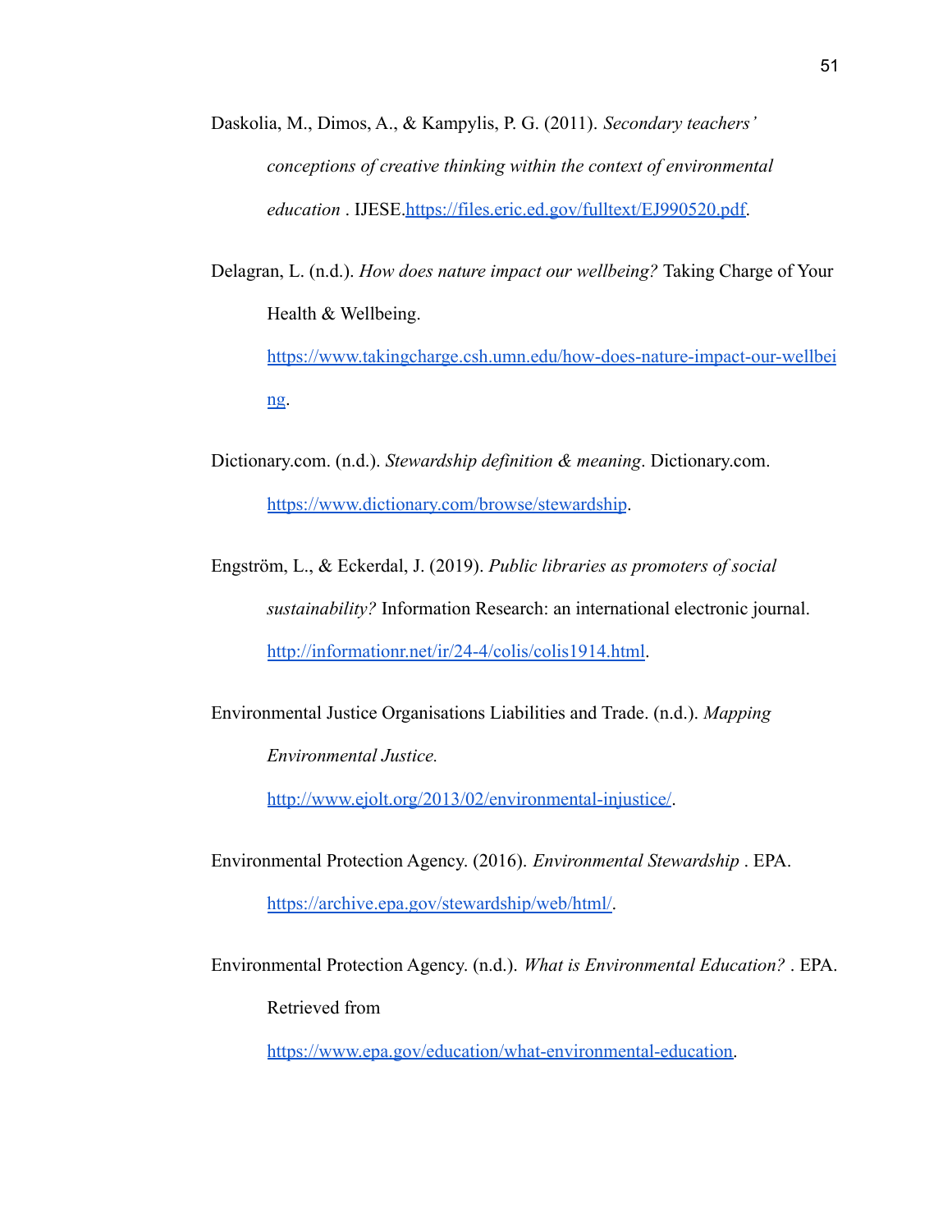Daskolia, M., Dimos, A., & Kampylis, P. G. (2011). *Secondary teachers' conceptions of creative thinking within the context of environmental education* . IJESE.https://files.eric.ed.gov/fulltext/EJ990520.pdf.

Delagran, L. (n.d.). *How does nature impact our wellbeing?* Taking Charge of Your Health & Wellbeing. https://www.takingcharge.csh.umn.edu/how-does-nature-impact-our-wellbeing.

Dictionary.com. (n.d.). *Stewardship definition & meaning*. Dictionary.com. https://www.dictionary.com/browse/stewardship.

Engström, L., & Eckerdal, J. (2019). *Public libraries as promoters of social sustainability?* Information Research: an international electronic journal. http://informationr.net/ir/24-4/colis/colis1914.html.

Environmental Justice Organisations Liabilities and Trade. (n.d.). *Mapping Environmental Justice.* http://www.ejolt.org/2013/02/environmental-injustice/.

Environmental Protection Agency. (2016). *Environmental Stewardship* . EPA. https://archive.epa.gov/stewardship/web/html/.

Environmental Protection Agency. (n.d.). *What is Environmental Education?* . EPA. Retrieved from https://www.epa.gov/education/what-environmental-education.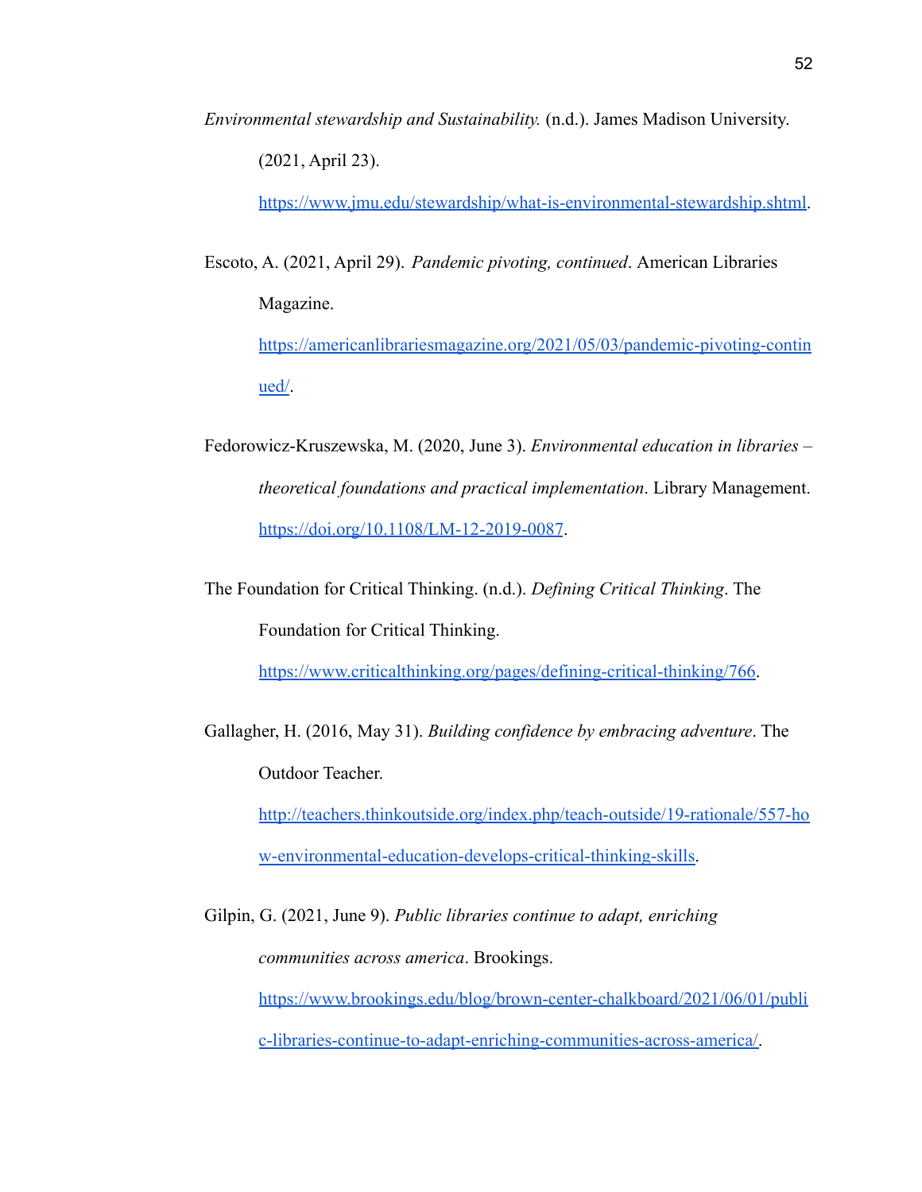*Environmental stewardship and Sustainability.* (n.d.). James Madison University. (2021, April 23). https://www.jmu.edu/stewardship/what-is-environmental-stewardship.shtml.

Escoto, A. (2021, April 29). *Pandemic pivoting, continued*. American Libraries Magazine. https://americanlibrariesmagazine.org/2021/05/03/pandemic-pivoting-continued/.

Fedorowicz-Kruszewska, M. (2020, June 3). *Environmental education in libraries – theoretical foundations and practical implementation*. Library Management. https://doi.org/10.1108/LM-12-2019-0087.

The Foundation for Critical Thinking. (n.d.). *Defining Critical Thinking*. The Foundation for Critical Thinking. https://www.criticalthinking.org/pages/defining-critical-thinking/766.

Gallagher, H. (2016, May 31). *Building confidence by embracing adventure*. The Outdoor Teacher. http://teachers.thinkoutside.org/index.php/teach-outside/19-rationale/557-how-environmental-education-develops-critical-thinking-skills.

Gilpin, G. (2021, June 9). *Public libraries continue to adapt, enriching communities across america*. Brookings. https://www.brookings.edu/blog/brown-center-chalkboard/2021/06/01/public-libraries-continue-to-adapt-enriching-communities-across-america/.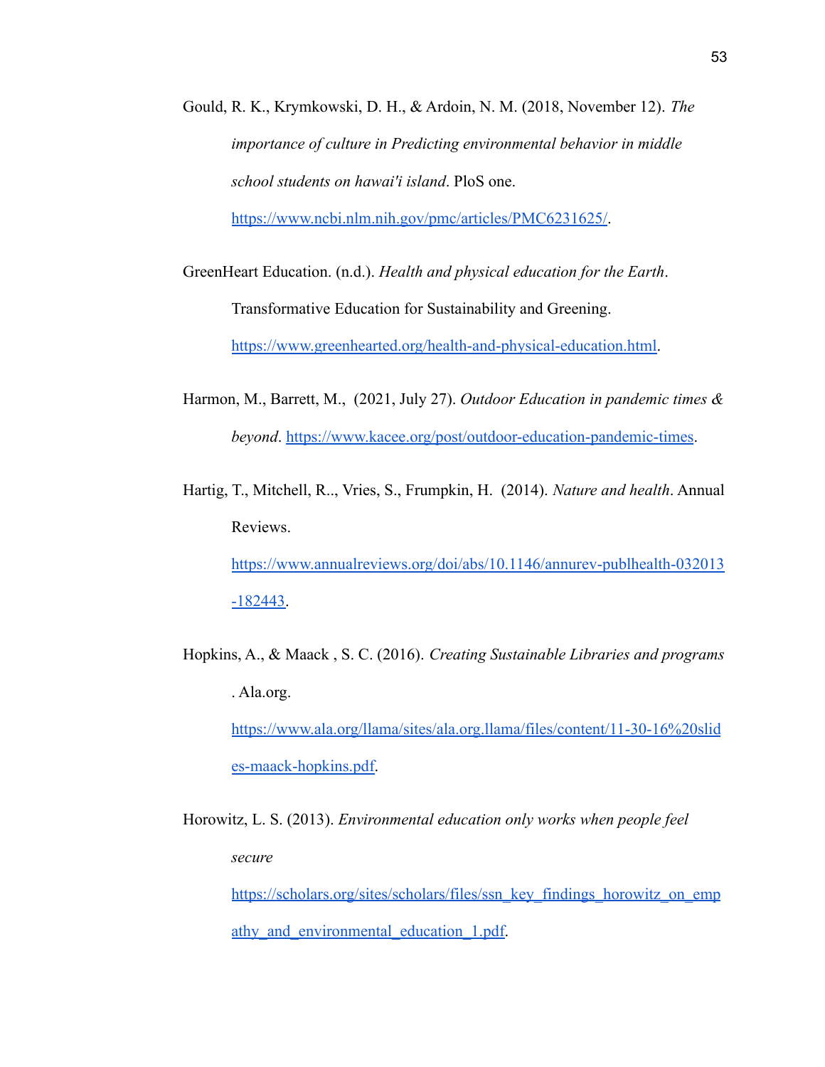Gould, R. K., Krymkowski, D. H., & Ardoin, N. M. (2018, November 12). *The importance of culture in Predicting environmental behavior in middle school students on hawai'i island*. PloS one. https://www.ncbi.nlm.nih.gov/pmc/articles/PMC6231625/.

GreenHeart Education. (n.d.). *Health and physical education for the Earth*. Transformative Education for Sustainability and Greening. https://www.greenhearted.org/health-and-physical-education.html.

Harmon, M., Barrett, M., (2021, July 27). *Outdoor Education in pandemic times & beyond*. https://www.kacee.org/post/outdoor-education-pandemic-times.

Hartig, T., Mitchell, R.., Vries, S., Frumpkin, H. (2014). *Nature and health*. Annual Reviews. https://www.annualreviews.org/doi/abs/10.1146/annurev-publhealth-032013-182443.

Hopkins, A., & Maack , S. C. (2016). *Creating Sustainable Libraries and programs* . Ala.org. https://www.ala.org/llama/sites/ala.org.llama/files/content/11-30-16%20slides-maack-hopkins.pdf.

Horowitz, L. S. (2013). *Environmental education only works when people feel secure* https://scholars.org/sites/scholars/files/ssn_key_findings_horowitz_on_empathy_and_environmental_education_1.pdf.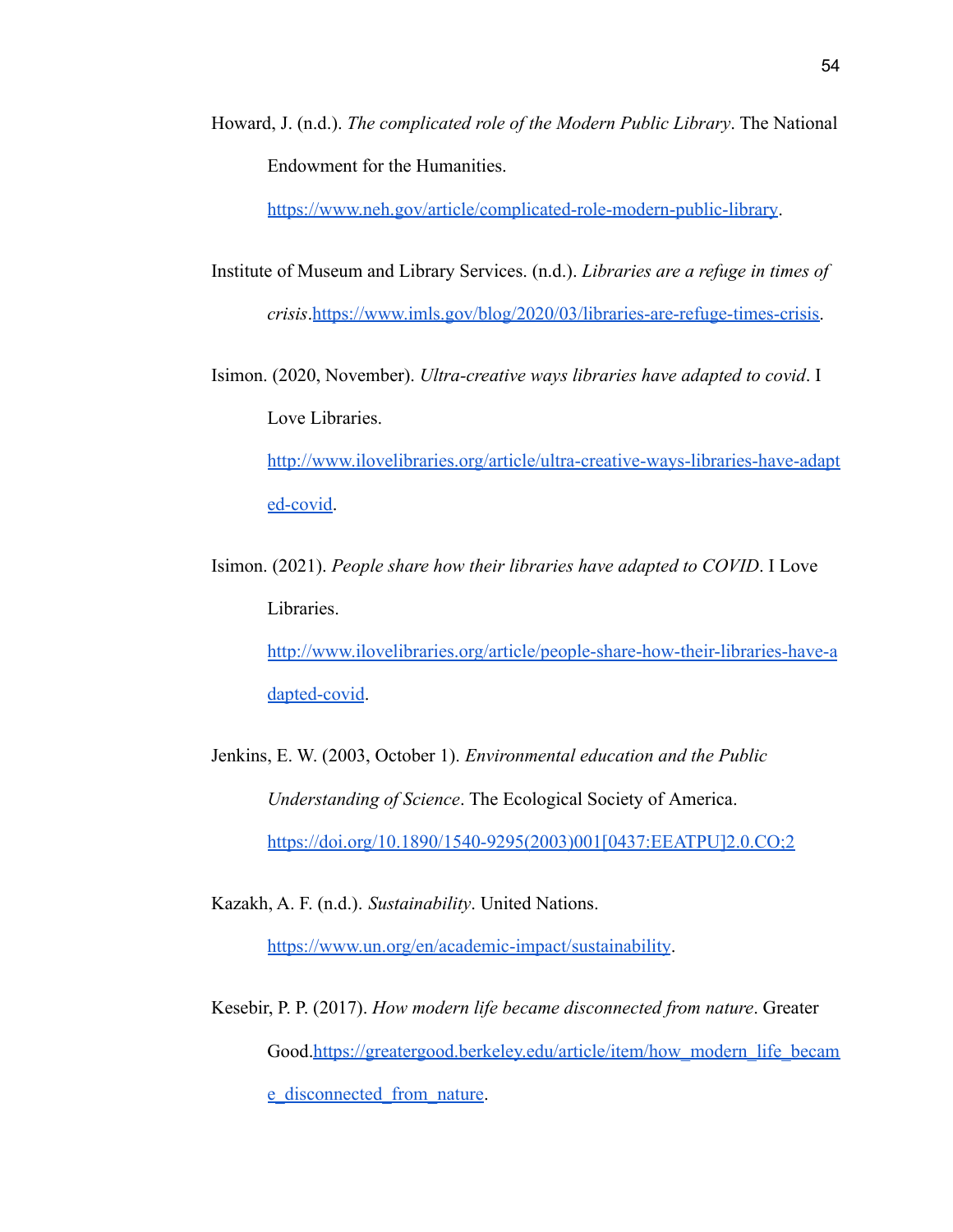Howard, J. (n.d.). *The complicated role of the Modern Public Library*. The National Endowment for the Humanities. https://www.neh.gov/article/complicated-role-modern-public-library.

Institute of Museum and Library Services. (n.d.). *Libraries are a refuge in times of crisis*.https://www.imls.gov/blog/2020/03/libraries-are-refuge-times-crisis.

Isimon. (2020, November). *Ultra-creative ways libraries have adapted to covid*. I Love Libraries. http://www.ilovelibraries.org/article/ultra-creative-ways-libraries-have-adapted-covid.

Isimon. (2021). *People share how their libraries have adapted to COVID*. I Love Libraries. http://www.ilovelibraries.org/article/people-share-how-their-libraries-have-adapted-covid.

Jenkins, E. W. (2003, October 1). *Environmental education and the Public Understanding of Science*. The Ecological Society of America. https://doi.org/10.1890/1540-9295(2003)001[0437:EEATPU]2.0.CO;2

Kazakh, A. F. (n.d.). *Sustainability*. United Nations. https://www.un.org/en/academic-impact/sustainability.

Kesebir, P. P. (2017). *How modern life became disconnected from nature*. Greater Good.https://greatergood.berkeley.edu/article/item/how_modern_life_became_disconnected_from_nature.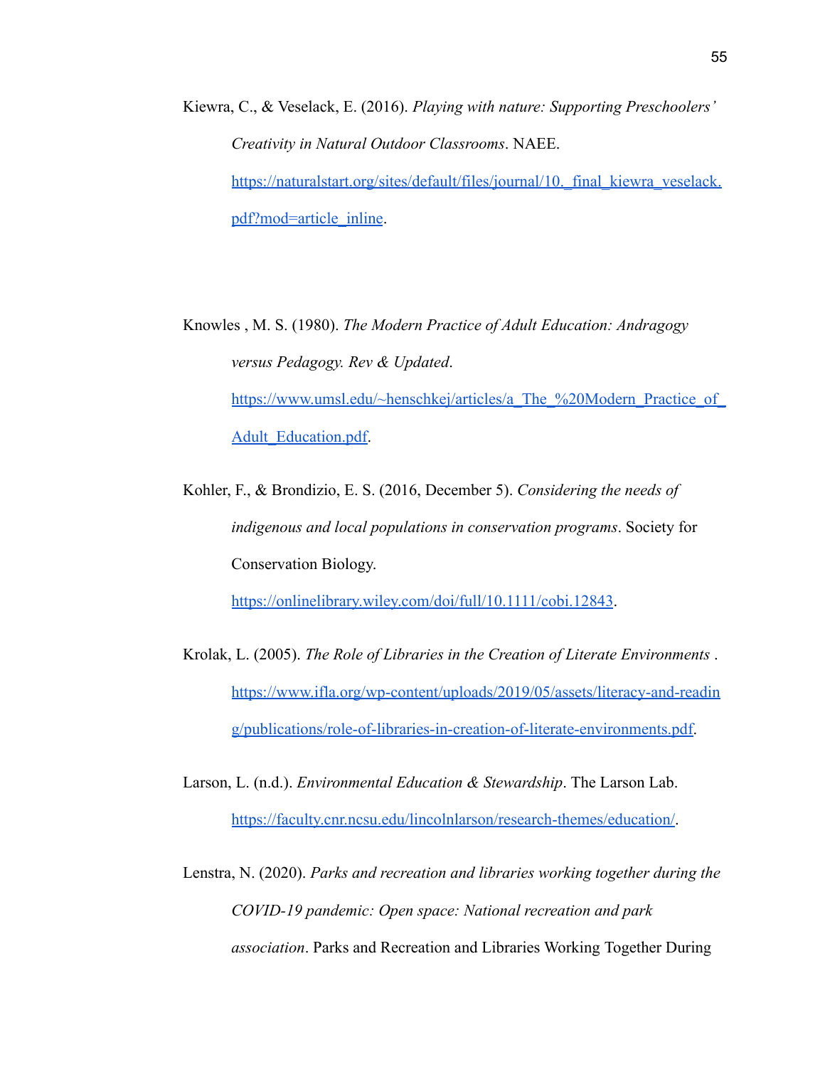Kiewra, C., & Veselack, E. (2016). *Playing with nature: Supporting Preschoolers' Creativity in Natural Outdoor Classrooms*. NAEE. https://naturalstart.org/sites/default/files/journal/10._final_kiewra_veselack.pdf?mod=article_inline.

Knowles , M. S. (1980). *The Modern Practice of Adult Education: Andragogy versus Pedagogy. Rev & Updated*. https://www.umsl.edu/~henschkej/articles/a_The_%20Modern_Practice_of_Adult_Education.pdf.

Kohler, F., & Brondizio, E. S. (2016, December 5). *Considering the needs of indigenous and local populations in conservation programs*. Society for Conservation Biology. https://onlinelibrary.wiley.com/doi/full/10.1111/cobi.12843.

Krolak, L. (2005). *The Role of Libraries in the Creation of Literate Environments* . https://www.ifla.org/wp-content/uploads/2019/05/assets/literacy-and-reading/publications/role-of-libraries-in-creation-of-literate-environments.pdf.

Larson, L. (n.d.). *Environmental Education & Stewardship*. The Larson Lab. https://faculty.cnr.ncsu.edu/lincolnlarson/research-themes/education/.

Lenstra, N. (2020). *Parks and recreation and libraries working together during the COVID-19 pandemic: Open space: National recreation and park association*. Parks and Recreation and Libraries Working Together During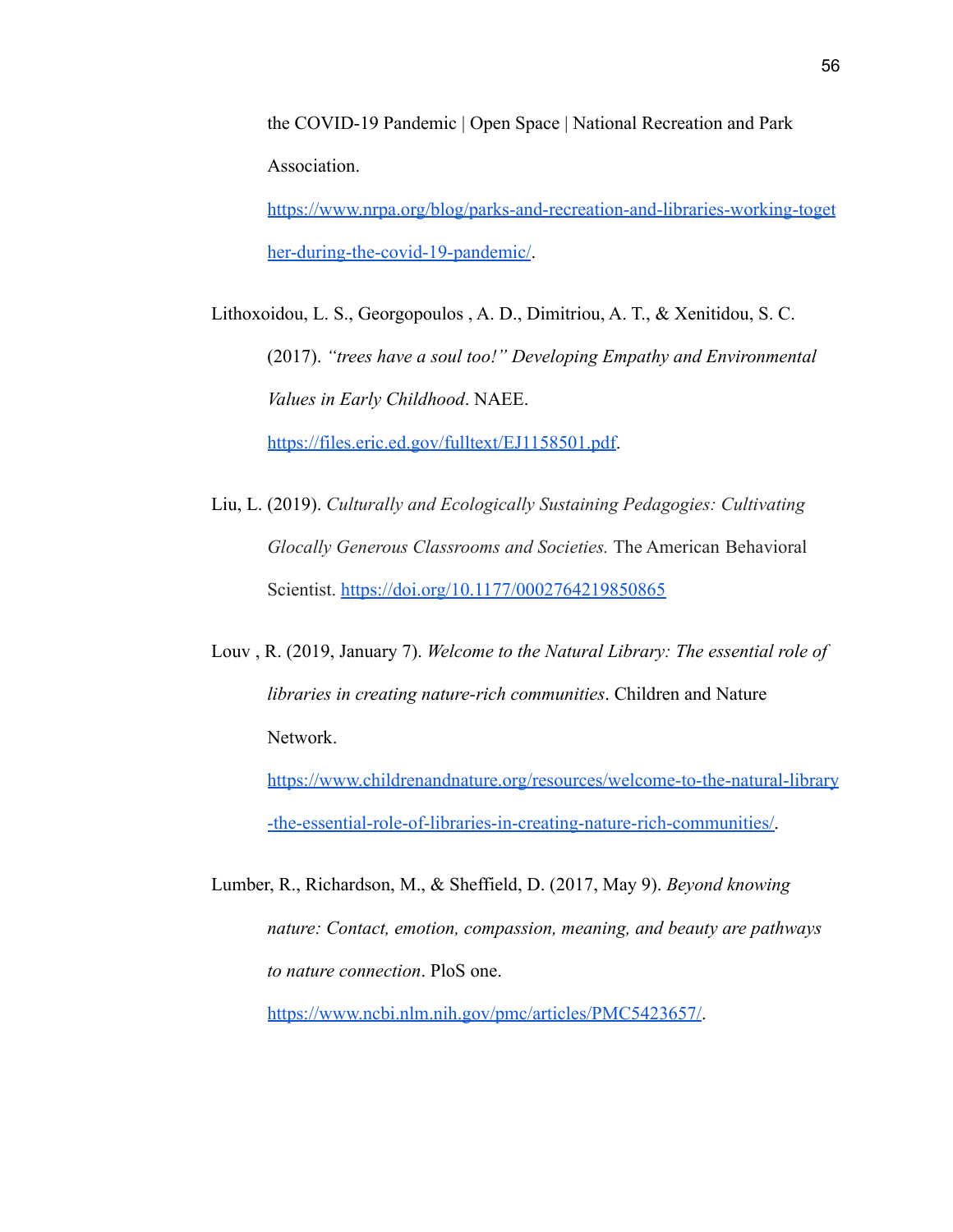the COVID-19 Pandemic | Open Space | National Recreation and Park Association. https://www.nrpa.org/blog/parks-and-recreation-and-libraries-working-together-during-the-covid-19-pandemic/.

Lithoxoidou, L. S., Georgopoulos , A. D., Dimitriou, A. T., & Xenitidou, S. C. (2017). *"trees have a soul too!" Developing Empathy and Environmental Values in Early Childhood*. NAEE. https://files.eric.ed.gov/fulltext/EJ1158501.pdf.

Liu, L. (2019). *Culturally and Ecologically Sustaining Pedagogies: Cultivating Glocally Generous Classrooms and Societies.* The American Behavioral Scientist. https://doi.org/10.1177/0002764219850865

Louv , R. (2019, January 7). *Welcome to the Natural Library: The essential role of libraries in creating nature-rich communities*. Children and Nature Network. https://www.childrenandnature.org/resources/welcome-to-the-natural-library-the-essential-role-of-libraries-in-creating-nature-rich-communities/.

Lumber, R., Richardson, M., & Sheffield, D. (2017, May 9). *Beyond knowing nature: Contact, emotion, compassion, meaning, and beauty are pathways to nature connection*. PloS one. https://www.ncbi.nlm.nih.gov/pmc/articles/PMC5423657/.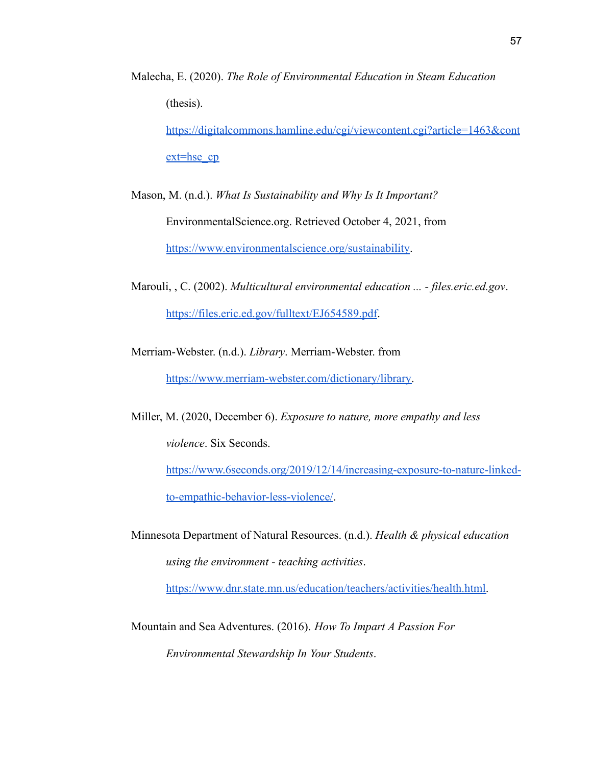Malecha, E. (2020). *The Role of Environmental Education in Steam Education* (thesis). https://digitalcommons.hamline.edu/cgi/viewcontent.cgi?article=1463&context=hse_cp

Mason, M. (n.d.). *What Is Sustainability and Why Is It Important?* EnvironmentalScience.org. Retrieved October 4, 2021, from https://www.environmentalscience.org/sustainability.

Marouli, , C. (2002). *Multicultural environmental education ... - files.eric.ed.gov*. https://files.eric.ed.gov/fulltext/EJ654589.pdf.

Merriam-Webster. (n.d.). *Library*. Merriam-Webster. from https://www.merriam-webster.com/dictionary/library.

Miller, M. (2020, December 6). *Exposure to nature, more empathy and less violence*. Six Seconds. https://www.6seconds.org/2019/12/14/increasing-exposure-to-nature-linked-to-empathic-behavior-less-violence/.

Minnesota Department of Natural Resources. (n.d.). *Health & physical education using the environment - teaching activities*. https://www.dnr.state.mn.us/education/teachers/activities/health.html.

Mountain and Sea Adventures. (2016). *How To Impart A Passion For Environmental Stewardship In Your Students*.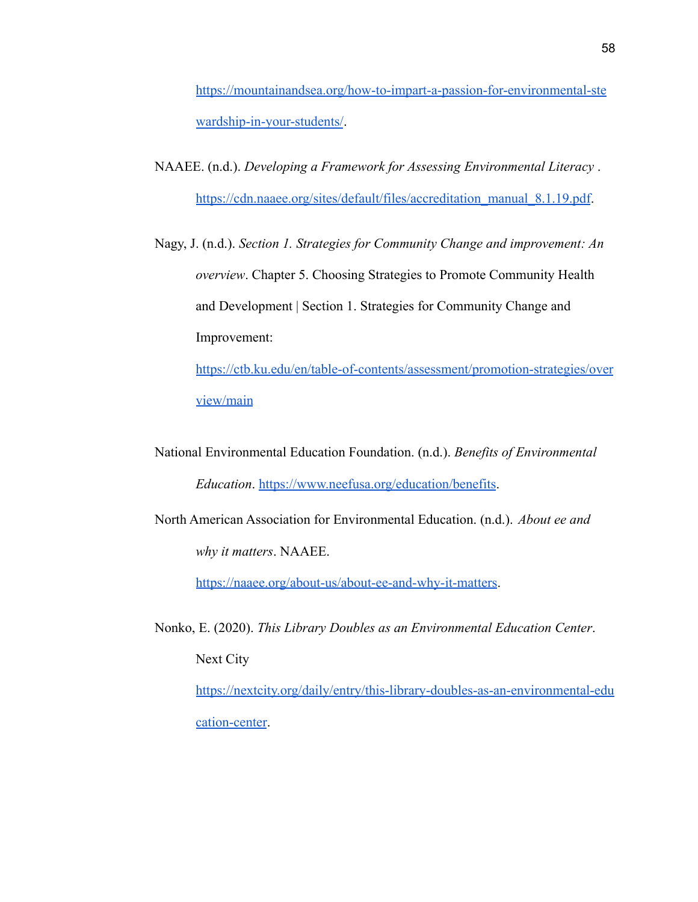https://mountainandsea.org/how-to-impart-a-passion-for-environmental-stewardship-in-your-students/.

NAAEE. (n.d.). *Developing a Framework for Assessing Environmental Literacy* . https://cdn.naaee.org/sites/default/files/accreditation_manual_8.1.19.pdf.

Nagy, J. (n.d.). *Section 1. Strategies for Community Change and improvement: An overview*. Chapter 5. Choosing Strategies to Promote Community Health and Development | Section 1. Strategies for Community Change and Improvement: https://ctb.ku.edu/en/table-of-contents/assessment/promotion-strategies/overview/main

National Environmental Education Foundation. (n.d.). *Benefits of Environmental Education*. https://www.neefusa.org/education/benefits.

North American Association for Environmental Education. (n.d.). *About ee and why it matters*. NAAEE. https://naaee.org/about-us/about-ee-and-why-it-matters.

Nonko, E. (2020). *This Library Doubles as an Environmental Education Center*. Next City https://nextcity.org/daily/entry/this-library-doubles-as-an-environmental-education-center.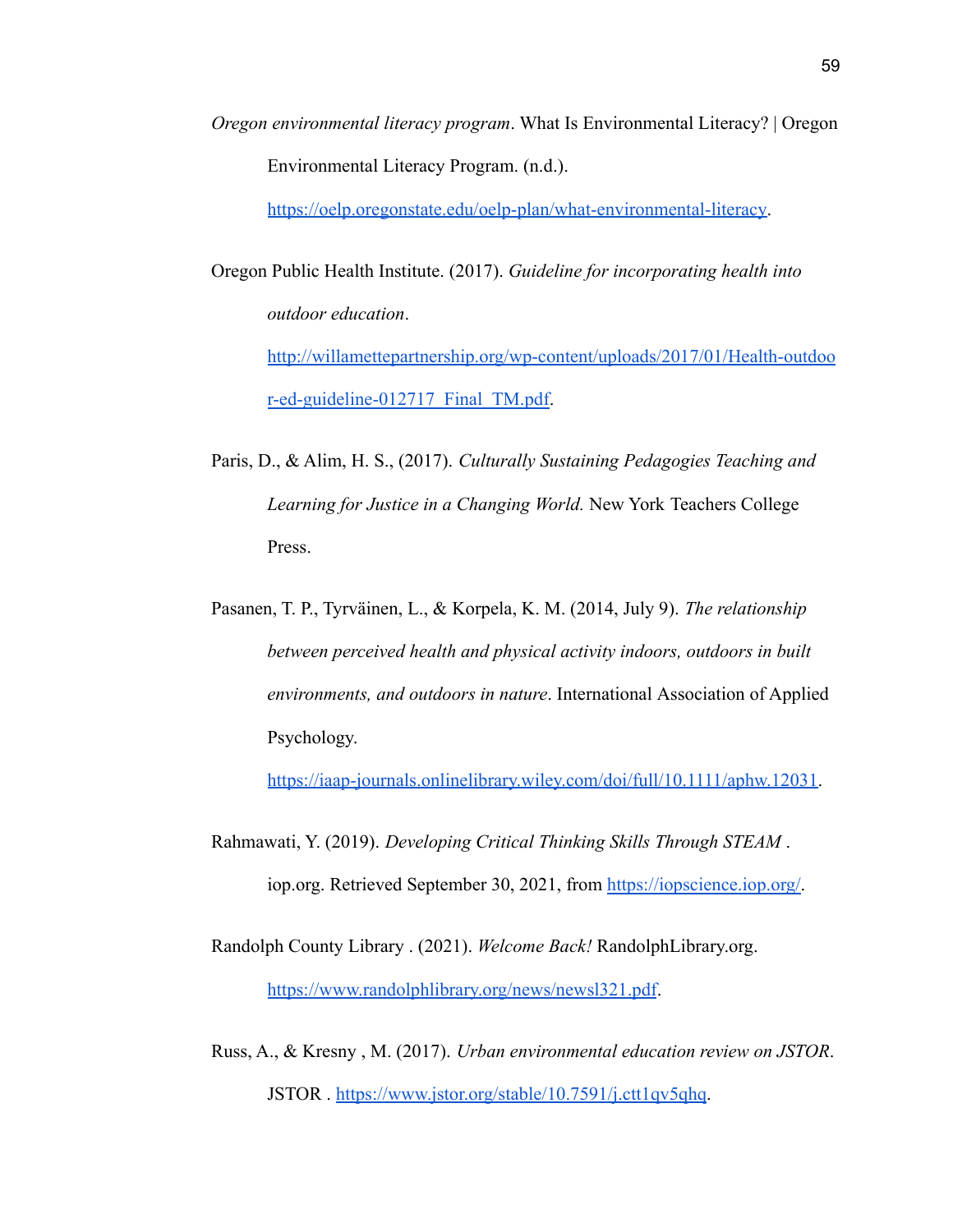*Oregon environmental literacy program*. What Is Environmental Literacy? | Oregon Environmental Literacy Program. (n.d.). https://oelp.oregonstate.edu/oelp-plan/what-environmental-literacy.

Oregon Public Health Institute. (2017). *Guideline for incorporating health into outdoor education*. http://willamettepartnership.org/wp-content/uploads/2017/01/Health-outdoor-ed-guideline-012717_Final_TM.pdf.

Paris, D., & Alim, H. S., (2017). *Culturally Sustaining Pedagogies Teaching and Learning for Justice in a Changing World.* New York Teachers College Press.

Pasanen, T. P., Tyrväinen, L., & Korpela, K. M. (2014, July 9). *The relationship between perceived health and physical activity indoors, outdoors in built environments, and outdoors in nature*. International Association of Applied Psychology. https://iaap-journals.onlinelibrary.wiley.com/doi/full/10.1111/aphw.12031.

Rahmawati, Y. (2019). *Developing Critical Thinking Skills Through STEAM* . iop.org. Retrieved September 30, 2021, from https://iopscience.iop.org/.

Randolph County Library . (2021). *Welcome Back!* RandolphLibrary.org. https://www.randolphlibrary.org/news/newsl321.pdf.

Russ, A., & Kresny , M. (2017). *Urban environmental education review on JSTOR*. JSTOR . https://www.jstor.org/stable/10.7591/j.ctt1qv5qhq.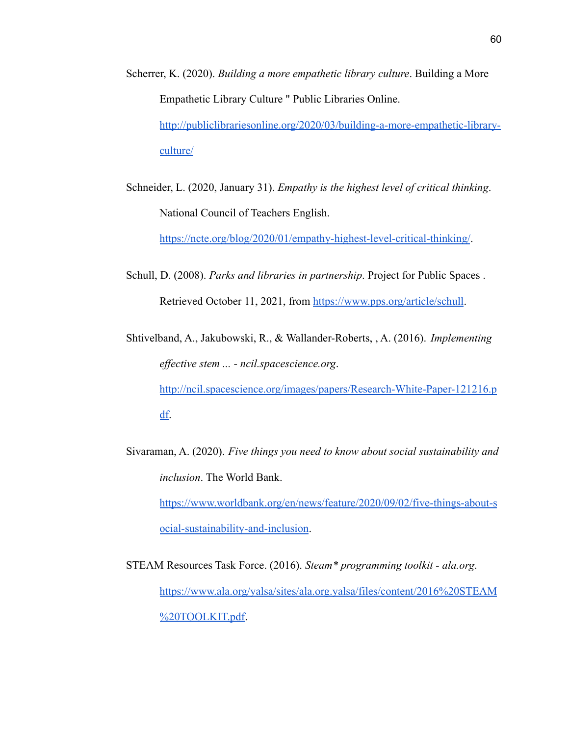Scherrer, K. (2020). *Building a more empathetic library culture*. Building a More Empathetic Library Culture " Public Libraries Online. http://publiclibrariesonline.org/2020/03/building-a-more-empathetic-library-culture/

Schneider, L. (2020, January 31). *Empathy is the highest level of critical thinking*. National Council of Teachers English. https://ncte.org/blog/2020/01/empathy-highest-level-critical-thinking/.

Schull, D. (2008). *Parks and libraries in partnership*. Project for Public Spaces . Retrieved October 11, 2021, from https://www.pps.org/article/schull.

Shtivelband, A., Jakubowski, R., & Wallander-Roberts, , A. (2016). *Implementing effective stem ... - ncil.spacescience.org*. http://ncil.spacescience.org/images/papers/Research-White-Paper-121216.pdf.

Sivaraman, A. (2020). *Five things you need to know about social sustainability and inclusion*. The World Bank. https://www.worldbank.org/en/news/feature/2020/09/02/five-things-about-social-sustainability-and-inclusion.

STEAM Resources Task Force. (2016). *Steam\* programming toolkit - ala.org*. https://www.ala.org/yalsa/sites/ala.org.yalsa/files/content/2016%20STEAM%20TOOLKIT.pdf.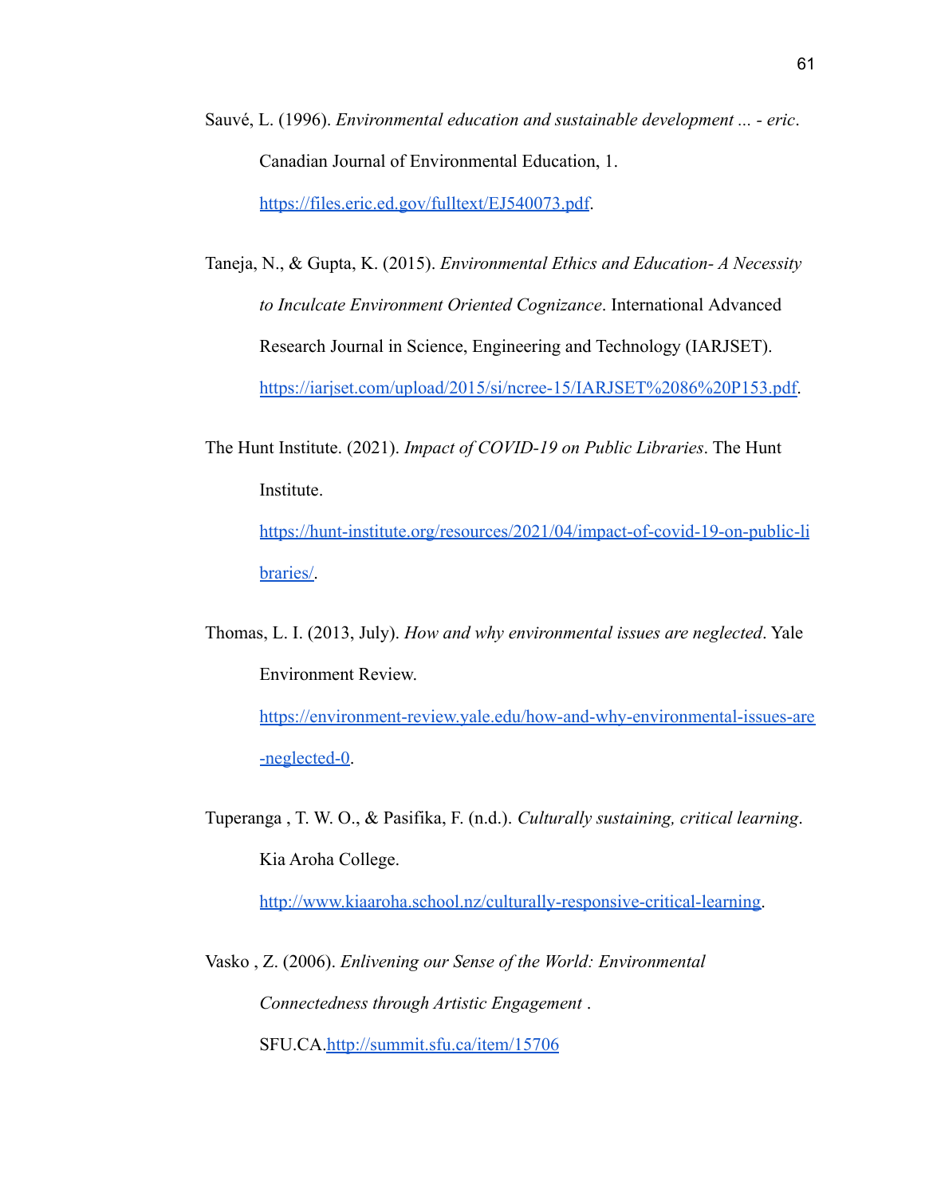Sauvé, L. (1996). *Environmental education and sustainable development ... - eric*. Canadian Journal of Environmental Education, 1. https://files.eric.ed.gov/fulltext/EJ540073.pdf.

Taneja, N., & Gupta, K. (2015). *Environmental Ethics and Education- A Necessity to Inculcate Environment Oriented Cognizance*. International Advanced Research Journal in Science, Engineering and Technology (IARJSET). https://iarjset.com/upload/2015/si/ncree-15/IARJSET%2086%20P153.pdf.

The Hunt Institute. (2021). *Impact of COVID-19 on Public Libraries*. The Hunt Institute. https://hunt-institute.org/resources/2021/04/impact-of-covid-19-on-public-libraries/.

Thomas, L. I. (2013, July). *How and why environmental issues are neglected*. Yale Environment Review. https://environment-review.yale.edu/how-and-why-environmental-issues-are-neglected-0.

Tuperanga , T. W. O., & Pasifika, F. (n.d.). *Culturally sustaining, critical learning*. Kia Aroha College. http://www.kiaaroha.school.nz/culturally-responsive-critical-learning.

Vasko , Z. (2006). *Enlivening our Sense of the World: Environmental Connectedness through Artistic Engagement* . SFU.CA.http://summit.sfu.ca/item/15706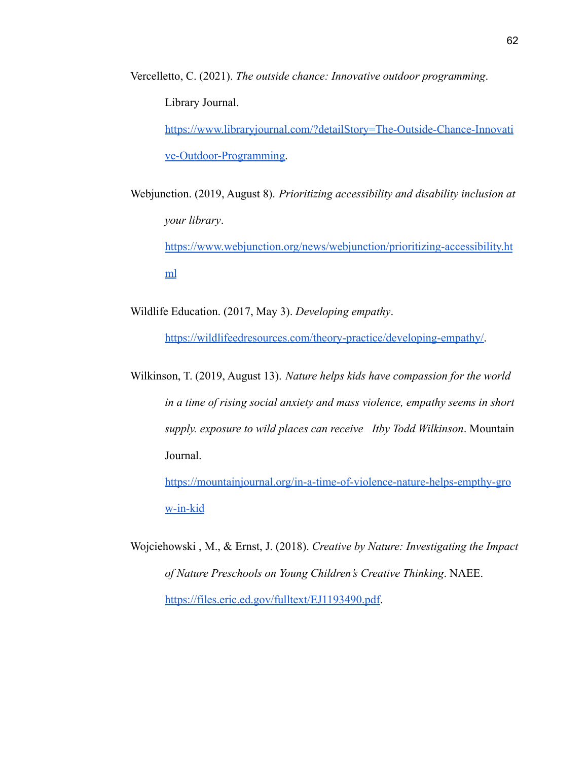Vercelletto, C. (2021). *The outside chance: Innovative outdoor programming*. Library Journal. https://www.libraryjournal.com/?detailStory=The-Outside-Chance-Innovative-Outdoor-Programming.

Webjunction. (2019, August 8). *Prioritizing accessibility and disability inclusion at your library*. https://www.webjunction.org/news/webjunction/prioritizing-accessibility.html

Wildlife Education. (2017, May 3). *Developing empathy*. https://wildlifeedresources.com/theory-practice/developing-empathy/.

Wilkinson, T. (2019, August 13). *Nature helps kids have compassion for the world in a time of rising social anxiety and mass violence, empathy seems in short supply. exposure to wild places can receive   Itby Todd Wilkinson*. Mountain Journal. https://mountainjournal.org/in-a-time-of-violence-nature-helps-empthy-grow-in-kid

Wojciehowski , M., & Ernst, J. (2018). *Creative by Nature: Investigating the Impact of Nature Preschools on Young Children's Creative Thinking*. NAEE. https://files.eric.ed.gov/fulltext/EJ1193490.pdf.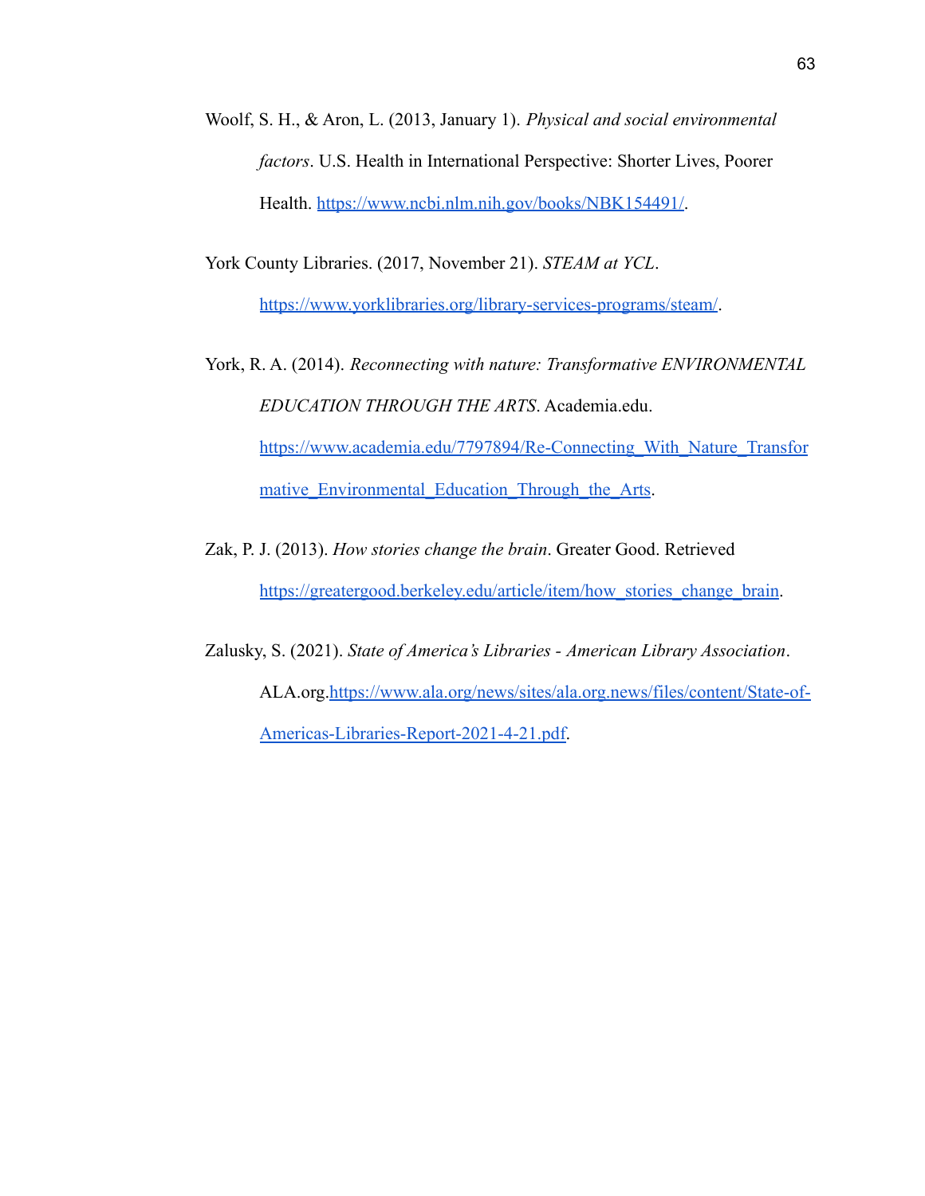Woolf, S. H., & Aron, L. (2013, January 1). *Physical and social environmental factors*. U.S. Health in International Perspective: Shorter Lives, Poorer Health. https://www.ncbi.nlm.nih.gov/books/NBK154491/.

York County Libraries. (2017, November 21). *STEAM at YCL*. https://www.yorklibraries.org/library-services-programs/steam/.

York, R. A. (2014). *Reconnecting with nature: Transformative ENVIRONMENTAL EDUCATION THROUGH THE ARTS*. Academia.edu. https://www.academia.edu/7797894/Re-Connecting_With_Nature_Transformative_Environmental_Education_Through_the_Arts.

Zak, P. J. (2013). *How stories change the brain*. Greater Good. Retrieved https://greatergood.berkeley.edu/article/item/how_stories_change_brain.

Zalusky, S. (2021). *State of America's Libraries - American Library Association*. ALA.org.https://www.ala.org/news/sites/ala.org.news/files/content/State-of-Americas-Libraries-Report-2021-4-21.pdf.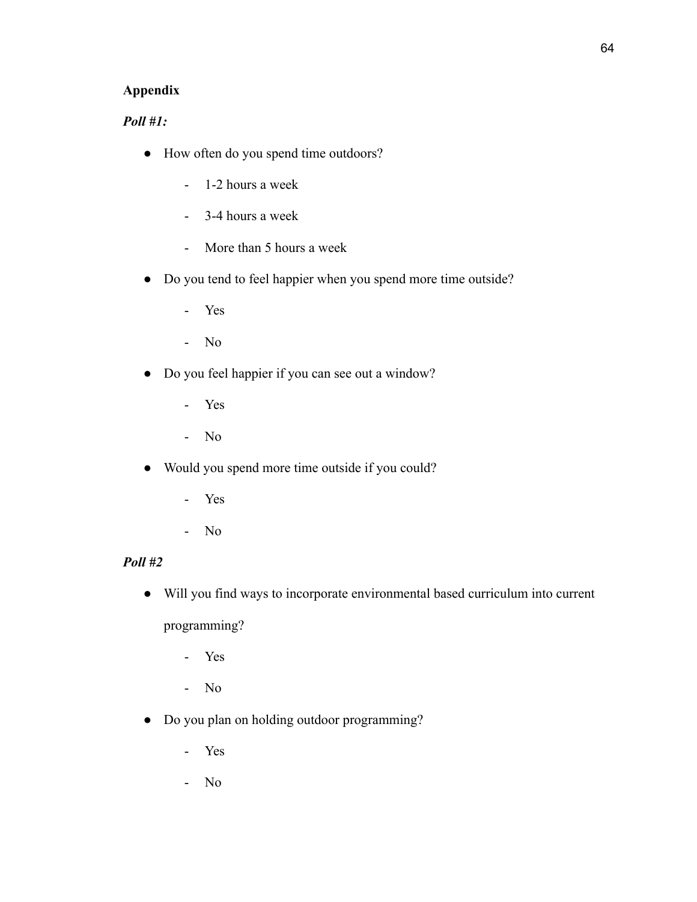## Appendix

***Poll #1:***

- How often do you spend time outdoors?
    - 1-2 hours a week
    - 3-4 hours a week
    - More than 5 hours a week
- Do you tend to feel happier when you spend more time outside?
    - Yes
    - No
- Do you feel happier if you can see out a window?
    - Yes
    - No
- Would you spend more time outside if you could?
    - Yes
    - No

***Poll #2***

- Will you find ways to incorporate environmental based curriculum into current programming?
    - Yes
    - No
- Do you plan on holding outdoor programming?
    - Yes
    - No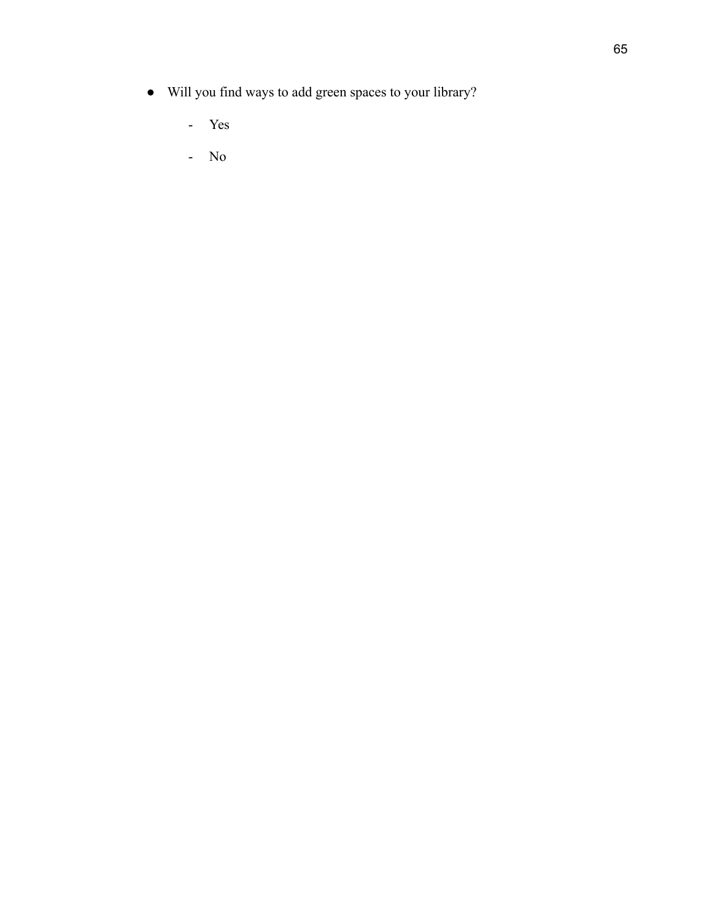- Will you find ways to add green spaces to your library?
    - Yes
    - No